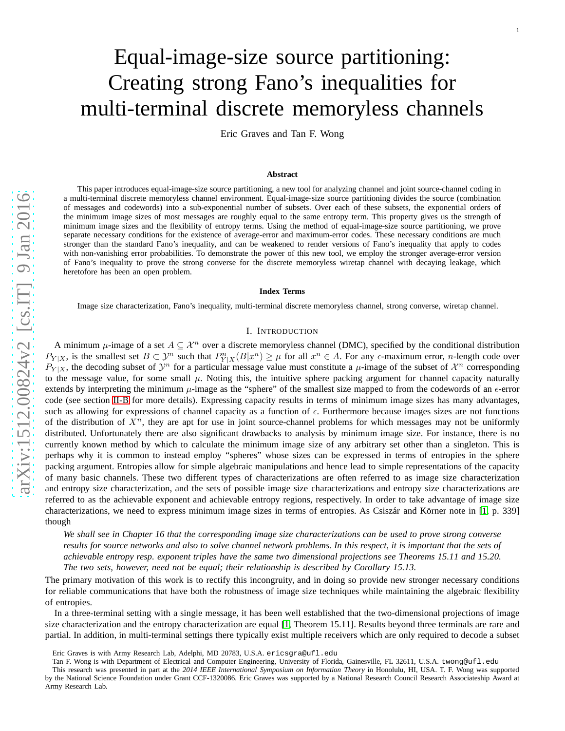# Equal-image-size source partitioning: Creating strong Fano's inequalities for multi-terminal discrete memoryless channels

Eric Graves and Tan F. Wong

### Abstract

This paper introduces equal-image-size source partitioning, a new tool for analyzing channel and joint source-channel coding in a multi-terminal discrete memoryless channel environment. Equal-image-size source partitioning divides the source (combination of messages and codewords) into a sub-exponential number of subsets. Over each of these subsets, the exponential orders of the minimum image sizes of most messages are roughly equal to the same entropy term. This property gives us the strength of minimum image sizes and the flexibility of entropy terms. Using the method of equal-image-size source partitioning, we prove separate necessary conditions for the existence of average-error and maximum-error codes. These necessary conditions are much stronger than the standard Fano's inequality, and can be weakened to render versions of Fano's inequality that apply to codes with non-vanishing error probabilities. To demonstrate the power of this new tool, we employ the stronger average-error version of Fano's inequality to prove the strong converse for the discrete memoryless wiretap channel with decaying leakage, which heretofore has been an open problem.

### Index Terms

Image size characterization, Fano's inequality, multi-terminal discrete memoryless channel, strong converse, wiretap channel.

## I. Introduction

A minimum $\mu$-image of a set $A \subseteq \mathcal{X}^n$ over a discrete memoryless channel (DMC), specified by the conditional distribution $P_{Y|X}$, is the smallest set $B \subset \mathcal{Y}^n$ such that $P^n_{Y|X}(B|x^n) \geq \mu$ for all $x^n \in A$. For any $\epsilon$-maximum error, $n$-length code over $P_{Y|X}$, the decoding subset of $\mathcal{Y}^n$ for a particular message value must constitute a $\mu$-image of the subset of $\mathcal{X}^n$ corresponding to the message value, for some small $\mu$. Noting this, the intuitive sphere packing argument for channel capacity naturally extends by interpreting the minimum $\mu$-image as the "sphere" of the smallest size mapped to from the codewords of an $\epsilon$-error code (see section II-B for more details). Expressing capacity results in terms of minimum image sizes has many advantages, such as allowing for expressions of channel capacity as a function of $\epsilon$. Furthermore because images sizes are not functions of the distribution of $X^n$, they are apt for use in joint source-channel problems for which messages may not be uniformly distributed. Unfortunately there are also significant drawbacks to analysis by minimum image size. For instance, there is no currently known method by which to calculate the minimum image size of any arbitrary set other than a singleton. This is perhaps why it is common to instead employ "spheres" whose sizes can be expressed in terms of entropies in the sphere packing argument. Entropies allow for simple algebraic manipulations and hence lead to simple representations of the capacity of many basic channels. These two different types of characterizations are often referred to as image size characterization and entropy size characterization, and the sets of possible image size characterizations and entropy size characterizations are referred to as the achievable exponent and achievable entropy regions, respectively. In order to take advantage of image size characterizations, we need to express minimum image sizes in terms of entropies. As Csiszár and Körner note in [1, p. 339] though

*We shall see in Chapter 16 that the corresponding image size characterizations can be used to prove strong converse results for source networks and also to solve channel network problems. In this respect, it is important that the sets of achievable entropy resp. exponent triples have the same two dimensional projections see Theorems 15.11 and 15.20. The two sets, however, need not be equal; their relationship is described by Corollary 15.13.*

The primary motivation of this work is to rectify this incongruity, and in doing so provide new stronger necessary conditions for reliable communications that have both the robustness of image size techniques while maintaining the algebraic flexibility of entropies.

In a three-terminal setting with a single message, it has been well established that the two-dimensional projections of image size characterization and the entropy characterization are equal [1, Theorem 15.11]. Results beyond three terminals are rare and partial. In addition, in multi-terminal settings there typically exist multiple receivers which are only required to decode a subset

Eric Graves is with Army Research Lab, Adelphi, MD 20783, U.S.A. ericsgra@ufl.edu

Tan F. Wong is with Department of Electrical and Computer Engineering, University of Florida, Gainesville, FL 32611, U.S.A. twong@ufl.edu

This research was presented in part at the *2014 IEEE International Symposium on Information Theory* in Honolulu, HI, USA. T. F. Wong was supported by the National Science Foundation under Grant CCF-1320086. Eric Graves was supported by a National Research Council Research Associateship Award at Army Research Lab.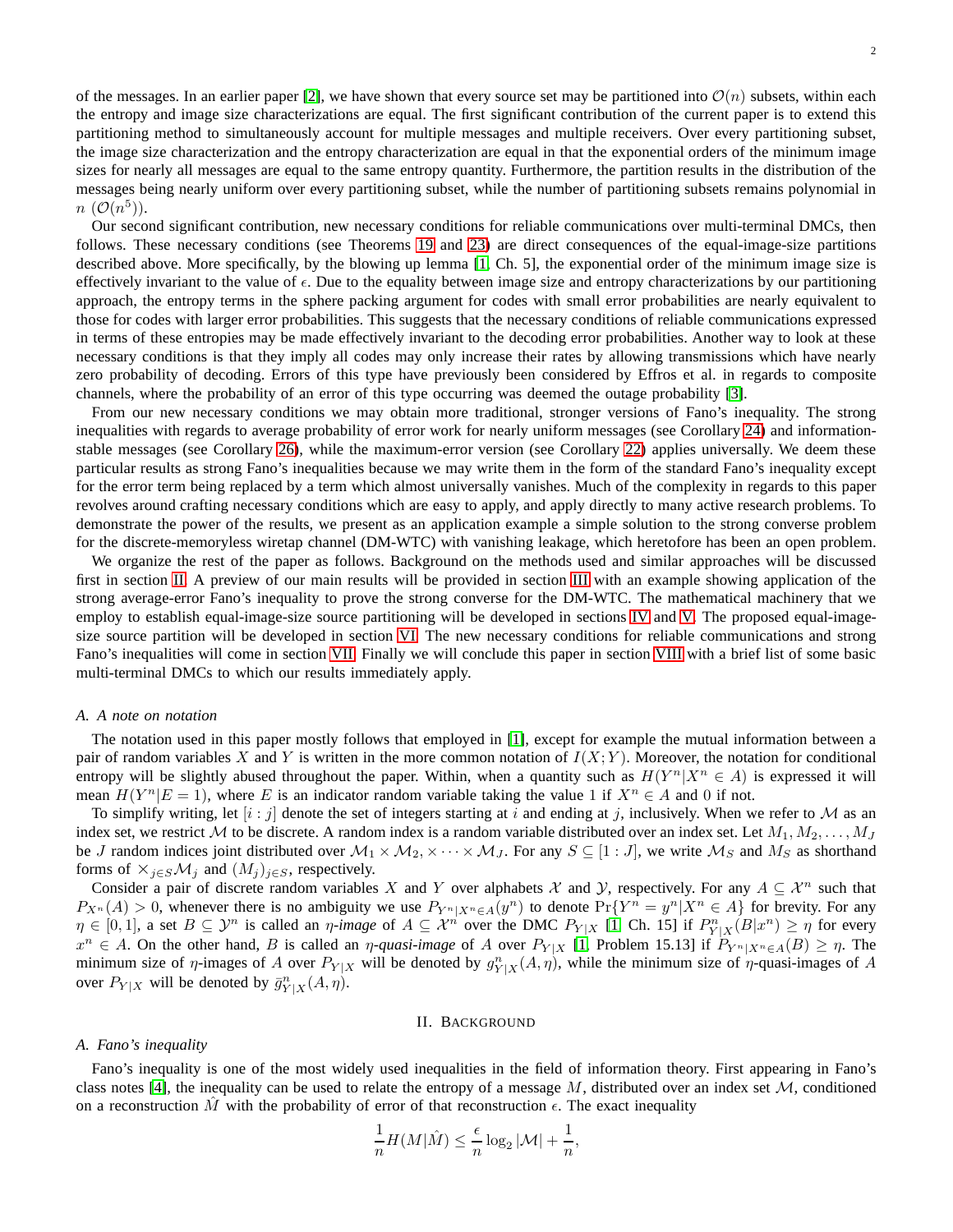of the messages. In an earlier paper [2], we have shown that every source set may be partitioned into $\mathcal{O}(n)$ subsets, within each the entropy and image size characterizations are equal. The first significant contribution of the current paper is to extend this partitioning method to simultaneously account for multiple messages and multiple receivers. Over every partitioning subset, the image size characterization and the entropy characterization are equal in that the exponential orders of the minimum image sizes for nearly all messages are equal to the same entropy quantity. Furthermore, the partition results in the distribution of the messages being nearly uniform over every partitioning subset, while the number of partitioning subsets remains polynomial in $n$ ($\mathcal{O}(n^5)$).

Our second significant contribution, new necessary conditions for reliable communications over multi-terminal DMCs, then follows. These necessary conditions (see Theorems 19 and 23) are direct consequences of the equal-image-size partitions described above. More specifically, by the blowing up lemma [1, Ch. 5], the exponential order of the minimum image size is effectively invariant to the value of $\epsilon$. Due to the equality between image size and entropy characterizations by our partitioning approach, the entropy terms in the sphere packing argument for codes with small error probabilities are nearly equivalent to those for codes with larger error probabilities. This suggests that the necessary conditions of reliable communications expressed in terms of these entropies may be made effectively invariant to the decoding error probabilities. Another way to look at these necessary conditions is that they imply all codes may only increase their rates by allowing transmissions which have nearly zero probability of decoding. Errors of this type have previously been considered by Effros et al. in regards to composite channels, where the probability of an error of this type occurring was deemed the outage probability [3].

From our new necessary conditions we may obtain more traditional, stronger versions of Fano's inequality. The strong inequalities with regards to average probability of error work for nearly uniform messages (see Corollary 24) and information-stable messages (see Corollary 26), while the maximum-error version (see Corollary 22) applies universally. We deem these particular results as strong Fano's inequalities because we may write them in the form of the standard Fano's inequality except for the error term being replaced by a term which almost universally vanishes. Much of the complexity in regards to this paper revolves around crafting necessary conditions which are easy to apply, and apply directly to many active research problems. To demonstrate the power of the results, we present as an application example a simple solution to the strong converse problem for the discrete-memoryless wiretap channel (DM-WTC) with vanishing leakage, which heretofore has been an open problem.

We organize the rest of the paper as follows. Background on the methods used and similar approaches will be discussed first in section II. A preview of our main results will be provided in section III with an example showing application of the strong average-error Fano's inequality to prove the strong converse for the DM-WTC. The mathematical machinery that we employ to establish equal-image-size source partitioning will be developed in sections IV and V. The proposed equal-image-size source partition will be developed in section VI. The new necessary conditions for reliable communications and strong Fano's inequalities will come in section VII. Finally we will conclude this paper in section VIII with a brief list of some basic multi-terminal DMCs to which our results immediately apply.

### A. A note on notation

The notation used in this paper mostly follows that employed in [1], except for example the mutual information between a pair of random variables $X$ and $Y$ is written in the more common notation of $I(X;Y)$. Moreover, the notation for conditional entropy will be slightly abused throughout the paper. Within, when a quantity such as $H(Y^n|X^n \in A)$ is expressed it will mean $H(Y^n|E=1)$, where $E$ is an indicator random variable taking the value 1 if $X^n \in A$ and 0 if not.

To simplify writing, let $[i:j]$ denote the set of integers starting at $i$ and ending at $j$, inclusively. When we refer to $\mathcal{M}$ as an index set, we restrict $\mathcal{M}$ to be discrete. A random index is a random variable distributed over an index set. Let $M_1, M_2, \dots, M_J$ be $J$ random indices joint distributed over $\mathcal{M}_1 \times \mathcal{M}_2, \times \cdots \times \mathcal{M}_J$. For any $S \subseteq [1:J]$, we write $\mathcal{M}_S$ and $M_S$ as shorthand forms of $\times_{j \in S} \mathcal{M}_j$ and $(M_j)_{j \in S}$, respectively.

Consider a pair of discrete random variables $X$ and $Y$ over alphabets $\mathcal{X}$ and $\mathcal{Y}$, respectively. For any $A \subseteq \mathcal{X}^n$ such that $P_{X^n}(A) > 0$, whenever there is no ambiguity we use $P_{Y^n|X^n \in A}(y^n)$ to denote $\Pr\{Y^n = y^n | X^n \in A\}$ for brevity. For any $\eta \in [0,1]$, a set $B \subseteq \mathcal{Y}^n$ is called an *$\eta$-image* of $A \subseteq \mathcal{X}^n$ over the DMC $P_{Y|X}$ [1, Ch. 15] if $P^n_{Y|X}(B|x^n) \geq \eta$ for every $x^n \in A$. On the other hand, $B$ is called an *$\eta$-quasi-image* of $A$ over $P_{Y|X}$ [1, Problem 15.13] if $P_{Y^n|X^n \in A}(B) \geq \eta$. The minimum size of $\eta$-images of $A$ over $P_{Y|X}$ will be denoted by $g^n_{Y|X}(A, \eta)$, while the minimum size of $\eta$-quasi-images of $A$ over $P_{Y|X}$ will be denoted by $\bar{g}^n_{Y|X}(A, \eta)$.

## II. Background

### A. Fano's inequality

Fano's inequality is one of the most widely used inequalities in the field of information theory. First appearing in Fano's class notes [4], the inequality can be used to relate the entropy of a message $M$, distributed over an index set $\mathcal{M}$, conditioned on a reconstruction $\hat{M}$ with the probability of error of that reconstruction $\epsilon$. The exact inequality

$$\frac{1}{n} H(M|\hat{M}) \leq \frac{\epsilon}{n} \log_2 |\mathcal{M}| + \frac{1}{n},$$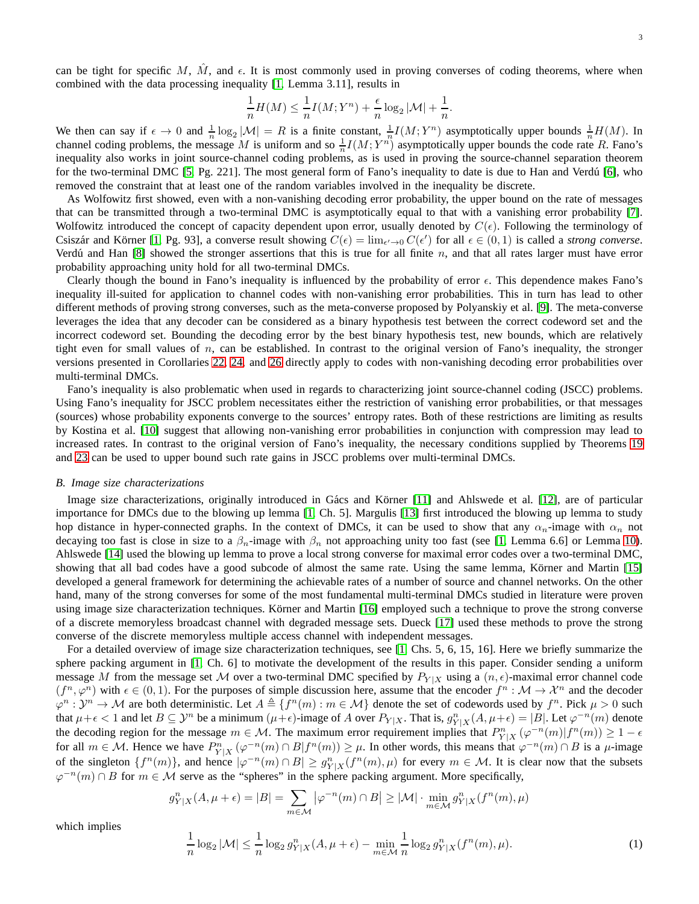can be tight for specific $M$, $\hat{M}$, and $\epsilon$. It is most commonly used in proving converses of coding theorems, where when combined with the data processing inequality [1, Lemma 3.11], results in

$$\frac{1}{n}H(M) \leq \frac{1}{n}I(M;Y^n) + \frac{\epsilon}{n}\log_2|\mathcal{M}| + \frac{1}{n}.$$

We then can say if $\epsilon \to 0$ and $\frac{1}{n}\log_2|\mathcal{M}| = R$ is a finite constant, $\frac{1}{n}I(M;Y^n)$ asymptotically upper bounds $\frac{1}{n}H(M)$. In channel coding problems, the message $M$ is uniform and so $\frac{1}{n}I(M;Y^n)$ asymptotically upper bounds the code rate $R$. Fano's inequality also works in joint source-channel coding problems, as is used in proving the source-channel separation theorem for the two-terminal DMC [5, Pg. 221]. The most general form of Fano's inequality to date is due to Han and Verdú [6], who removed the constraint that at least one of the random variables involved in the inequality be discrete.

As Wolfowitz first showed, even with a non-vanishing decoding error probability, the upper bound on the rate of messages that can be transmitted through a two-terminal DMC is asymptotically equal to that with a vanishing error probability [7]. Wolfowitz introduced the concept of capacity dependent upon error, usually denoted by $C(\epsilon)$. Following the terminology of Csiszár and Körner [1, Pg. 93], a converse result showing $C(\epsilon) = \lim_{\epsilon' \to 0} C(\epsilon')$ for all $\epsilon \in (0,1)$ is called a *strong converse*. Verdú and Han [8] showed the stronger assertions that this is true for all finite $n$, and that all rates larger must have error probability approaching unity hold for all two-terminal DMCs.

Clearly though the bound in Fano's inequality is influenced by the probability of error $\epsilon$. This dependence makes Fano's inequality ill-suited for application to channel codes with non-vanishing error probabilities. This in turn has lead to other different methods of proving strong converses, such as the meta-converse proposed by Polyanskiy et al. [9]. The meta-converse leverages the idea that any decoder can be considered as a binary hypothesis test between the correct codeword set and the incorrect codeword set. Bounding the decoding error by the best binary hypothesis test, new bounds, which are relatively tight even for small values of $n$, can be established. In contrast to the original version of Fano's inequality, the stronger versions presented in Corollaries 22, 24, and 26 directly apply to codes with non-vanishing decoding error probabilities over multi-terminal DMCs.

Fano's inequality is also problematic when used in regards to characterizing joint source-channel coding (JSCC) problems. Using Fano's inequality for JSCC problem necessitates either the restriction of vanishing error probabilities, or that messages (sources) whose probability exponents converge to the sources' entropy rates. Both of these restrictions are limiting as results by Kostina et al. [10] suggest that allowing non-vanishing error probabilities in conjunction with compression may lead to increased rates. In contrast to the original version of Fano's inequality, the necessary conditions supplied by Theorems 19 and 23 can be used to upper bound such rate gains in JSCC problems over multi-terminal DMCs.

### *B. Image size characterizations*

Image size characterizations, originally introduced in Gács and Körner [11] and Ahlswede et al. [12], are of particular importance for DMCs due to the blowing up lemma [1, Ch. 5]. Margulis [13] first introduced the blowing up lemma to study hop distance in hyper-connected graphs. In the context of DMCs, it can be used to show that any $\alpha_n$-image with $\alpha_n$ not decaying too fast is close in size to a $\beta_n$-image with $\beta_n$ not approaching unity too fast (see [1, Lemma 6.6] or Lemma 10). Ahlswede [14] used the blowing up lemma to prove a local strong converse for maximal error codes over a two-terminal DMC, showing that all bad codes have a good subcode of almost the same rate. Using the same lemma, Körner and Martin [15] developed a general framework for determining the achievable rates of a number of source and channel networks. On the other hand, many of the strong converses for some of the most fundamental multi-terminal DMCs studied in literature were proven using image size characterization techniques. Körner and Martin [16] employed such a technique to prove the strong converse of a discrete memoryless broadcast channel with degraded message sets. Dueck [17] used these methods to prove the strong converse of the discrete memoryless multiple access channel with independent messages.

For a detailed overview of image size characterization techniques, see [1, Chs. 5, 6, 15, 16]. Here we briefly summarize the sphere packing argument in [1, Ch. 6] to motivate the development of the results in this paper. Consider sending a uniform message $M$ from the message set $\mathcal{M}$ over a two-terminal DMC specified by $P_{Y|X}$ using a $(n,\epsilon)$-maximal error channel code $(f^n, \varphi^n)$ with $\epsilon \in (0,1)$. For the purposes of simple discussion here, assume that the encoder $f^n : \mathcal{M} \to \mathcal{X}^n$ and the decoder $\varphi^n : \mathcal{Y}^n \to \mathcal{M}$ are both deterministic. Let $A \triangleq \{f^n(m) : m \in \mathcal{M}\}$ denote the set of codewords used by $f^n$. Pick $\mu > 0$ such that $\mu+\epsilon < 1$ and let $B \subseteq \mathcal{Y}^n$ be a minimum $(\mu+\epsilon)$-image of $A$ over $P_{Y|X}$. That is, $g^n_{Y|X}(A, \mu+\epsilon) = |B|$. Let $\varphi^{-n}(m)$ denote the decoding region for the message $m \in \mathcal{M}$. The maximum error requirement implies that $P^n_{Y|X}(\varphi^{-n}(m)|f^n(m)) \geq 1-\epsilon$ for all $m \in \mathcal{M}$. Hence we have $P^n_{Y|X}(\varphi^{-n}(m) \cap B|f^n(m)) \geq \mu$. In other words, this means that $\varphi^{-n}(m) \cap B$ is a $\mu$-image of the singleton $\{f^n(m)\}$, and hence $|\varphi^{-n}(m) \cap B| \geq g^n_{Y|X}(f^n(m), \mu)$ for every $m \in \mathcal{M}$. It is clear now that the subsets $\varphi^{-n}(m) \cap B$ for $m \in \mathcal{M}$ serve as the "spheres" in the sphere packing argument. More specifically,

$$g^n_{Y|X}(A, \mu+\epsilon) = |B| = \sum_{m \in \mathcal{M}} \left|\varphi^{-n}(m) \cap B\right| \geq |\mathcal{M}| \cdot \min_{m \in \mathcal{M}} g^n_{Y|X}(f^n(m), \mu)$$

which implies

$$\frac{1}{n}\log_2|\mathcal{M}| \leq \frac{1}{n}\log_2 g^n_{Y|X}(A, \mu+\epsilon) - \min_{m \in \mathcal{M}} \frac{1}{n}\log_2 g^n_{Y|X}(f^n(m), \mu). \tag{1}$$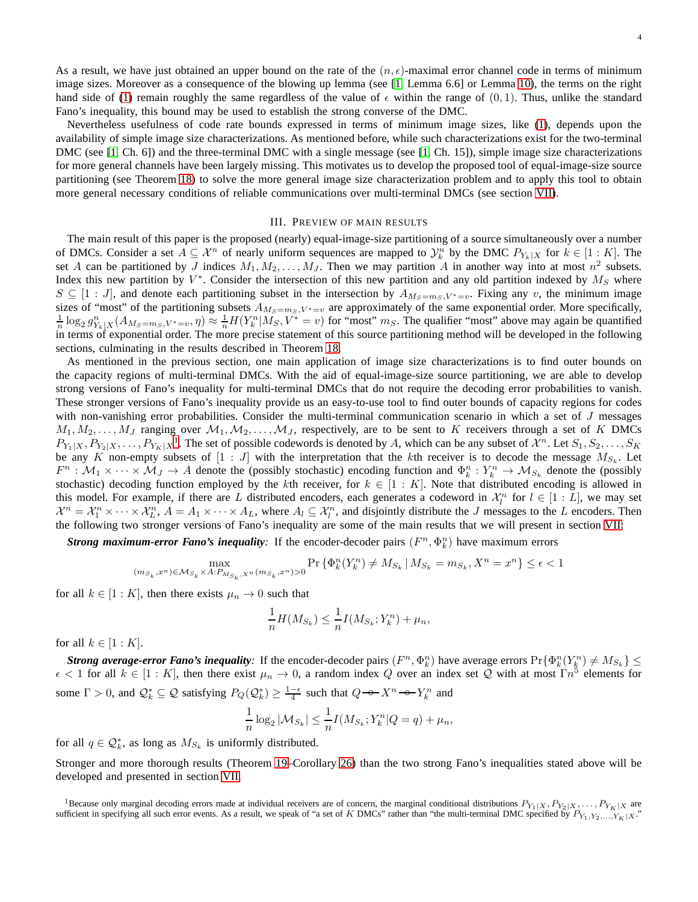As a result, we have just obtained an upper bound on the rate of the $(n,\epsilon)$-maximal error channel code in terms of minimum image sizes. Moreover as a consequence of the blowing up lemma (see [1, Lemma 6.6] or Lemma 10), the terms on the right hand side of (1) remain roughly the same regardless of the value of $\epsilon$ within the range of $(0,1)$. Thus, unlike the standard Fano's inequality, this bound may be used to establish the strong converse of the DMC.

Nevertheless usefulness of code rate bounds expressed in terms of minimum image sizes, like (1), depends upon the availability of simple image size characterizations. As mentioned before, while such characterizations exist for the two-terminal DMC (see [1, Ch. 6]) and the three-terminal DMC with a single message (see [1, Ch. 15]), simple image size characterizations for more general channels have been largely missing. This motivates us to develop the proposed tool of equal-image-size source partitioning (see Theorem 18) to solve the more general image size characterization problem and to apply this tool to obtain more general necessary conditions of reliable communications over multi-terminal DMCs (see section VII).

## III. Preview of main results

The main result of this paper is the proposed (nearly) equal-image-size partitioning of a source simultaneously over a number of DMCs. Consider a set $A \subseteq \mathcal{X}^n$ of nearly uniform sequences are mapped to $\mathcal{Y}_k^n$ by the DMC $P_{Y_k|X}$ for $k \in [1:K]$. The set $A$ can be partitioned by $J$ indices $M_1, M_2, \ldots, M_J$. Then we may partition $A$ in another way into at most $n^2$ subsets. Index this new partition by $V^*$. Consider the intersection of this new partition and any old partition indexed by $M_S$ where $S \subseteq [1:J]$, and denote each partitioning subset in the intersection by $A_{M_S=m_S,V^*=v}$. Fixing any $v$, the minimum image sizes of "most" of the partitioning subsets $A_{M_S=m_S,V^*=v}$ are approximately of the same exponential order. More specifically, $\frac{1}{n}\log_2 g^n_{Y_k|X}(A_{M_S=m_S,V^*=v},\eta) \approx \frac{1}{n}H(Y_k^n|M_S,V^*=v)$ for "most" $m_S$. The qualifier "most" above may again be quantified in terms of exponential order. The more precise statement of this source partitioning method will be developed in the following sections, culminating in the results described in Theorem 18.

As mentioned in the previous section, one main application of image size characterizations is to find outer bounds on the capacity regions of multi-terminal DMCs. With the aid of equal-image-size source partitioning, we are able to develop strong versions of Fano's inequality for multi-terminal DMCs that do not require the decoding error probabilities to vanish. These stronger versions of Fano's inequality provide us an easy-to-use tool to find outer bounds of capacity regions for codes with non-vanishing error probabilities. Consider the multi-terminal communication scenario in which a set of $J$ messages $M_1, M_2, \ldots, M_J$ ranging over $\mathcal{M}_1, \mathcal{M}_2, \ldots, \mathcal{M}_J$, respectively, are to be sent to $K$ receivers through a set of $K$ DMCs $P_{Y_1|X}, P_{Y_2|X}, \ldots, P_{Y_K|X}$[1]. The set of possible codewords is denoted by $A$, which can be any subset of $\mathcal{X}^n$. Let $S_1, S_2, \ldots, S_K$ be any $K$ non-empty subsets of $[1:J]$ with the interpretation that the $k$th receiver is to decode the message $M_{S_k}$. Let $F^n : \mathcal{M}_1 \times \cdots \times \mathcal{M}_J \to A$ denote the (possibly stochastic) encoding function and $\Phi_k^n : Y_k^n \to \mathcal{M}_{S_k}$ denote the (possibly stochastic) decoding function employed by the $k$th receiver, for $k \in [1:K]$. Note that distributed encoding is allowed in this model. For example, if there are $L$ distributed encoders, each generates a codeword in $\mathcal{X}_l^n$ for $l \in [1:L]$, we may set $\mathcal{X}^n = \mathcal{X}_1^n \times \cdots \times \mathcal{X}_L^n$, $A = A_1 \times \cdots \times A_L$, where $A_l \subseteq \mathcal{X}_l^n$, and disjointly distribute the $J$ messages to the $L$ encoders. Then the following two stronger versions of Fano's inequality are some of the main results that we will present in section VII:

***Strong maximum-error Fano's inequality**:* If the encoder-decoder pairs $(F^n, \Phi_k^n)$ have maximum errors

$$\max_{(m_{S_k},x^n)\in\mathcal{M}_{S_k}\times A: P_{M_{S_k},X^n}(m_{S_k},x^n)>0} \Pr\left\{\Phi_k^n(Y_k^n) \neq M_{S_k} \,|\, M_{S_k} = m_{S_k}, X^n = x^n\right\} \leq \epsilon < 1$$

for all $k \in [1:K]$, then there exists $\mu_n \to 0$ such that

$$\frac{1}{n}H(M_{S_k}) \leq \frac{1}{n}I(M_{S_k};Y_k^n) + \mu_n,$$

for all $k \in [1:K]$.

***Strong average-error Fano's inequality**:* If the encoder-decoder pairs $(F^n, \Phi_k^n)$ have average errors $\Pr\{\Phi_k^n(Y_k^n) \neq M_{S_k}\} \leq \epsilon < 1$ for all $k \in [1:K]$, then there exist $\mu_n \to 0$, a random index $Q$ over an index set $\mathcal{Q}$ with at most $\Gamma n^5$ elements for some $\Gamma > 0$, and $\mathcal{Q}_k^* \subseteq \mathcal{Q}$ satisfying $P_Q(\mathcal{Q}_k^*) \geq \frac{1-\epsilon}{4}$ such that $Q \multimap X^n \multimap Y_k^n$ and

$$\frac{1}{n}\log_2|\mathcal{M}_{S_k}| \leq \frac{1}{n}I(M_{S_k};Y_k^n|Q=q) + \mu_n,$$

for all $q \in \mathcal{Q}_k^*$, as long as $M_{S_k}$ is uniformly distributed.

Stronger and more thorough results (Theorem 19–Corollary 26) than the two strong Fano's inequalities stated above will be developed and presented in section VII.

[1] Because only marginal decoding errors made at individual receivers are of concern, the marginal conditional distributions $P_{Y_1|X}, P_{Y_2|X}, \ldots, P_{Y_K|X}$ are sufficient in specifying all such error events. As a result, we speak of "a set of $K$ DMCs" rather than "the multi-terminal DMC specified by $P_{Y_1,Y_2,\ldots,Y_K|X}$."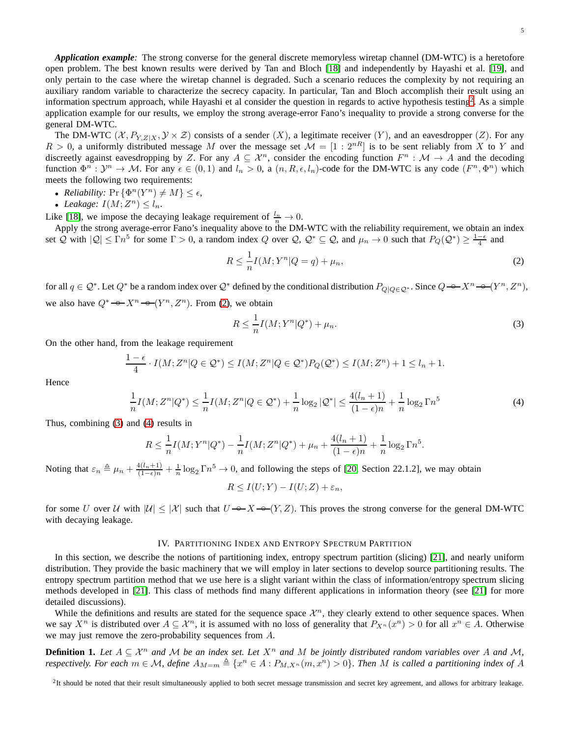*Application example:* The strong converse for the general discrete memoryless wiretap channel (DM-WTC) is a heretofore open problem. The best known results were derived by Tan and Bloch [18] and independently by Hayashi et al. [19], and only pertain to the case where the wiretap channel is degraded. Such a scenario reduces the complexity by not requiring an auxiliary random variable to characterize the secrecy capacity. In particular, Tan and Bloch accomplish their result using an information spectrum approach, while Hayashi et al consider the question in regards to active hypothesis testing[2]. As a simple application example for our results, we employ the strong average-error Fano's inequality to provide a strong converse for the general DM-WTC.

The DM-WTC $(\mathcal{X}, P_{Y,Z|X}, \mathcal{Y} \times \mathcal{Z})$ consists of a sender $(X)$, a legitimate receiver $(Y)$, and an eavesdropper $(Z)$. For any $R > 0$, a uniformly distributed message $M$ over the message set $\mathcal{M} = [1 : 2^{nR}]$ is to be sent reliably from $X$ to $Y$ and discreetly against eavesdropping by $Z$. For any $A \subseteq \mathcal{X}^n$, consider the encoding function $F^n : \mathcal{M} \to A$ and the decoding function $\Phi^n : \mathcal{Y}^n \to \mathcal{M}$. For any $\epsilon \in (0, 1)$ and $l_n > 0$, a $(n, R, \epsilon, l_n)$-code for the DM-WTC is any code $(F^n, \Phi^n)$ which meets the following two requirements:

- *Reliability:* $\Pr\{\Phi^n(Y^n) \neq M\} \leq \epsilon$,
- *Leakage:* $I(M; Z^n) \leq l_n$.

Like [18], we impose the decaying leakage requirement of $\frac{l_n}{n} \to 0$.

Apply the strong average-error Fano's inequality above to the DM-WTC with the reliability requirement, we obtain an index set $\mathcal{Q}$ with $|\mathcal{Q}| \leq \Gamma n^5$ for some $\Gamma > 0$, a random index $Q$ over $\mathcal{Q}$, $\mathcal{Q}^* \subseteq \mathcal{Q}$, and $\mu_n \to 0$ such that $P_Q(\mathcal{Q}^*) \geq \frac{1-\epsilon}{4}$ and

$$R \leq \frac{1}{n} I(M; Y^n | Q = q) + \mu_n, \tag{2}$$

for all $q \in \mathcal{Q}^*$. Let $Q^*$ be a random index over $\mathcal{Q}^*$ defined by the conditional distribution $P_{Q|Q \in \mathcal{Q}^*}$. Since $Q \multimap X^n \multimap (Y^n, Z^n)$, we also have $Q^* \multimap X^n \multimap (Y^n, Z^n)$. From (2), we obtain

$$R \leq \frac{1}{n} I(M; Y^n | Q^*) + \mu_n. \tag{3}$$

On the other hand, from the leakage requirement

$$\frac{1-\epsilon}{4} \cdot I(M; Z^n | Q \in \mathcal{Q}^*) \leq I(M; Z^n | Q \in \mathcal{Q}^*) P_Q(\mathcal{Q}^*) \leq I(M; Z^n) + 1 \leq l_n + 1.$$

Hence

$$\frac{1}{n} I(M; Z^n | Q^*) \leq \frac{1}{n} I(M; Z^n | Q \in \mathcal{Q}^*) + \frac{1}{n} \log_2 |\mathcal{Q}^*| \leq \frac{4(l_n + 1)}{(1-\epsilon)n} + \frac{1}{n} \log_2 \Gamma n^5 \tag{4}$$

Thus, combining (3) and (4) results in

$$R \leq \frac{1}{n} I(M; Y^n | Q^*) - \frac{1}{n} I(M; Z^n | Q^*) + \mu_n + \frac{4(l_n + 1)}{(1-\epsilon)n} + \frac{1}{n} \log_2 \Gamma n^5.$$

Noting that $\varepsilon_n \triangleq \mu_n + \frac{4(l_n+1)}{(1-\epsilon)n} + \frac{1}{n} \log_2 \Gamma n^5 \to 0$, and following the steps of [20, Section 22.1.2], we may obtain

$$R \leq I(U; Y) - I(U; Z) + \varepsilon_n,$$

for some $U$ over $\mathcal{U}$ with $|\mathcal{U}| \leq |\mathcal{X}|$ such that $U \multimap X \multimap (Y, Z)$. This proves the strong converse for the general DM-WTC with decaying leakage.

## IV. Partitioning Index and Entropy Spectrum Partition

In this section, we describe the notions of partitioning index, entropy spectrum partition (slicing) [21], and nearly uniform distribution. They provide the basic machinery that we will employ in later sections to develop source partitioning results. The entropy spectrum partition method that we use here is a slight variant within the class of information/entropy spectrum slicing methods developed in [21]. This class of methods find many different applications in information theory (see [21] for more detailed discussions).

While the definitions and results are stated for the sequence space $\mathcal{X}^n$, they clearly extend to other sequence spaces. When we say $X^n$ is distributed over $A \subseteq \mathcal{X}^n$, it is assumed with no loss of generality that $P_{X^n}(x^n) > 0$ for all $x^n \in A$. Otherwise we may just remove the zero-probability sequences from $A$.

**Definition 1.** *Let $A \subseteq \mathcal{X}^n$ and $\mathcal{M}$ be an index set. Let $X^n$ and $M$ be jointly distributed random variables over $A$ and $\mathcal{M}$, respectively. For each $m \in \mathcal{M}$, define $A_{M=m} \triangleq \{x^n \in A : P_{M,X^n}(m, x^n) > 0\}$. Then $M$ is called a partitioning index of $A$*

[2]It should be noted that their result simultaneously applied to both secret message transmission and secret key agreement, and allows for arbitrary leakage.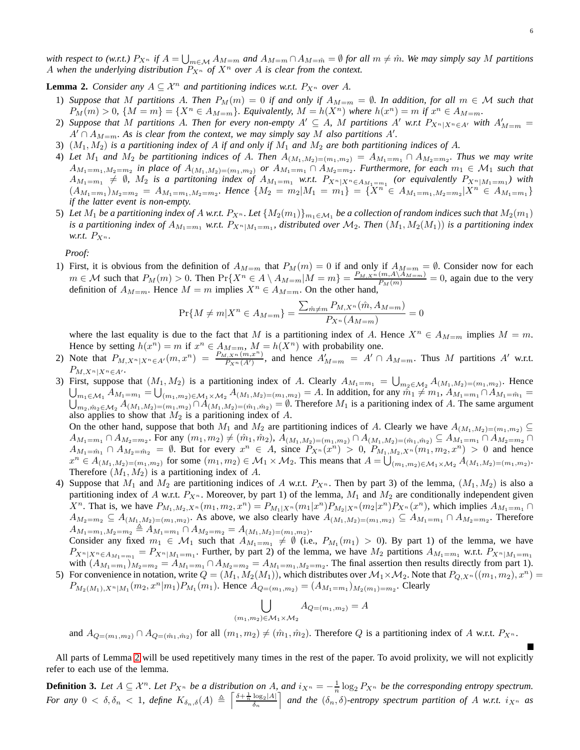*with respect to (w.r.t.) $P_{X^n}$ if $A = \bigcup_{m \in \mathcal{M}} A_{M=m}$ and $A_{M=m} \cap A_{M=\hat{m}} = \emptyset$ for all $m \neq \hat{m}$. We may simply say $M$ partitions $A$ when the underlying distribution $P_{X^n}$ of $X^n$ over $A$ is clear from the context.*

**Lemma 2.** *Consider any $A \subseteq \mathcal{X}^n$ and partitioning indices w.r.t. $P_{X^n}$ over $A$.*

1) *Suppose that $M$ partitions $A$. Then $P_M(m) = 0$ if and only if $A_{M=m} = \emptyset$. In addition, for all $m \in \mathcal{M}$ such that $P_M(m) > 0$, $\{M = m\} = \{X^n \in A_{M=m}\}$. Equivalently, $M = h(X^n)$ where $h(x^n) = m$ if $x^n \in A_{M=m}$.*
2) *Suppose that $M$ partitions $A$. Then for every non-empty $A' \subseteq A$, $M$ partitions $A'$ w.r.t $P_{X^n|X^n \in A'}$ with $A'_{M=m} = A' \cap A_{M=m}$. As is clear from the context, we may simply say $M$ also partitions $A'$.*
3) *$(M_1, M_2)$ is a partitioning index of $A$ if and only if $M_1$ and $M_2$ are both partitioning indices of $A$.*
4) *Let $M_1$ and $M_2$ be partitioning indices of $A$. Then $A_{(M_1,M_2)=(m_1,m_2)} = A_{M_1=m_1} \cap A_{M_2=m_2}$. Thus we may write $A_{M_1=m_1,M_2=m_2}$ in place of $A_{(M_1,M_2)=(m_1,m_2)}$ or $A_{M_1=m_1} \cap A_{M_2=m_2}$. Furthermore, for each $m_1 \in \mathcal{M}_1$ such that $A_{M_1=m_1} \neq \emptyset$, $M_2$ is a partitoning index of $A_{M_1=m_1}$ w.r.t. $P_{X^n|X^n \in A_{M_1=m_1}}$ (or equivalently $P_{X^n|M_1=m_1}$) with $(A_{M_1=m_1})_{M_2=m_2} = A_{M_1=m_1,M_2=m_2}$. Hence $\{M_2 = m_2|M_1 = m_1\} = \{X^n \in A_{M_1=m_1,M_2=m_2}|X^n \in A_{M_1=m_1}\}$ if the latter event is non-empty.*
5) *Let $M_1$ be a partitioning index of $A$ w.r.t. $P_{X^n}$. Let $\{M_2(m_1)\}_{m_1 \in \mathcal{M}_1}$ be a collection of random indices such that $M_2(m_1)$ is a partitioning index of $A_{M_1=m_1}$ w.r.t. $P_{X^n|M_1=m_1}$, distributed over $\mathcal{M}_2$. Then $(M_1, M_2(M_1))$ is a partitioning index w.r.t. $P_{X^n}$.*

*Proof:*

1) First, it is obvious from the definition of $A_{M=m}$ that $P_M(m) = 0$ if and only if $A_{M=m} = \emptyset$. Consider now for each $m \in \mathcal{M}$ such that $P_M(m) > 0$. Then $\Pr\{X^n \in A \setminus A_{M=m}|M = m\} = \frac{P_{M,X^n}(m, A \setminus A_{M=m})}{P_M(m)} = 0$, again due to the very definition of $A_{M=m}$. Hence $M = m$ implies $X^n \in A_{M=m}$. On the other hand,

$$\Pr\{M \neq m|X^n \in A_{M=m}\} = \frac{\sum_{\hat{m} \neq m} P_{M,X^n}(\hat{m}, A_{M=m})}{P_{X^n}(A_{M=m})} = 0$$

where the last equality is due to the fact that $M$ is a partitioning index of $A$. Hence $X^n \in A_{M=m}$ implies $M = m$. Hence by setting $h(x^n) = m$ if $x^n \in A_{M=m}$, $M = h(X^n)$ with probability one.
2) Note that $P_{M,X^n|X^n \in A'}(m, x^n) = \frac{P_{M,X^n}(m,x^n)}{P_{X^n}(A')}$, and hence $A'_{M=m} = A' \cap A_{M=m}$. Thus $M$ partitions $A'$ w.r.t. $P_{M,X^n|X^n \in A'}$.
3) First, suppose that $(M_1, M_2)$ is a partitioning index of $A$. Clearly $A_{M_1=m_1} = \bigcup_{m_2 \in \mathcal{M}_2} A_{(M_1,M_2)=(m_1,m_2)}$. Hence $\bigcup_{m_1 \in \mathcal{M}_1} A_{M_1=m_1} = \bigcup_{(m_1,m_2) \in \mathcal{M}_1 \times \mathcal{M}_2} A_{(M_1,M_2)=(m_1,m_2)} = A$. In addition, for any $\hat{m}_1 \neq m_1$, $A_{M_1=m_1} \cap A_{M_1=\hat{m}_1} = \bigcup_{m_2,\hat{m}_2 \in \mathcal{M}_2} A_{(M_1,M_2)=(m_1,m_2)} \cap A_{(M_1,M_2)=(\hat{m}_1,\hat{m}_2)} = \emptyset$. Therefore $M_1$ is a paritioning index of $A$. The same argument also applies to show that $M_2$ is a paritioning index of $A$.
On the other hand, suppose that both $M_1$ and $M_2$ are partitioning indices of $A$. Clearly we have $A_{(M_1,M_2)=(m_1,m_2)} \subseteq A_{M_1=m_1} \cap A_{M_2=m_2}$. For any $(m_1, m_2) \neq (\hat{m}_1, \hat{m}_2)$, $A_{(M_1,M_2)=(m_1,m_2)} \cap A_{(M_1,M_2)=(\hat{m}_1,\hat{m}_2)} \subseteq A_{M_1=m_1} \cap A_{M_2=m_2} \cap A_{M_1=\hat{m}_1} \cap A_{M_2=\hat{m}_2} = \emptyset$. But for every $x^n \in A$, since $P_{X^n}(x^n) > 0$, $P_{M_1,M_2,X^n}(m_1, m_2, x^n) > 0$ and hence $x^n \in A_{(M_1,M_2)=(m_1,m_2)}$ for some $(m_1, m_2) \in \mathcal{M}_1 \times \mathcal{M}_2$. This means that $A = \bigcup_{(m_1,m_2) \in \mathcal{M}_1 \times \mathcal{M}_2} A_{(M_1,M_2)=(m_1,m_2)}$. Therefore $(M_1, M_2)$ is a partitioning index of $A$.
4) Suppose that $M_1$ and $M_2$ are partitioning indices of $A$ w.r.t. $P_{X^n}$. Then by part 3) of the lemma, $(M_1, M_2)$ is also a partitioning index of $A$ w.r.t. $P_{X^n}$. Moreover, by part 1) of the lemma, $M_1$ and $M_2$ are conditionally independent given $X^n$. That is, we have $P_{M_1,M_2,X^n}(m_1, m_2, x^n) = P_{M_1|X^n}(m_1|x^n)P_{M_2|X^n}(m_2|x^n)P_{X^n}(x^n)$, which implies $A_{M_1=m_1} \cap A_{M_2=m_2} \subseteq A_{(M_1,M_2)=(m_1,m_2)}$. As above, we also clearly have $A_{(M_1,M_2)=(m_1,m_2)} \subseteq A_{M_1=m_1} \cap A_{M_2=m_2}$. Therefore $A_{M_1=m_1,M_2=m_2} \triangleq A_{M_1=m_1} \cap A_{M_2=m_2} = A_{(M_1,M_2)=(m_1,m_2)}$.
Consider any fixed $m_1 \in \mathcal{M}_1$ such that $A_{M_1=m_1} \neq \emptyset$ (i.e., $P_{M_1}(m_1) > 0$). By part 1) of the lemma, we have $P_{X^n|X^n \in A_{M_1=m_1}} = P_{X^n|M_1=m_1}$. Further, by part 2) of the lemma, we have $M_2$ partitions $A_{M_1=m_1}$ w.r.t. $P_{X^n|M_1=m_1}$ with $(A_{M_1=m_1})_{M_2=m_2} = A_{M_1=m_1} \cap A_{M_2=m_2} = A_{M_1=m_1,M_2=m_2}$. The final assertion then results directly from part 1).
5) For convenience in notation, write $Q = (M_1, M_2(M_1))$, which distributes over $\mathcal{M}_1 \times \mathcal{M}_2$. Note that $P_{Q,X^n}((m_1, m_2), x^n) = P_{M_2(M_1),X^n|M_1}(m_2, x^n|m_1)P_{M_1}(m_1)$. Hence $A_{Q=(m_1,m_2)} = (A_{M_1=m_1})_{M_2(m_1)=m_2}$. Clearly

$$\bigcup_{(m_1,m_2) \in \mathcal{M}_1 \times \mathcal{M}_2} A_{Q=(m_1,m_2)} = A$$

and $A_{Q=(m_1,m_2)} \cap A_{Q=(\hat{m}_1,\hat{m}_2)}$ for all $(m_1, m_2) \neq (\hat{m}_1, \hat{m}_2)$. Therefore $Q$ is a partitioning index of $A$ w.r.t. $P_{X^n}$. ■

All parts of Lemma 2 will be used repetitively many times in the rest of the paper. To avoid prolixity, we will not explicitly refer to each use of the lemma.

**Definition 3.** *Let $A \subseteq \mathcal{X}^n$. Let $P_{X^n}$ be a distribution on $A$, and $i_{X^n} = -\frac{1}{n} \log_2 P_{X^n}$ be the corresponding entropy spectrum. For any $0 < \delta, \delta_n < 1$, define $K_{\delta_n,\delta}(A) \triangleq \left\lceil \frac{\delta + \frac{1}{n} \log_2 |A|}{\delta_n} \right\rceil$ and the $(\delta_n, \delta)$-entropy spectrum partition of $A$ w.r.t. $i_{X^n}$ as*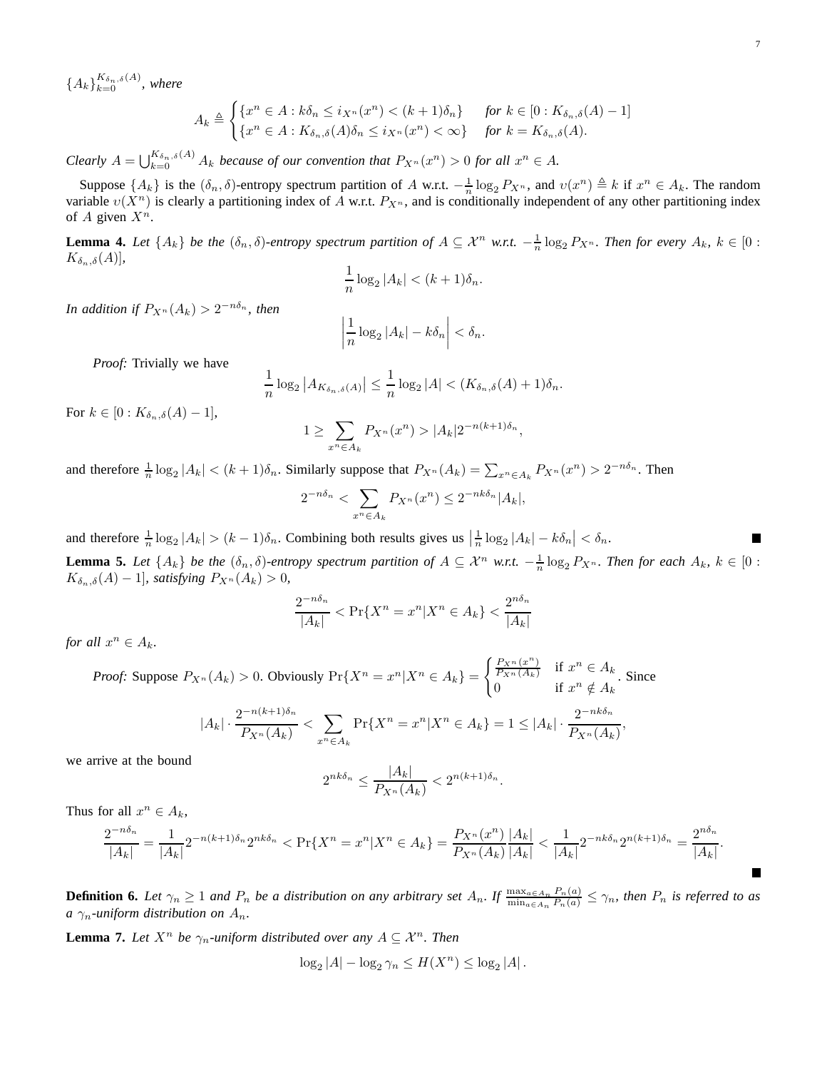$\{A_k\}_{k=0}^{K_{\delta_n,\delta}(A)}$*, where*

$$A_k \triangleq \begin{cases} \{x^n \in A : k\delta_n \le i_{X^n}(x^n) < (k+1)\delta_n\} & \textit{for } k \in [0 : K_{\delta_n,\delta}(A) - 1] \\ \{x^n \in A : K_{\delta_n,\delta}(A)\delta_n \le i_{X^n}(x^n) < \infty\} & \textit{for } k = K_{\delta_n,\delta}(A). \end{cases}$$

*Clearly* $A = \bigcup_{k=0}^{K_{\delta_n,\delta}(A)} A_k$ *because of our convention that* $P_{X^n}(x^n) > 0$ *for all* $x^n \in A$.

Suppose $\{A_k\}$ is the $(\delta_n, \delta)$-entropy spectrum partition of $A$ w.r.t. $-\frac{1}{n}\log_2 P_{X^n}$, and $\upsilon(x^n) \triangleq k$ if $x^n \in A_k$. The random variable $\upsilon(X^n)$ is clearly a partitioning index of $A$ w.r.t. $P_{X^n}$, and is conditionally independent of any other partitioning index of $A$ given $X^n$.

**Lemma 4.** *Let* $\{A_k\}$ *be the* $(\delta_n, \delta)$*-entropy spectrum partition of* $A \subseteq \mathcal{X}^n$ *w.r.t.* $-\frac{1}{n}\log_2 P_{X^n}$*. Then for every* $A_k$*,* $k \in [0 : K_{\delta_n,\delta}(A)]$*,*

$$\frac{1}{n}\log_2 |A_k| < (k+1)\delta_n.$$

*In addition if* $P_{X^n}(A_k) > 2^{-n\delta_n}$*, then*

$$\left|\frac{1}{n}\log_2 |A_k| - k\delta_n\right| < \delta_n.$$

*Proof:* Trivially we have

$$\frac{1}{n}\log_2 \left|A_{K_{\delta_n,\delta}(A)}\right| \le \frac{1}{n}\log_2 |A| < (K_{\delta_n,\delta}(A) + 1)\delta_n.$$

For $k \in [0 : K_{\delta_n,\delta}(A) - 1]$,

$$1 \ge \sum_{x^n \in A_k} P_{X^n}(x^n) > |A_k| 2^{-n(k+1)\delta_n},$$

and therefore $\frac{1}{n}\log_2 |A_k| < (k+1)\delta_n$. Similarly suppose that $P_{X^n}(A_k) = \sum_{x^n \in A_k} P_{X^n}(x^n) > 2^{-n\delta_n}$. Then

$$2^{-n\delta_n} < \sum_{x^n \in A_k} P_{X^n}(x^n) \le 2^{-nk\delta_n}|A_k|,$$

and therefore $\frac{1}{n}\log_2 |A_k| > (k-1)\delta_n$. Combining both results gives us $\left|\frac{1}{n}\log_2 |A_k| - k\delta_n\right| < \delta_n$. ∎

**Lemma 5.** *Let* $\{A_k\}$ *be the* $(\delta_n, \delta)$*-entropy spectrum partition of* $A \subseteq \mathcal{X}^n$ *w.r.t.* $-\frac{1}{n}\log_2 P_{X^n}$*. Then for each* $A_k$*,* $k \in [0 : K_{\delta_n,\delta}(A) - 1]$*, satisfying* $P_{X^n}(A_k) > 0$*,*

$$\frac{2^{-n\delta_n}}{|A_k|} < \Pr\{X^n = x^n | X^n \in A_k\} < \frac{2^{n\delta_n}}{|A_k|}$$

*for all* $x^n \in A_k$.

*Proof:* Suppose $P_{X^n}(A_k) > 0$. Obviously $\Pr\{X^n = x^n | X^n \in A_k\} = \begin{cases} \frac{P_{X^n}(x^n)}{P_{X^n}(A_k)} & \text{if } x^n \in A_k \\ 0 & \text{if } x^n \notin A_k \end{cases}$. Since

$$|A_k| \cdot \frac{2^{-n(k+1)\delta_n}}{P_{X^n}(A_k)} < \sum_{x^n \in A_k} \Pr\{X^n = x^n | X^n \in A_k\} = 1 \le |A_k| \cdot \frac{2^{-nk\delta_n}}{P_{X^n}(A_k)},$$

we arrive at the bound

$$2^{nk\delta_n} \le \frac{|A_k|}{P_{X^n}(A_k)} < 2^{n(k+1)\delta_n}.$$

Thus for all $x^n \in A_k$,

$$\frac{2^{-n\delta_n}}{|A_k|} = \frac{1}{|A_k|}2^{-n(k+1)\delta_n}2^{nk\delta_n} < \Pr\{X^n = x^n | X^n \in A_k\} = \frac{P_{X^n}(x^n)}{P_{X^n}(A_k)}\frac{|A_k|}{|A_k|} < \frac{1}{|A_k|}2^{-nk\delta_n}2^{n(k+1)\delta_n} = \frac{2^{n\delta_n}}{|A_k|}.$$

∎

**Definition 6.** *Let* $\gamma_n \ge 1$ *and* $P_n$ *be a distribution on any arbitrary set* $A_n$*. If* $\frac{\max_{a \in A_n} P_n(a)}{\min_{a \in A_n} P_n(a)} \le \gamma_n$*, then* $P_n$ *is referred to as a* $\gamma_n$*-uniform distribution on* $A_n$*.*

**Lemma 7.** *Let* $X^n$ *be* $\gamma_n$*-uniform distributed over any* $A \subseteq \mathcal{X}^n$*. Then*

$$\log_2 |A| - \log_2 \gamma_n \le H(X^n) \le \log_2 |A|.$$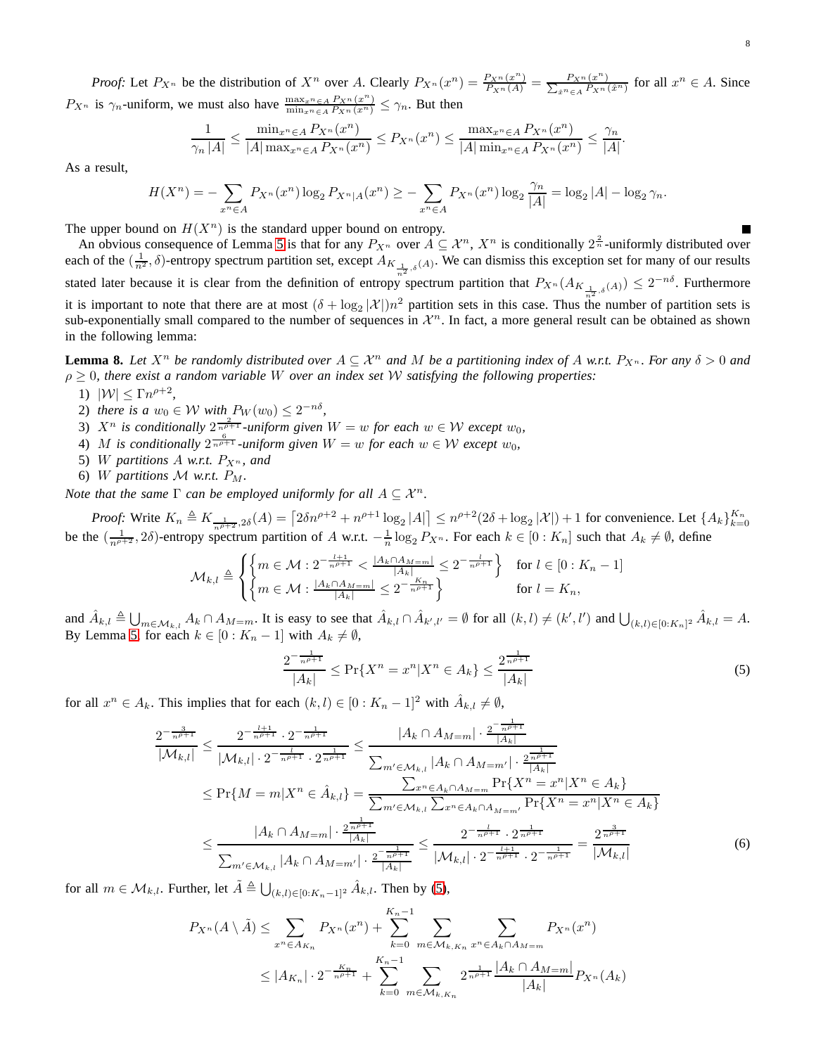*Proof:* Let $P_{X^n}$ be the distribution of $X^n$ over $A$. Clearly $P_{X^n}(x^n) = \frac{P_{X^n}(x^n)}{P_{X^n}(A)} = \frac{P_{X^n}(x^n)}{\sum_{\hat{x}^n \in A} P_{X^n}(\hat{x}^n)}$ for all $x^n \in A$. Since $P_{X^n}$ is $\gamma_n$-uniform, we must also have $\frac{\max_{x^n\in A} P_{X^n}(x^n)}{\min_{x^n\in A} P_{X^n}(x^n)} \le \gamma_n$. But then

$$\frac{1}{\gamma_n |A|} \le \frac{\min_{x^n\in A} P_{X^n}(x^n)}{|A| \max_{x^n\in A} P_{X^n}(x^n)} \le P_{X^n}(x^n) \le \frac{\max_{x^n\in A} P_{X^n}(x^n)}{|A| \min_{x^n\in A} P_{X^n}(x^n)} \le \frac{\gamma_n}{|A|}.$$

As a result,

$$H(X^n) = -\sum_{x^n \in A} P_{X^n}(x^n) \log_2 P_{X^n|A}(x^n) \ge -\sum_{x^n\in A} P_{X^n}(x^n) \log_2 \frac{\gamma_n}{|A|} = \log_2 |A| - \log_2 \gamma_n.$$

The upper bound on $H(X^n)$ is the standard upper bound on entropy. ■

An obvious consequence of Lemma 5 is that for any $P_{X^n}$ over $A \subseteq \mathcal{X}^n$, $X^n$ is conditionally $2^{\frac{2}{n}}$-uniformly distributed over each of the $(\frac{1}{n^2}, \delta)$-entropy spectrum partition set, except $A_{K_{\frac{1}{n^2},\delta}(A)}$. We can dismiss this exception set for many of our results stated later because it is clear from the definition of entropy spectrum partition that $P_{X^n}(A_{K_{\frac{1}{n^2},\delta}(A)}) \le 2^{-n\delta}$. Furthermore it is important to note that there are at most $(\delta + \log_2 |\mathcal{X}|)n^2$ partition sets in this case. Thus the number of partition sets is sub-exponentially small compared to the number of sequences in $\mathcal{X}^n$. In fact, a more general result can be obtained as shown in the following lemma:

**Lemma 8.** *Let $X^n$ be randomly distributed over $A \subseteq \mathcal{X}^n$ and $M$ be a partitioning index of $A$ w.r.t. $P_{X^n}$. For any $\delta > 0$ and $\rho \ge 0$, there exist a random variable $W$ over an index set $\mathcal{W}$ satisfying the following properties:*

1) $|\mathcal{W}| \le \Gamma n^{\rho+2}$,
2) *there is a $w_0 \in \mathcal{W}$ with $P_W(w_0) \le 2^{-n\delta}$,*
3) *$X^n$ is conditionally $2^{\frac{2}{n^{\rho+1}}}$-uniform given $W = w$ for each $w \in \mathcal{W}$ except $w_0$,*
4) *$M$ is conditionally $2^{\frac{6}{n^{\rho+1}}}$-uniform given $W = w$ for each $w \in \mathcal{W}$ except $w_0$,*
5) *$W$ partitions $A$ w.r.t. $P_{X^n}$, and*
6) *$W$ partitions $\mathcal{M}$ w.r.t. $P_M$.*

*Note that the same $\Gamma$ can be employed uniformly for all $A \subseteq \mathcal{X}^n$.*

*Proof:* Write $K_n \triangleq K_{\frac{1}{n^{\rho+2}},2\delta}(A) = \lceil 2\delta n^{\rho+2} + n^{\rho+1}\log_2 |A| \rceil \le n^{\rho+2}(2\delta + \log_2 |\mathcal{X}|) + 1$ for convenience. Let $\{A_k\}_{k=0}^{K_n}$ be the $(\frac{1}{n^{\rho+2}}, 2\delta)$-entropy spectrum partition of $A$ w.r.t. $-\frac{1}{n}\log_2 P_{X^n}$. For each $k \in [0 : K_n]$ such that $A_k \ne \emptyset$, define

$$\mathcal{M}_{k,l} \triangleq \begin{cases} \left\{ m \in \mathcal{M} : 2^{-\frac{l+1}{n^{\rho+1}}} < \frac{|A_k \cap A_{M=m}|}{|A_k|} \le 2^{-\frac{l}{n^{\rho+1}}} \right\} & \text{for } l \in [0 : K_n - 1] \\ \left\{ m \in \mathcal{M} : \frac{|A_k \cap A_{M=m}|}{|A_k|} \le 2^{-\frac{K_n}{n^{\rho+1}}} \right\} & \text{for } l = K_n, \end{cases}$$

and $\hat{A}_{k,l} \triangleq \bigcup_{m \in \mathcal{M}_{k,l}} A_k \cap A_{M=m}$. It is easy to see that $\hat{A}_{k,l} \cap \hat{A}_{k',l'} = \emptyset$ for all $(k,l) \ne (k',l')$ and $\bigcup_{(k,l)\in[0:K_n]^2} \hat{A}_{k,l} = A$. By Lemma 5, for each $k \in [0 : K_n - 1]$ with $A_k \ne \emptyset$,

$$\frac{2^{-\frac{1}{n^{\rho+1}}}}{|A_k|} \le \Pr\{X^n = x^n | X^n \in A_k\} \le \frac{2^{\frac{1}{n^{\rho+1}}}}{|A_k|} \tag{5}$$

for all $x^n \in A_k$. This implies that for each $(k,l) \in [0 : K_n - 1]^2$ with $\hat{A}_{k,l} \ne \emptyset$,

$$\begin{aligned}
\frac{2^{-\frac{3}{n^{\rho+1}}}}{|\mathcal{M}_{k,l}|} &\le \frac{2^{-\frac{l+1}{n^{\rho+1}}} \cdot 2^{-\frac{1}{n^{\rho+1}}}}{|\mathcal{M}_{k,l}| \cdot 2^{-\frac{l}{n^{\rho+1}}} \cdot 2^{\frac{1}{n^{\rho+1}}}} \le \frac{|A_k \cap A_{M=m}| \cdot \frac{2^{-\frac{1}{n^{\rho+1}}}}{|A_k|}}{\sum_{m' \in \mathcal{M}_{k,l}} |A_k \cap A_{M=m'}| \cdot \frac{2^{\frac{1}{n^{\rho+1}}}}{|A_k|}} \\
&\le \Pr\{M = m | X^n \in \hat{A}_{k,l}\} = \frac{\sum_{x^n \in A_k \cap A_{M=m}} \Pr\{X^n = x^n | X^n \in A_k\}}{\sum_{m' \in \mathcal{M}_{k,l}} \sum_{x^n \in A_k \cap A_{M=m'}} \Pr\{X^n = x^n | X^n \in A_k\}} \\
&\le \frac{|A_k \cap A_{M=m}| \cdot \frac{2^{\frac{1}{n^{\rho+1}}}}{|A_k|}}{\sum_{m' \in \mathcal{M}_{k,l}} |A_k \cap A_{M=m'}| \cdot \frac{2^{-\frac{1}{n^{\rho+1}}}}{|A_k|}} \le \frac{2^{-\frac{l}{n^{\rho+1}}} \cdot 2^{\frac{1}{n^{\rho+1}}}}{|\mathcal{M}_{k,l}| \cdot 2^{-\frac{l+1}{n^{\rho+1}}} \cdot 2^{-\frac{1}{n^{\rho+1}}}} = \frac{2^{\frac{3}{n^{\rho+1}}}}{|\mathcal{M}_{k,l}|}
\end{aligned} \tag{6}$$

for all $m \in \mathcal{M}_{k,l}$. Further, let $\tilde{A} \triangleq \bigcup_{(k,l)\in[0:K_n-1]^2} \hat{A}_{k,l}$. Then by (5),

$$\begin{aligned}
P_{X^n}(A \setminus \tilde{A}) &\le \sum_{x^n \in A_{K_n}} P_{X^n}(x^n) + \sum_{k=0}^{K_n-1} \sum_{m \in \mathcal{M}_{k,K_n}} \sum_{x^n \in A_k \cap A_{M=m}} P_{X^n}(x^n) \\
&\le |A_{K_n}| \cdot 2^{-\frac{K_n}{n^{\rho+1}}} + \sum_{k=0}^{K_n-1} \sum_{m \in \mathcal{M}_{k,K_n}} 2^{\frac{1}{n^{\rho+1}}} \frac{|A_k \cap A_{M=m}|}{|A_k|} P_{X^n}(A_k)
\end{aligned}$$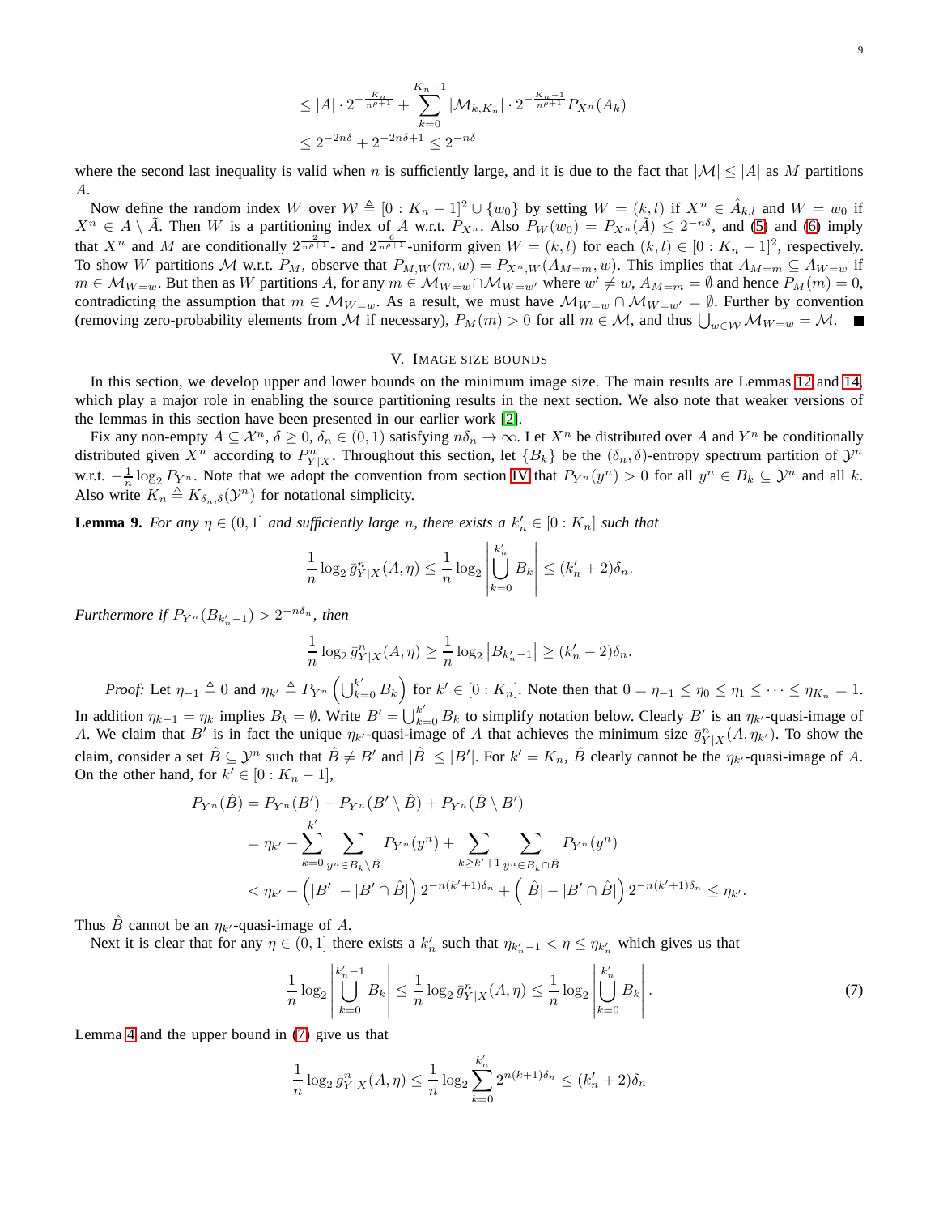$$\leq |A| \cdot 2^{-\frac{K_n}{n^{\rho+1}}} + \sum_{k=0}^{K_n-1} |\mathcal{M}_{k,K_n}| \cdot 2^{-\frac{K_n-1}{n^{\rho+1}}} P_{X^n}(A_k)$$
$$\leq 2^{-2n\delta} + 2^{-2n\delta+1} \leq 2^{-n\delta}$$

where the second last inequality is valid when $n$ is sufficiently large, and it is due to the fact that $|\mathcal{M}| \leq |A|$ as $M$ partitions $A$.

Now define the random index $W$ over $\mathcal{W} \triangleq [0 : K_n - 1]^2 \cup \{w_0\}$ by setting $W = (k, l)$ if $X^n \in \hat{A}_{k,l}$ and $W = w_0$ if $X^n \in A \setminus \tilde{A}$. Then $W$ is a partitioning index of $A$ w.r.t. $P_{X^n}$. Also $P_W(w_0) = P_{X^n}(\tilde{A}) \leq 2^{-n\delta}$, and (5) and (6) imply that $X^n$ and $M$ are conditionally $2^{\frac{2}{n^{\rho+1}}}$- and $2^{\frac{6}{n^{\rho+1}}}$-uniform given $W = (k, l)$ for each $(k, l) \in [0 : K_n - 1]^2$, respectively. To show $W$ partitions $\mathcal{M}$ w.r.t. $P_M$, observe that $P_{M,W}(m, w) = P_{X^n,W}(A_{M=m}, w)$. This implies that $A_{M=m} \subseteq A_{W=w}$ if $m \in \mathcal{M}_{W=w}$. But then as $W$ partitions $A$, for any $m \in \mathcal{M}_{W=w} \cap \mathcal{M}_{W=w'}$ where $w' \neq w$, $A_{M=m} = \emptyset$ and hence $P_M(m) = 0$, contradicting the assumption that $m \in \mathcal{M}_{W=w}$. As a result, we must have $\mathcal{M}_{W=w} \cap \mathcal{M}_{W=w'} = \emptyset$. Further by convention (removing zero-probability elements from $\mathcal{M}$ if necessary), $P_M(m) > 0$ for all $m \in \mathcal{M}$, and thus $\bigcup_{w \in \mathcal{W}} \mathcal{M}_{W=w} = \mathcal{M}$. ■

## V. Image size bounds

In this section, we develop upper and lower bounds on the minimum image size. The main results are Lemmas 12 and 14, which play a major role in enabling the source partitioning results in the next section. We also note that weaker versions of the lemmas in this section have been presented in our earlier work [2].

Fix any non-empty $A \subseteq \mathcal{X}^n$, $\delta \geq 0$, $\delta_n \in (0, 1)$ satisfying $n\delta_n \to \infty$. Let $X^n$ be distributed over $A$ and $Y^n$ be conditionally distributed given $X^n$ according to $P^n_{Y|X}$. Throughout this section, let $\{B_k\}$ be the $(\delta_n, \delta)$-entropy spectrum partition of $\mathcal{Y}^n$ w.r.t. $-\frac{1}{n}\log_2 P_{Y^n}$. Note that we adopt the convention from section IV that $P_{Y^n}(y^n) > 0$ for all $y^n \in B_k \subseteq \mathcal{Y}^n$ and all $k$. Also write $K_n \triangleq K_{\delta_n,\delta}(\mathcal{Y}^n)$ for notational simplicity.

**Lemma 9.** *For any $\eta \in (0, 1]$ and sufficiently large $n$, there exists a $k'_n \in [0 : K_n]$ such that*

$$\frac{1}{n}\log_2 \bar{g}^n_{Y|X}(A, \eta) \leq \frac{1}{n}\log_2 \left|\bigcup_{k=0}^{k'_n} B_k\right| \leq (k'_n + 2)\delta_n.$$

*Furthermore if $P_{Y^n}(B_{k'_n-1}) > 2^{-n\delta_n}$, then*

$$\frac{1}{n}\log_2 \bar{g}^n_{Y|X}(A, \eta) \geq \frac{1}{n}\log_2 \left|B_{k'_n-1}\right| \geq (k'_n - 2)\delta_n.$$

*Proof:* Let $\eta_{-1} \triangleq 0$ and $\eta_{k'} \triangleq P_{Y^n}\left(\bigcup_{k=0}^{k'} B_k\right)$ for $k' \in [0 : K_n]$. Note then that $0 = \eta_{-1} \leq \eta_0 \leq \eta_1 \leq \cdots \leq \eta_{K_n} = 1$. In addition $\eta_{k-1} = \eta_k$ implies $B_k = \emptyset$. Write $B' = \bigcup_{k=0}^{k'} B_k$ to simplify notation below. Clearly $B'$ is an $\eta_{k'}$-quasi-image of $A$. We claim that $B'$ is in fact the unique $\eta_{k'}$-quasi-image of $A$ that achieves the minimum size $\bar{g}^n_{Y|X}(A, \eta_{k'})$. To show the claim, consider a set $\hat{B} \subseteq \mathcal{Y}^n$ such that $\hat{B} \neq B'$ and $|\hat{B}| \leq |B'|$. For $k' = K_n$, $\hat{B}$ clearly cannot be the $\eta_{k'}$-quasi-image of $A$. On the other hand, for $k' \in [0 : K_n - 1]$,

$$\begin{aligned}
P_{Y^n}(\hat{B}) &= P_{Y^n}(B') - P_{Y^n}(B' \setminus \hat{B}) + P_{Y^n}(\hat{B} \setminus B') \\
&= \eta_{k'} - \sum_{k=0}^{k'} \sum_{y^n \in B_k \setminus \hat{B}} P_{Y^n}(y^n) + \sum_{k \geq k'+1} \sum_{y^n \in B_k \cap \hat{B}} P_{Y^n}(y^n) \\
&< \eta_{k'} - \left(|B'| - |B' \cap \hat{B}|\right) 2^{-n(k'+1)\delta_n} + \left(|\hat{B}| - |B' \cap \hat{B}|\right) 2^{-n(k'+1)\delta_n} \leq \eta_{k'}.
\end{aligned}$$

Thus $\hat{B}$ cannot be an $\eta_{k'}$-quasi-image of $A$.

Next it is clear that for any $\eta \in (0, 1]$ there exists a $k'_n$ such that $\eta_{k'_n-1} < \eta \leq \eta_{k'_n}$ which gives us that

$$\frac{1}{n}\log_2 \left|\bigcup_{k=0}^{k'_n-1} B_k\right| \leq \frac{1}{n}\log_2 \bar{g}^n_{Y|X}(A, \eta) \leq \frac{1}{n}\log_2 \left|\bigcup_{k=0}^{k'_n} B_k\right|. \tag{7}$$

Lemma 4 and the upper bound in (7) give us that

$$\frac{1}{n}\log_2 \bar{g}^n_{Y|X}(A, \eta) \leq \frac{1}{n}\log_2 \sum_{k=0}^{k'_n} 2^{n(k+1)\delta_n} \leq (k'_n + 2)\delta_n$$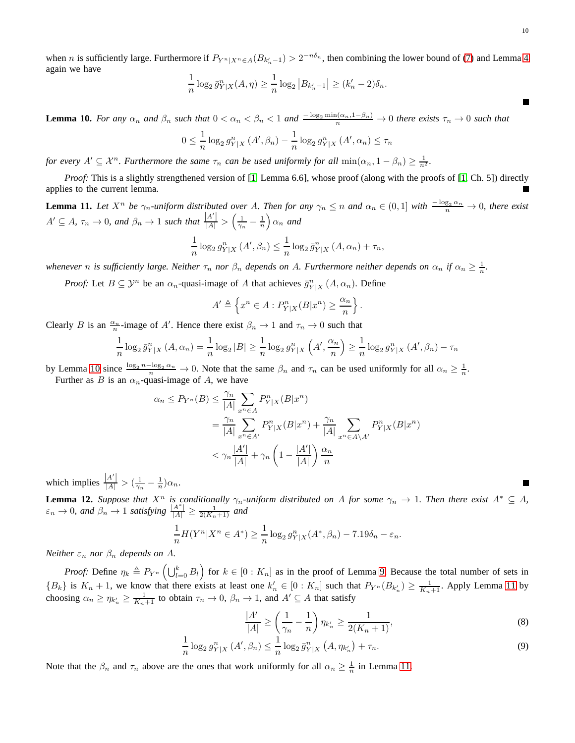when $n$ is sufficiently large. Furthermore if $P_{Y^n|X^n\in A}(B_{k'_n-1}) > 2^{-n\delta_n}$, then combining the lower bound of (7) and Lemma 4 again we have

$$\frac{1}{n}\log_2 \bar{g}^n_{Y|X}(A,\eta) \geq \frac{1}{n}\log_2 \left|B_{k'_n-1}\right| \geq (k'_n-2)\delta_n.$$

■

**Lemma 10.** *For any $\alpha_n$ and $\beta_n$ such that $0<\alpha_n<\beta_n<1$ and $\frac{-\log_2 \min(\alpha_n,1-\beta_n)}{n}\to 0$ there exists $\tau_n\to 0$ such that*

$$0 \leq \frac{1}{n}\log_2 g^n_{Y|X}\left(A',\beta_n\right) - \frac{1}{n}\log_2 g^n_{Y|X}\left(A',\alpha_n\right) \leq \tau_n$$

*for every $A'\subseteq \mathcal{X}^n$. Furthermore the same $\tau_n$ can be used uniformly for all $\min(\alpha_n,1-\beta_n)\geq \frac{1}{n^2}$.*

*Proof:* This is a slightly strengthened version of [1, Lemma 6.6], whose proof (along with the proofs of [1, Ch. 5]) directly applies to the current lemma. ■

**Lemma 11.** *Let $X^n$ be $\gamma_n$-uniform distributed over $A$. Then for any $\gamma_n\leq n$ and $\alpha_n\in(0,1]$ with $\frac{-\log_2\alpha_n}{n}\to 0$, there exist $A'\subseteq A$, $\tau_n\to 0$, and $\beta_n\to 1$ such that $\frac{|A'|}{|A|} > \left(\frac{1}{\gamma_n}-\frac{1}{n}\right)\alpha_n$ and*

$$\frac{1}{n}\log_2 g^n_{Y|X}\left(A',\beta_n\right) \leq \frac{1}{n}\log_2 \bar{g}^n_{Y|X}\left(A,\alpha_n\right) + \tau_n,$$

*whenever $n$ is sufficiently large. Neither $\tau_n$ nor $\beta_n$ depends on $A$. Furthermore neither depends on $\alpha_n$ if $\alpha_n\geq\frac{1}{n}$.*

*Proof:* Let $B\subseteq\mathcal{Y}^n$ be an $\alpha_n$-quasi-image of $A$ that achieves $\bar{g}^n_{Y|X}\left(A,\alpha_n\right)$. Define

$$A' \triangleq \left\{x^n\in A : P^n_{Y|X}(B|x^n)\geq \frac{\alpha_n}{n}\right\}.$$

Clearly $B$ is an $\frac{\alpha_n}{n}$-image of $A'$. Hence there exist $\beta_n\to 1$ and $\tau_n\to 0$ such that

$$\frac{1}{n}\log_2 \bar{g}^n_{Y|X}\left(A,\alpha_n\right) = \frac{1}{n}\log_2|B| \geq \frac{1}{n}\log_2 g^n_{Y|X}\left(A',\frac{\alpha_n}{n}\right) \geq \frac{1}{n}\log_2 g^n_{Y|X}\left(A',\beta_n\right)-\tau_n$$

by Lemma 10 since $\frac{\log_2 n-\log_2\alpha_n}{n}\to 0$. Note that the same $\beta_n$ and $\tau_n$ can be used uniformly for all $\alpha_n\geq\frac{1}{n}$.

Further as $B$ is an $\alpha_n$-quasi-image of $A$, we have

$$\begin{aligned}
\alpha_n \leq P_{Y^n}(B) &\leq \frac{\gamma_n}{|A|}\sum_{x^n\in A} P^n_{Y|X}(B|x^n)\\
&= \frac{\gamma_n}{|A|}\sum_{x^n\in A'} P^n_{Y|X}(B|x^n) + \frac{\gamma_n}{|A|}\sum_{x^n\in A\setminus A'} P^n_{Y|X}(B|x^n)\\
&< \gamma_n\frac{|A'|}{|A|} + \gamma_n\left(1-\frac{|A'|}{|A|}\right)\frac{\alpha_n}{n}
\end{aligned}$$

which implies $\frac{|A'|}{|A|} > (\frac{1}{\gamma_n}-\frac{1}{n})\alpha_n$. ■

**Lemma 12.** *Suppose that $X^n$ is conditionally $\gamma_n$-uniform distributed on $A$ for some $\gamma_n\to 1$. Then there exist $A^*\subseteq A$, $\varepsilon_n\to 0$, and $\beta_n\to 1$ satisfying $\frac{|A^*|}{|A|}\geq\frac{1}{2(K_n+1)}$ and*

$$\frac{1}{n}H(Y^n|X^n\in A^*) \geq \frac{1}{n}\log_2 g^n_{Y|X}(A^*,\beta_n) - 7.19\delta_n - \varepsilon_n.$$

*Neither $\varepsilon_n$ nor $\beta_n$ depends on $A$.*

*Proof:* Define $\eta_k \triangleq P_{Y^n}\left(\bigcup_{l=0}^k B_l\right)$ for $k\in[0:K_n]$ as in the proof of Lemma 9. Because the total number of sets in $\{B_k\}$ is $K_n+1$, we know that there exists at least one $k'_n\in[0:K_n]$ such that $P_{Y^n}(B_{k'_n})\geq\frac{1}{K_n+1}$. Apply Lemma 11 by choosing $\alpha_n\geq\eta_{k'_n}\geq\frac{1}{K_n+1}$ to obtain $\tau_n\to 0$, $\beta_n\to 1$, and $A'\subseteq A$ that satisfy

$$\frac{|A'|}{|A|} \geq \left(\frac{1}{\gamma_n}-\frac{1}{n}\right)\eta_{k'_n} \geq \frac{1}{2(K_n+1)}, \tag{8}$$

$$\frac{1}{n}\log_2 g^n_{Y|X}\left(A',\beta_n\right) \leq \frac{1}{n}\log_2 \bar{g}^n_{Y|X}\left(A,\eta_{k'_n}\right)+\tau_n. \tag{9}$$

Note that the $\beta_n$ and $\tau_n$ above are the ones that work uniformly for all $\alpha_n\geq\frac{1}{n}$ in Lemma 11.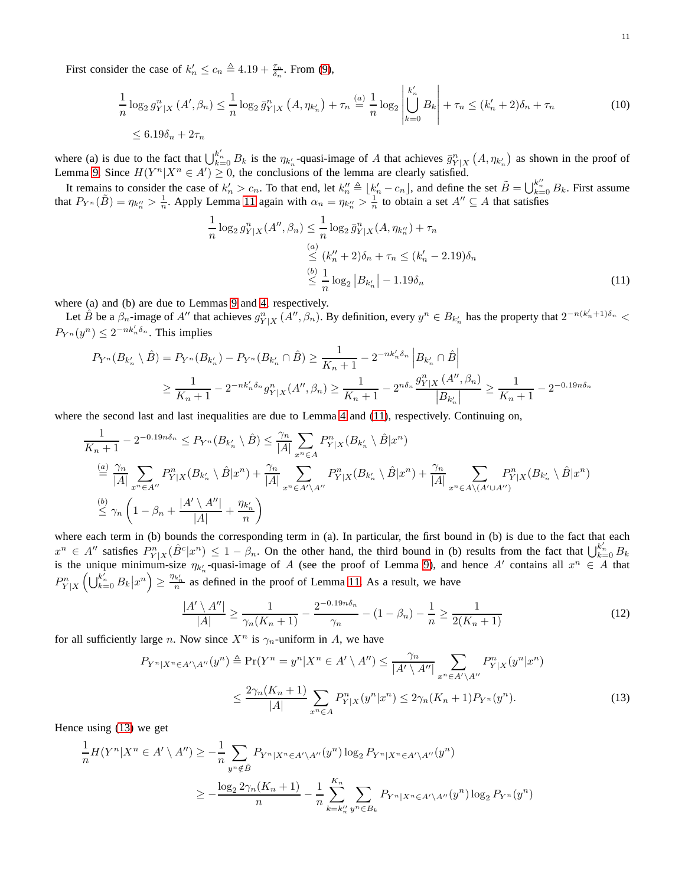First consider the case of $k'_n \le c_n \triangleq 4.19 + \frac{\tau_n}{\delta_n}$. From (9),

$$
\begin{aligned}
\frac{1}{n}\log_2 g^n_{Y|X}\left(A', \beta_n\right) &\le \frac{1}{n}\log_2 \bar{g}^n_{Y|X}\left(A, \eta_{k'_n}\right) + \tau_n \overset{(a)}{=} \frac{1}{n}\log_2 \left|\bigcup_{k=0}^{k'_n} B_k\right| + \tau_n \le (k'_n + 2)\delta_n + \tau_n \qquad (10)\\
&\le 6.19\delta_n + 2\tau_n
\end{aligned}
$$

where (a) is due to the fact that $\bigcup_{k=0}^{k'_n} B_k$ is the $\eta_{k'_n}$-quasi-image of $A$ that achieves $\bar{g}^n_{Y|X}\left(A, \eta_{k'_n}\right)$ as shown in the proof of Lemma 9. Since $H(Y^n|X^n \in A') \ge 0$, the conclusions of the lemma are clearly satisfied.

It remains to consider the case of $k'_n > c_n$. To that end, let $k''_n \triangleq \lfloor k'_n - c_n \rfloor$, and define the set $\tilde{B} = \bigcup_{k=0}^{k''_n} B_k$. First assume that $P_{Y^n}(\tilde{B}) = \eta_{k''_n} > \frac{1}{n}$. Apply Lemma 11 again with $\alpha_n = \eta_{k''_n} > \frac{1}{n}$ to obtain a set $A'' \subseteq A$ that satisfies

$$
\begin{aligned}
\frac{1}{n}\log_2 g^n_{Y|X}(A'', \beta_n) &\le \frac{1}{n}\log_2 \bar{g}^n_{Y|X}(A, \eta_{k''_n}) + \tau_n\\
&\overset{(a)}{\le} (k''_n + 2)\delta_n + \tau_n \le (k'_n - 2.19)\delta_n\\
&\overset{(b)}{\le} \frac{1}{n}\log_2 \left|B_{k'_n}\right| - 1.19\delta_n \qquad (11)
\end{aligned}
$$

where (a) and (b) are due to Lemmas 9 and 4, respectively.

Let $\hat{B}$ be a $\beta_n$-image of $A''$ that achieves $g^n_{Y|X}\left(A'', \beta_n\right)$. By definition, every $y^n \in B_{k'_n}$ has the property that $2^{-n(k'_n+1)\delta_n} < P_{Y^n}(y^n) \le 2^{-nk'_n\delta_n}$. This implies

$$
\begin{aligned}
P_{Y^n}(B_{k'_n} \setminus \hat{B}) &= P_{Y^n}(B_{k'_n}) - P_{Y^n}(B_{k'_n} \cap \hat{B}) \ge \frac{1}{K_n+1} - 2^{-nk'_n\delta_n}\left|B_{k'_n} \cap \hat{B}\right|\\
&\ge \frac{1}{K_n+1} - 2^{-nk'_n\delta_n} g^n_{Y|X}(A'', \beta_n) \ge \frac{1}{K_n+1} - 2^{n\delta_n}\frac{g^n_{Y|X}\left(A'', \beta_n\right)}{\left|B_{k'_n}\right|} \ge \frac{1}{K_n+1} - 2^{-0.19n\delta_n}
\end{aligned}
$$

where the second last and last inequalities are due to Lemma 4 and (11), respectively. Continuing on,

$$
\begin{aligned}
\frac{1}{K_n+1} - 2^{-0.19n\delta_n} &\le P_{Y^n}(B_{k'_n} \setminus \hat{B}) \le \frac{\gamma_n}{|A|}\sum_{x^n \in A} P^n_{Y|X}(B_{k'_n} \setminus \hat{B}|x^n)\\
&\overset{(a)}{=} \frac{\gamma_n}{|A|}\sum_{x^n \in A''} P^n_{Y|X}(B_{k'_n} \setminus \hat{B}|x^n) + \frac{\gamma_n}{|A|}\sum_{x^n \in A' \setminus A''} P^n_{Y|X}(B_{k'_n} \setminus \hat{B}|x^n) + \frac{\gamma_n}{|A|}\sum_{x^n \in A \setminus (A' \cup A'')} P^n_{Y|X}(B_{k'_n} \setminus \hat{B}|x^n)\\
&\overset{(b)}{\le} \gamma_n\left(1 - \beta_n + \frac{|A' \setminus A''|}{|A|} + \frac{\eta_{k'_n}}{n}\right)
\end{aligned}
$$

where each term in (b) bounds the corresponding term in (a). In particular, the first bound in (b) is due to the fact that each $x^n \in A''$ satisfies $P^n_{Y|X}(\hat{B}^c|x^n) \le 1 - \beta_n$. On the other hand, the third bound in (b) results from the fact that $\bigcup_{k=0}^{k'_n} B_k$ is the unique minimum-size $\eta_{k'_n}$-quasi-image of $A$ (see the proof of Lemma 9), and hence $A'$ contains all $x^n \in A$ that $P^n_{Y|X}\left(\bigcup_{k=0}^{k'_n} B_k|x^n\right) \ge \frac{\eta_{k'_n}}{n}$ as defined in the proof of Lemma 11. As a result, we have

$$
\frac{|A' \setminus A''|}{|A|} \ge \frac{1}{\gamma_n(K_n+1)} - \frac{2^{-0.19n\delta_n}}{\gamma_n} - (1 - \beta_n) - \frac{1}{n} \ge \frac{1}{2(K_n+1)} \qquad (12)
$$

for all sufficiently large $n$. Now since $X^n$ is $\gamma_n$-uniform in $A$, we have

$$
\begin{aligned}
P_{Y^n|X^n \in A' \setminus A''}(y^n) &\triangleq \Pr(Y^n = y^n|X^n \in A' \setminus A'') \le \frac{\gamma_n}{|A' \setminus A''|}\sum_{x^n \in A' \setminus A''} P^n_{Y|X}(y^n|x^n)\\
&\le \frac{2\gamma_n(K_n+1)}{|A|}\sum_{x^n \in A} P^n_{Y|X}(y^n|x^n) \le 2\gamma_n(K_n+1)P_{Y^n}(y^n). \qquad (13)
\end{aligned}
$$

Hence using (13) we get

$$
\begin{aligned}
\frac{1}{n}H(Y^n|X^n \in A' \setminus A'') &\ge -\frac{1}{n}\sum_{y^n \notin \tilde{B}} P_{Y^n|X^n \in A' \setminus A''}(y^n)\log_2 P_{Y^n|X^n \in A' \setminus A''}(y^n)\\
&\ge -\frac{\log_2 2\gamma_n(K_n+1)}{n} - \frac{1}{n}\sum_{k=k''_n}^{K_n}\sum_{y^n \in B_k} P_{Y^n|X^n \in A' \setminus A''}(y^n)\log_2 P_{Y^n}(y^n)
\end{aligned}
$$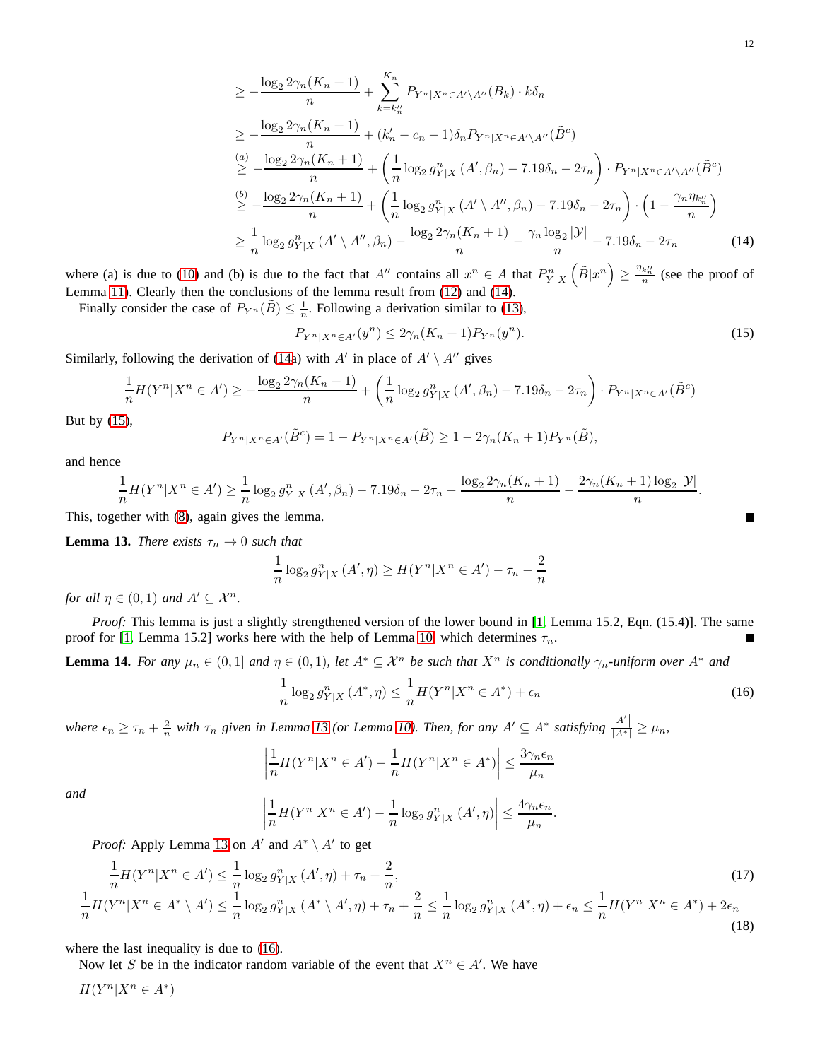$$
\begin{aligned}
&\geq -\frac{\log_2 2\gamma_n(K_n+1)}{n} + \sum_{k=k_n''}^{K_n} P_{Y^n|X^n \in A' \setminus A''}(B_k) \cdot k\delta_n \\
&\geq -\frac{\log_2 2\gamma_n(K_n+1)}{n} + (k_n' - c_n - 1)\delta_n P_{Y^n|X^n \in A' \setminus A''}(\tilde{B}^c) \\
&\overset{(a)}{\geq} -\frac{\log_2 2\gamma_n(K_n+1)}{n} + \left(\frac{1}{n}\log_2 g^n_{Y|X}(A', \beta_n) - 7.19\delta_n - 2\tau_n\right) \cdot P_{Y^n|X^n \in A' \setminus A''}(\tilde{B}^c) \\
&\overset{(b)}{\geq} -\frac{\log_2 2\gamma_n(K_n+1)}{n} + \left(\frac{1}{n}\log_2 g^n_{Y|X}(A' \setminus A'', \beta_n) - 7.19\delta_n - 2\tau_n\right) \cdot \left(1 - \frac{\gamma_n \eta_{k_n''}}{n}\right) \\
&\geq \frac{1}{n}\log_2 g^n_{Y|X}(A' \setminus A'', \beta_n) - \frac{\log_2 2\gamma_n(K_n+1)}{n} - \frac{\gamma_n \log_2 |\mathcal{Y}|}{n} - 7.19\delta_n - 2\tau_n
\end{aligned} \tag{14}
$$

where (a) is due to (10) and (b) is due to the fact that $A''$ contains all $x^n \in A$ that $P^n_{Y|X}\left(\tilde{B}|x^n\right) \geq \frac{\eta_{k_n''}}{n}$ (see the proof of Lemma 11). Clearly then the conclusions of the lemma result from (12) and (14).

Finally consider the case of $P_{Y^n}(\tilde{B}) \leq \frac{1}{n}$. Following a derivation similar to (13),

$$
P_{Y^n|X^n \in A'}(y^n) \leq 2\gamma_n(K_n+1) P_{Y^n}(y^n). \tag{15}
$$

Similarly, following the derivation of (14a) with $A'$ in place of $A' \setminus A''$ gives

$$
\frac{1}{n}H(Y^n|X^n \in A') \geq -\frac{\log_2 2\gamma_n(K_n+1)}{n} + \left(\frac{1}{n}\log_2 g^n_{Y|X}(A', \beta_n) - 7.19\delta_n - 2\tau_n\right) \cdot P_{Y^n|X^n \in A'}(\tilde{B}^c)
$$

But by (15),

$$
P_{Y^n|X^n \in A'}(\tilde{B}^c) = 1 - P_{Y^n|X^n \in A'}(\tilde{B}) \geq 1 - 2\gamma_n(K_n+1)P_{Y^n}(\tilde{B}),
$$

and hence

$$
\frac{1}{n}H(Y^n|X^n \in A') \geq \frac{1}{n}\log_2 g^n_{Y|X}(A', \beta_n) - 7.19\delta_n - 2\tau_n - \frac{\log_2 2\gamma_n(K_n+1)}{n} - \frac{2\gamma_n(K_n+1)\log_2 |\mathcal{Y}|}{n}.
$$

This, together with (8), again gives the lemma. ∎

**Lemma 13.** *There exists $\tau_n \to 0$ such that*

$$
\frac{1}{n}\log_2 g^n_{Y|X}(A', \eta) \geq H(Y^n|X^n \in A') - \tau_n - \frac{2}{n}
$$

*for all $\eta \in (0,1)$ and $A' \subseteq \mathcal{X}^n$.*

*Proof:* This lemma is just a slightly strengthened version of the lower bound in [1, Lemma 15.2, Eqn. (15.4)]. The same proof for [1, Lemma 15.2] works here with the help of Lemma 10 which determines $\tau_n$. ∎

**Lemma 14.** *For any $\mu_n \in (0,1]$ and $\eta \in (0,1)$, let $A^* \subseteq \mathcal{X}^n$ be such that $X^n$ is conditionally $\gamma_n$-uniform over $A^*$ and*

$$
\frac{1}{n}\log_2 g^n_{Y|X}(A^*, \eta) \leq \frac{1}{n}H(Y^n|X^n \in A^*) + \epsilon_n \tag{16}
$$

*where $\epsilon_n \geq \tau_n + \frac{2}{n}$ with $\tau_n$ given in Lemma 13 (or Lemma 10). Then, for any $A' \subseteq A^*$ satisfying $\frac{|A'|}{|A^*|} \geq \mu_n$,*

$$
\left|\frac{1}{n}H(Y^n|X^n \in A') - \frac{1}{n}H(Y^n|X^n \in A^*)\right| \leq \frac{3\gamma_n \epsilon_n}{\mu_n}
$$

*and*

$$
\left|\frac{1}{n}H(Y^n|X^n \in A') - \frac{1}{n}\log_2 g^n_{Y|X}(A', \eta)\right| \leq \frac{4\gamma_n \epsilon_n}{\mu_n}.
$$

*Proof:* Apply Lemma 13 on $A'$ and $A^* \setminus A'$ to get

$$
\frac{1}{n}H(Y^n|X^n \in A') \leq \frac{1}{n}\log_2 g^n_{Y|X}(A', \eta) + \tau_n + \frac{2}{n}, \tag{17}
$$

$$
\frac{1}{n}H(Y^n|X^n \in A^* \setminus A') \leq \frac{1}{n}\log_2 g^n_{Y|X}(A^* \setminus A', \eta) + \tau_n + \frac{2}{n} \leq \frac{1}{n}\log_2 g^n_{Y|X}(A^*, \eta) + \epsilon_n \leq \frac{1}{n}H(Y^n|X^n \in A^*) + 2\epsilon_n \tag{18}
$$

where the last inequality is due to (16).

Now let $S$ be in the indicator random variable of the event that $X^n \in A'$. We have

$H(Y^n|X^n \in A^*)$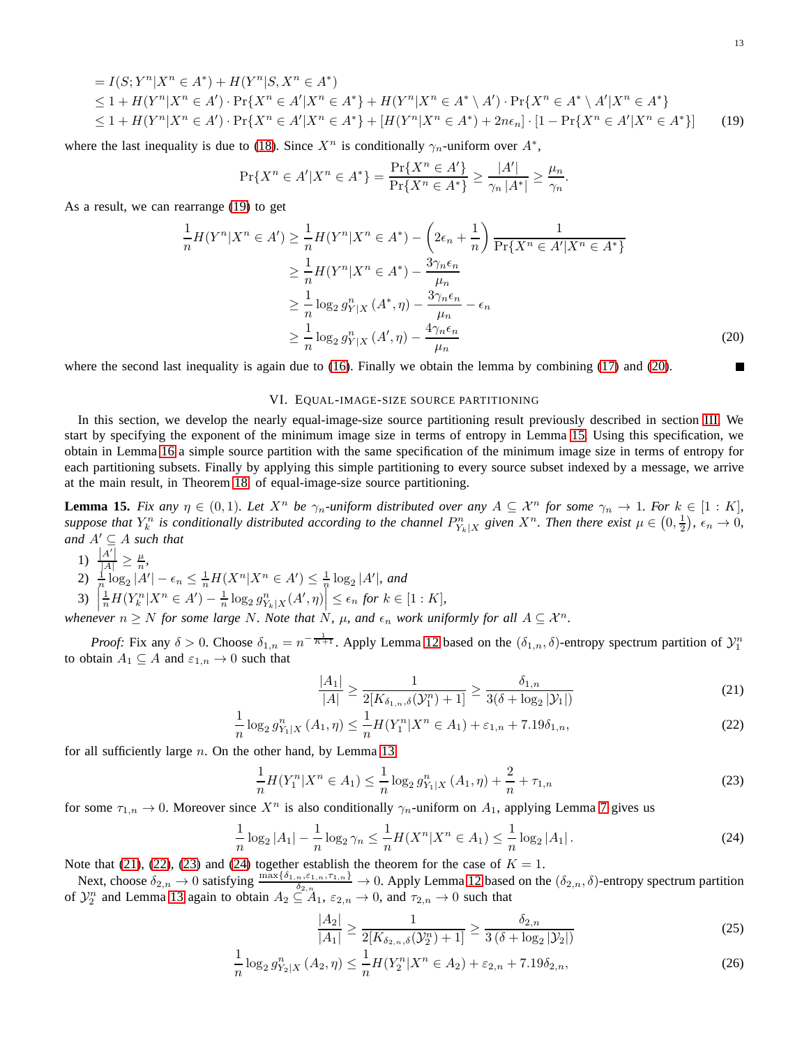$$
\begin{aligned}
&= I(S; Y^n | X^n \in A^*) + H(Y^n | S, X^n \in A^*) \\
&\leq 1 + H(Y^n | X^n \in A') \cdot \Pr\{X^n \in A' | X^n \in A^*\} + H(Y^n | X^n \in A^* \setminus A') \cdot \Pr\{X^n \in A^* \setminus A' | X^n \in A^*\} \\
&\leq 1 + H(Y^n | X^n \in A') \cdot \Pr\{X^n \in A' | X^n \in A^*\} + [H(Y^n | X^n \in A^*) + 2n\epsilon_n] \cdot [1 - \Pr\{X^n \in A' | X^n \in A^*\}] \qquad (19)
\end{aligned}
$$

where the last inequality is due to (18). Since $X^n$ is conditionally $\gamma_n$-uniform over $A^*$,

$$
\Pr\{X^n \in A' | X^n \in A^*\} = \frac{\Pr\{X^n \in A'\}}{\Pr\{X^n \in A^*\}} \geq \frac{|A'|}{\gamma_n |A^*|} \geq \frac{\mu_n}{\gamma_n}.
$$

As a result, we can rearrange (19) to get

$$
\begin{aligned}
\frac{1}{n} H(Y^n | X^n \in A') &\geq \frac{1}{n} H(Y^n | X^n \in A^*) - \left(2\epsilon_n + \frac{1}{n}\right) \frac{1}{\Pr\{X^n \in A' | X^n \in A^*\}} \\
&\geq \frac{1}{n} H(Y^n | X^n \in A^*) - \frac{3\gamma_n \epsilon_n}{\mu_n} \\
&\geq \frac{1}{n} \log_2 g^n_{Y|X}(A^*, \eta) - \frac{3\gamma_n \epsilon_n}{\mu_n} - \epsilon_n \\
&\geq \frac{1}{n} \log_2 g^n_{Y|X}(A', \eta) - \frac{4\gamma_n \epsilon_n}{\mu_n} \qquad (20)
\end{aligned}
$$

where the second last inequality is again due to (16). Finally we obtain the lemma by combining (17) and (20). ■

## VI. Equal-image-size source partitioning

In this section, we develop the nearly equal-image-size source partitioning result previously described in section III. We start by specifying the exponent of the minimum image size in terms of entropy in Lemma 15. Using this specification, we obtain in Lemma 16 a simple source partition with the same specification of the minimum image size in terms of entropy for each partitioning subsets. Finally by applying this simple partitioning to every source subset indexed by a message, we arrive at the main result, in Theorem 18, of equal-image-size source partitioning.

**Lemma 15.** *Fix any $\eta \in (0, 1)$. Let $X^n$ be $\gamma_n$-uniform distributed over any $A \subseteq \mathcal{X}^n$ for some $\gamma_n \to 1$. For $k \in [1 : K]$, suppose that $Y^n_k$ is conditionally distributed according to the channel $P^n_{Y_k|X}$ given $X^n$. Then there exist $\mu \in \left(0, \frac{1}{2}\right)$, $\epsilon_n \to 0$, and $A' \subseteq A$ such that*

1) $\frac{|A'|}{|A|} \geq \frac{\mu}{n}$,
2) $\frac{1}{n} \log_2 |A'| - \epsilon_n \leq \frac{1}{n} H(X^n | X^n \in A') \leq \frac{1}{n} \log_2 |A'|$, *and*
3) $\left| \frac{1}{n} H(Y^n_k | X^n \in A') - \frac{1}{n} \log_2 g^n_{Y_k|X}(A', \eta) \right| \leq \epsilon_n$ *for $k \in [1 : K]$,*

*whenever $n \geq N$ for some large $N$. Note that $N$, $\mu$, and $\epsilon_n$ work uniformly for all $A \subseteq \mathcal{X}^n$.*

*Proof:* Fix any $\delta > 0$. Choose $\delta_{1,n} = n^{-\frac{1}{K+1}}$. Apply Lemma 12 based on the $(\delta_{1,n}, \delta)$-entropy spectrum partition of $\mathcal{Y}^n_1$ to obtain $A_1 \subseteq A$ and $\varepsilon_{1,n} \to 0$ such that

$$
\frac{|A_1|}{|A|} \geq \frac{1}{2[K_{\delta_{1,n},\delta}(\mathcal{Y}^n_1) + 1]} \geq \frac{\delta_{1,n}}{3(\delta + \log_2 |\mathcal{Y}_1|)} \qquad (21)
$$

$$
\frac{1}{n} \log_2 g^n_{Y_1|X}(A_1, \eta) \leq \frac{1}{n} H(Y^n_1 | X^n \in A_1) + \varepsilon_{1,n} + 7.19\delta_{1,n}, \qquad (22)
$$

for all sufficiently large $n$. On the other hand, by Lemma 13

$$
\frac{1}{n} H(Y^n_1 | X^n \in A_1) \leq \frac{1}{n} \log_2 g^n_{Y_1|X}(A_1, \eta) + \frac{2}{n} + \tau_{1,n} \qquad (23)
$$

for some $\tau_{1,n} \to 0$. Moreover since $X^n$ is also conditionally $\gamma_n$-uniform on $A_1$, applying Lemma 7 gives us

$$
\frac{1}{n} \log_2 |A_1| - \frac{1}{n} \log_2 \gamma_n \leq \frac{1}{n} H(X^n | X^n \in A_1) \leq \frac{1}{n} \log_2 |A_1|. \qquad (24)
$$

Note that (21), (22), (23) and (24) together establish the theorem for the case of $K = 1$.

Next, choose $\delta_{2,n} \to 0$ satisfying $\frac{\max\{\delta_{1,n}, \varepsilon_{1,n}, \tau_{1,n}\}}{\delta_{2,n}} \to 0$. Apply Lemma 12 based on the $(\delta_{2,n}, \delta)$-entropy spectrum partition of $\mathcal{Y}^n_2$ and Lemma 13 again to obtain $A_2 \subseteq A_1$, $\varepsilon_{2,n} \to 0$, and $\tau_{2,n} \to 0$ such that

$$
\frac{|A_2|}{|A_1|} \geq \frac{1}{2[K_{\delta_{2,n},\delta}(\mathcal{Y}^n_2) + 1]} \geq \frac{\delta_{2,n}}{3(\delta + \log_2 |\mathcal{Y}_2|)} \qquad (25)
$$

$$
\frac{1}{n} \log_2 g^n_{Y_2|X}(A_2, \eta) \leq \frac{1}{n} H(Y^n_2 | X^n \in A_2) + \varepsilon_{2,n} + 7.19\delta_{2,n}, \qquad (26)
$$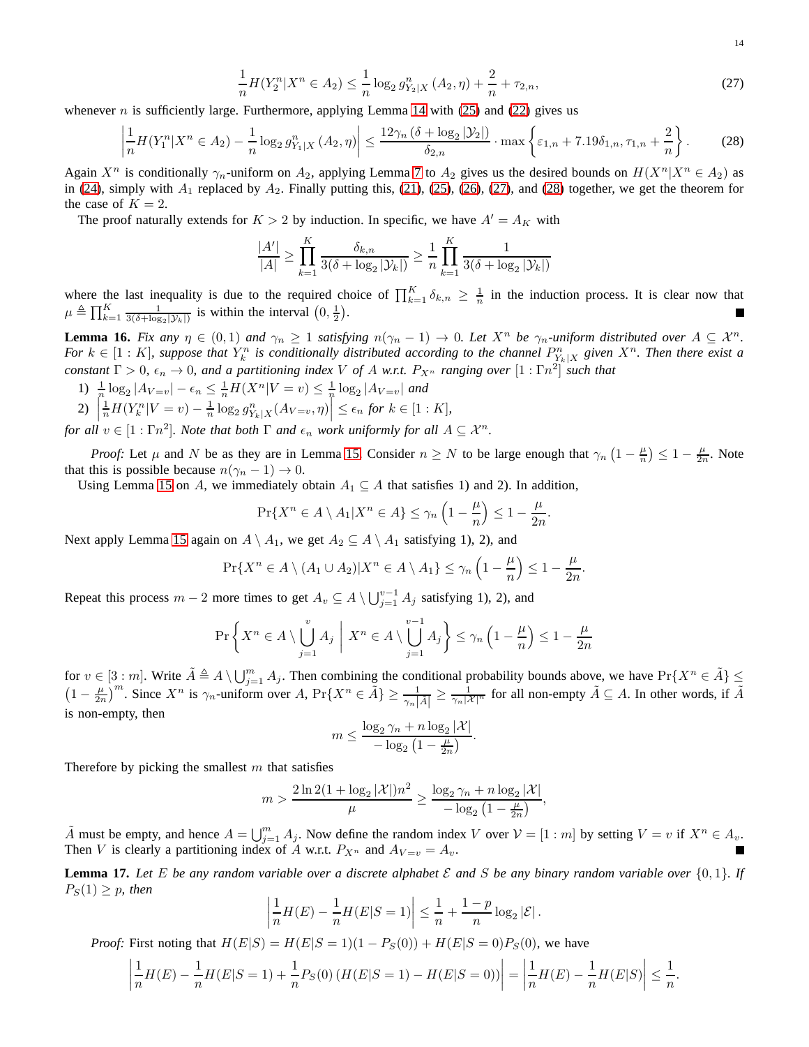$$\frac{1}{n}H(Y_2^n|X^n \in A_2) \leq \frac{1}{n}\log_2 g^n_{Y_2|X}(A_2,\eta) + \frac{2}{n} + \tau_{2,n}, \tag{27}$$

whenever $n$ is sufficiently large. Furthermore, applying Lemma 14 with (25) and (22) gives us

$$\left|\frac{1}{n}H(Y_1^n|X^n \in A_2) - \frac{1}{n}\log_2 g^n_{Y_1|X}(A_2,\eta)\right| \leq \frac{12\gamma_n(\delta + \log_2|\mathcal{Y}_2|)}{\delta_{2,n}} \cdot \max\left\{\varepsilon_{1,n} + 7.19\delta_{1,n}, \tau_{1,n} + \frac{2}{n}\right\}. \tag{28}$$

Again $X^n$ is conditionally $\gamma_n$-uniform on $A_2$, applying Lemma 7 to $A_2$ gives us the desired bounds on $H(X^n|X^n \in A_2)$ as in (24), simply with $A_1$ replaced by $A_2$. Finally putting this, (21), (25), (26), (27), and (28) together, we get the theorem for the case of $K = 2$.

The proof naturally extends for $K > 2$ by induction. In specific, we have $A' = A_K$ with

$$\frac{|A'|}{|A|} \geq \prod_{k=1}^{K} \frac{\delta_{k,n}}{3(\delta + \log_2|\mathcal{Y}_k|)} \geq \frac{1}{n}\prod_{k=1}^{K}\frac{1}{3(\delta + \log_2|\mathcal{Y}_k|)}$$

where the last inequality is due to the required choice of $\prod_{k=1}^{K}\delta_{k,n} \geq \frac{1}{n}$ in the induction process. It is clear now that $\mu \triangleq \prod_{k=1}^{K}\frac{1}{3(\delta+\log_2|\mathcal{Y}_k|)}$ is within the interval $\left(0, \frac{1}{2}\right)$. ∎

**Lemma 16.** *Fix any $\eta \in (0,1)$ and $\gamma_n \geq 1$ satisfying $n(\gamma_n - 1) \to 0$. Let $X^n$ be $\gamma_n$-uniform distributed over $A \subseteq \mathcal{X}^n$. For $k \in [1:K]$, suppose that $Y_k^n$ is conditionally distributed according to the channel $P^n_{Y_k|X}$ given $X^n$. Then there exist a constant $\Gamma > 0$, $\epsilon_n \to 0$, and a partitioning index $V$ of $A$ w.r.t. $P_{X^n}$ ranging over $[1:\Gamma n^2]$ such that*

1) $\frac{1}{n}\log_2|A_{V=v}| - \epsilon_n \leq \frac{1}{n}H(X^n|V=v) \leq \frac{1}{n}\log_2|A_{V=v}|$ *and*
2) $\left|\frac{1}{n}H(Y_k^n|V=v) - \frac{1}{n}\log_2 g^n_{Y_k|X}(A_{V=v},\eta)\right| \leq \epsilon_n$ *for* $k \in [1:K]$,

*for all $v \in [1:\Gamma n^2]$. Note that both $\Gamma$ and $\epsilon_n$ work uniformly for all $A \subseteq \mathcal{X}^n$.*

*Proof:* Let $\mu$ and $N$ be as they are in Lemma 15. Consider $n \geq N$ to be large enough that $\gamma_n\left(1 - \frac{\mu}{n}\right) \leq 1 - \frac{\mu}{2n}$. Note that this is possible because $n(\gamma_n - 1) \to 0$.

Using Lemma 15 on $A$, we immediately obtain $A_1 \subseteq A$ that satisfies 1) and 2). In addition,

$$\Pr\{X^n \in A \setminus A_1 | X^n \in A\} \leq \gamma_n\left(1 - \frac{\mu}{n}\right) \leq 1 - \frac{\mu}{2n}.$$

Next apply Lemma 15 again on $A \setminus A_1$, we get $A_2 \subseteq A \setminus A_1$ satisfying 1), 2), and

$$\Pr\{X^n \in A \setminus (A_1 \cup A_2) | X^n \in A \setminus A_1\} \leq \gamma_n\left(1 - \frac{\mu}{n}\right) \leq 1 - \frac{\mu}{2n}.$$

Repeat this process $m - 2$ more times to get $A_v \subseteq A \setminus \bigcup_{j=1}^{v-1} A_j$ satisfying 1), 2), and

$$\Pr\left\{X^n \in A \setminus \bigcup_{j=1}^{v} A_j \;\middle|\; X^n \in A \setminus \bigcup_{j=1}^{v-1} A_j\right\} \leq \gamma_n\left(1 - \frac{\mu}{n}\right) \leq 1 - \frac{\mu}{2n}$$

for $v \in [3:m]$. Write $\tilde{A} \triangleq A \setminus \bigcup_{j=1}^{m} A_j$. Then combining the conditional probability bounds above, we have $\Pr\{X^n \in \tilde{A}\} \leq \left(1 - \frac{\mu}{2n}\right)^m$. Since $X^n$ is $\gamma_n$-uniform over $A$, $\Pr\{X^n \in \tilde{A}\} \geq \frac{1}{\gamma_n|A|} \geq \frac{1}{\gamma_n|\mathcal{X}|^n}$ for all non-empty $\tilde{A} \subseteq A$. In other words, if $\tilde{A}$ is non-empty, then

$$m \leq \frac{\log_2\gamma_n + n\log_2|\mathcal{X}|}{-\log_2\left(1 - \frac{\mu}{2n}\right)}.$$

Therefore by picking the smallest $m$ that satisfies

$$m > \frac{2\ln 2(1 + \log_2|\mathcal{X}|)n^2}{\mu} \geq \frac{\log_2\gamma_n + n\log_2|\mathcal{X}|}{-\log_2\left(1 - \frac{\mu}{2n}\right)},$$

$\tilde{A}$ must be empty, and hence $A = \bigcup_{j=1}^{m} A_j$. Now define the random index $V$ over $\mathcal{V} = [1:m]$ by setting $V = v$ if $X^n \in A_v$. Then $V$ is clearly a partitioning index of $A$ w.r.t. $P_{X^n}$ and $A_{V=v} = A_v$. ∎

**Lemma 17.** *Let $E$ be any random variable over a discrete alphabet $\mathcal{E}$ and $S$ be any binary random variable over $\{0,1\}$. If $P_S(1) \geq p$, then*

$$\left|\frac{1}{n}H(E) - \frac{1}{n}H(E|S=1)\right| \leq \frac{1}{n} + \frac{1-p}{n}\log_2|\mathcal{E}|.$$

*Proof:* First noting that $H(E|S) = H(E|S=1)(1 - P_S(0)) + H(E|S=0)P_S(0)$, we have

$$\left|\frac{1}{n}H(E) - \frac{1}{n}H(E|S=1) + \frac{1}{n}P_S(0)\left(H(E|S=1) - H(E|S=0)\right)\right| = \left|\frac{1}{n}H(E) - \frac{1}{n}H(E|S)\right| \leq \frac{1}{n}.$$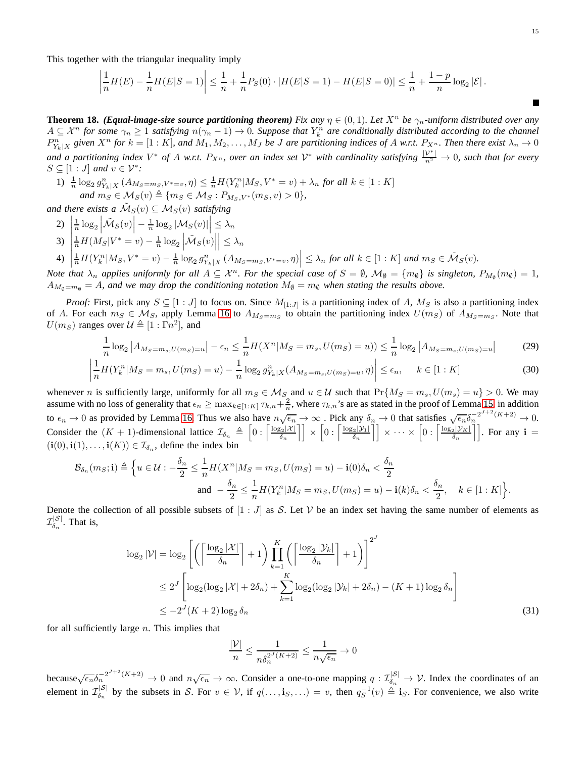This together with the triangular inequality imply

$$\left|\frac{1}{n}H(E) - \frac{1}{n}H(E|S=1)\right| \leq \frac{1}{n} + \frac{1}{n}P_S(0)\cdot|H(E|S=1) - H(E|S=0)| \leq \frac{1}{n} + \frac{1-p}{n}\log_2|\mathcal{E}|.$$

∎

**Theorem 18.** ***(Equal-image-size source partitioning theorem)*** *Fix any $\eta \in (0,1)$. Let $X^n$ be $\gamma_n$-uniform distributed over any $A \subseteq \mathcal{X}^n$ for some $\gamma_n \geq 1$ satisfying $n(\gamma_n - 1) \to 0$. Suppose that $Y_k^n$ are conditionally distributed according to the channel $P^n_{Y_k|X}$ given $X^n$ for $k = [1:K]$, and $M_1, M_2, \ldots, M_J$ be $J$ are partitioning indices of $A$ w.r.t. $P_{X^n}$. Then there exist $\lambda_n \to 0$ and a partitioning index $V^*$ of $A$ w.r.t. $P_{X^n}$, over an index set $\mathcal{V}^*$ with cardinality satisfying $\frac{|\mathcal{V}^*|}{n^2} \to 0$, such that for every $S \subseteq [1:J]$ and $v \in \mathcal{V}^*$:*

1) $\frac{1}{n}\log_2 g^n_{Y_k|X}\left(A_{M_S=m_S, V^*=v}, \eta\right) \leq \frac{1}{n}H(Y_k^n|M_S, V^*=v) + \lambda_n$ *for all* $k \in [1:K]$ *and* $m_S \in \mathcal{M}_S(v) \triangleq \{m_S \in \mathcal{M}_S : P_{M_S,V^*}(m_S, v) > 0\}$,

*and there exists a $\tilde{\mathcal{M}}_S(v) \subseteq \mathcal{M}_S(v)$ satisfying*

2) $\left|\frac{1}{n}\log_2\left|\tilde{\mathcal{M}}_S(v)\right| - \frac{1}{n}\log_2|\mathcal{M}_S(v)|\right| \leq \lambda_n$
3) $\left|\frac{1}{n}H(M_S|V^*=v) - \frac{1}{n}\log_2\left|\tilde{\mathcal{M}}_S(v)\right|\right| \leq \lambda_n$
4) $\left|\frac{1}{n}H(Y_k^n|M_S, V^*=v) - \frac{1}{n}\log_2 g^n_{Y_k|X}\left(A_{M_S=m_S, V^*=v}, \eta\right)\right| \leq \lambda_n$ *for all* $k \in [1:K]$ *and* $m_S \in \tilde{\mathcal{M}}_S(v)$.

*Note that $\lambda_n$ applies uniformly for all $A \subseteq \mathcal{X}^n$. For the special case of $S = \emptyset$, $\mathcal{M}_\emptyset = \{m_\emptyset\}$ is singleton, $P_{M_\emptyset}(m_\emptyset) = 1$, $A_{M_\emptyset = m_\emptyset} = A$, and we may drop the conditioning notation $M_\emptyset = m_\emptyset$ when stating the results above.*

*Proof:* First, pick any $S \subseteq [1:J]$ to focus on. Since $M_{[1:J]}$ is a partitioning index of $A$, $M_S$ is also a partitioning index of $A$. For each $m_S \in \mathcal{M}_S$, apply Lemma 16 to $A_{M_S=m_S}$ to obtain the partitioning index $U(m_S)$ of $A_{M_S=m_S}$. Note that $U(m_S)$ ranges over $\mathcal{U} \triangleq [1:\Gamma n^2]$, and

$$\frac{1}{n}\log_2\left|A_{M_S=m_s, U(m_S)=u}\right| - \epsilon_n \leq \frac{1}{n}H(X^n|M_S=m_s, U(m_S)=u)) \leq \frac{1}{n}\log_2\left|A_{M_S=m_s, U(m_S)=u}\right| \tag{29}$$

$$\left|\frac{1}{n}H(Y_k^n|M_S=m_s, U(m_S)=u) - \frac{1}{n}\log_2 g^n_{Y_k|X}(A_{M_S=m_s, U(m_S)=u}, \eta)\right| \leq \epsilon_n, \quad k \in [1:K] \tag{30}$$

whenever $n$ is sufficiently large, uniformly for all $m_S \in \mathcal{M}_S$ and $u \in \mathcal{U}$ such that $\Pr\{M_S = m_s, U(m_s) = u\} > 0$. We may assume with no loss of generality that $\epsilon_n \geq \max_{k\in[1:K]} \tau_{k,n} + \frac{2}{n}$, where $\tau_{k,n}$'s are as stated in the proof of Lemma 15 in addition to $\epsilon_n \to 0$ as provided by Lemma 16. Thus we also have $n\sqrt{\epsilon_n} \to \infty$ . Pick any $\delta_n \to 0$ that satisfies $\sqrt{\epsilon_n}\delta_n^{-2^{J+2}(K+2)} \to 0$. Consider the $(K+1)$-dimensional lattice $\mathcal{I}_{\delta_n} \triangleq \left[0 : \left\lceil\frac{\log_2|\mathcal{X}|}{\delta_n}\right\rceil\right] \times \left[0 : \left\lceil\frac{\log_2|\mathcal{Y}_1|}{\delta_n}\right\rceil\right] \times \cdots \times \left[0 : \left\lceil\frac{\log_2|\mathcal{Y}_K|}{\delta_n}\right\rceil\right]$. For any $\mathbf{i} = (\mathbf{i}(0), \mathbf{i}(1), \ldots, \mathbf{i}(K)) \in \mathcal{I}_{\delta_n}$, define the index bin

$$\mathcal{B}_{\delta_n}(m_S; \mathbf{i}) \triangleq \Big\{u \in \mathcal{U} : -\frac{\delta_n}{2} \leq \frac{1}{n}H(X^n|M_S=m_S, U(m_S)=u) - \mathbf{i}(0)\delta_n < \frac{\delta_n}{2}$$
$$\text{and } -\frac{\delta_n}{2} \leq \frac{1}{n}H(Y_k^n|M_S=m_S, U(m_S)=u) - \mathbf{i}(k)\delta_n < \frac{\delta_n}{2}, \quad k \in [1:K]\Big\}.$$

Denote the collection of all possible subsets of $[1:J]$ as $\mathcal{S}$. Let $\mathcal{V}$ be an index set having the same number of elements as $\mathcal{I}^{|\mathcal{S}|}_{\delta_n}$. That is,

$$\begin{aligned}
\log_2|\mathcal{V}| &= \log_2\left[\left(\left\lceil\frac{\log_2|\mathcal{X}|}{\delta_n}\right\rceil + 1\right)\prod_{k=1}^{K}\left(\left\lceil\frac{\log_2|\mathcal{Y}_k|}{\delta_n}\right\rceil + 1\right)\right]^{2^J} \\
&\leq 2^J\left[\log_2(\log_2|\mathcal{X}| + 2\delta_n) + \sum_{k=1}^{K}\log_2(\log_2|\mathcal{Y}_k| + 2\delta_n) - (K+1)\log_2\delta_n\right] \\
&\leq -2^J(K+2)\log_2\delta_n
\end{aligned} \tag{31}$$

for all sufficiently large $n$. This implies that

$$\frac{|\mathcal{V}|}{n} \leq \frac{1}{n\delta_n^{2^J(K+2)}} \leq \frac{1}{n\sqrt{\epsilon_n}} \to 0$$

because $\sqrt{\epsilon_n}\delta_n^{-2^{J+2}(K+2)} \to 0$ and $n\sqrt{\epsilon_n} \to \infty$. Consider a one-to-one mapping $q : \mathcal{I}^{|\mathcal{S}|}_{\delta_n} \to \mathcal{V}$. Index the coordinates of an element in $\mathcal{I}^{|\mathcal{S}|}_{\delta_n}$ by the subsets in $\mathcal{S}$. For $v \in \mathcal{V}$, if $q(\ldots, \mathbf{i}_S, \ldots) = v$, then $q_S^{-1}(v) \triangleq \mathbf{i}_S$. For convenience, we also write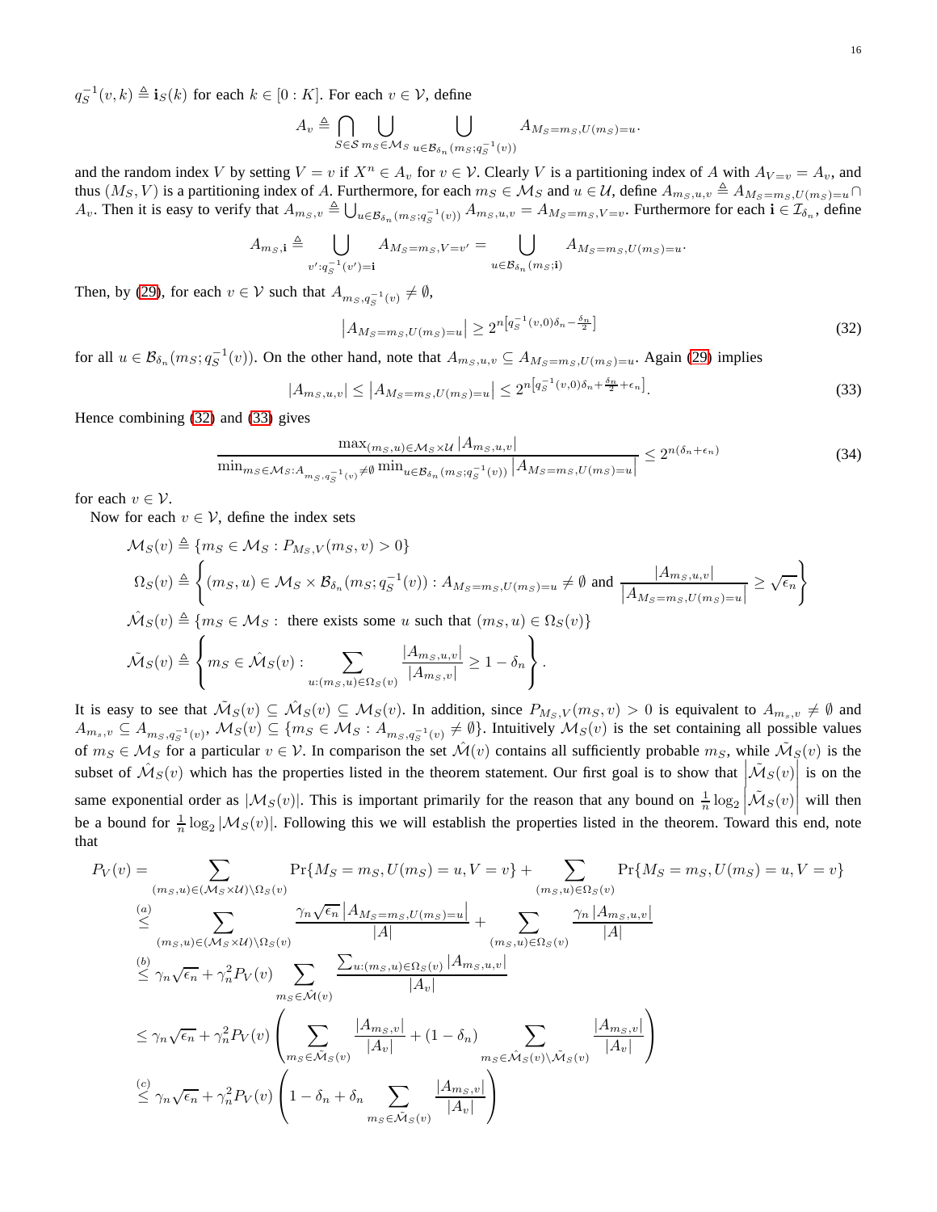$q_S^{-1}(v,k) \triangleq \mathbf{i}_S(k)$ for each $k \in [0:K]$. For each $v \in \mathcal{V}$, define

$$A_v \triangleq \bigcap_{S\in\mathcal{S}} \bigcup_{m_S\in\mathcal{M}_S} \bigcup_{u\in\mathcal{B}_{\delta_n}(m_S;q_S^{-1}(v))} A_{M_S=m_S,U(m_S)=u}.$$

and the random index $V$ by setting $V=v$ if $X^n \in A_v$ for $v \in \mathcal{V}$. Clearly $V$ is a partitioning index of $A$ with $A_{V=v}=A_v$, and thus $(M_S,V)$ is a partitioning index of $A$. Furthermore, for each $m_S \in \mathcal{M}_S$ and $u \in \mathcal{U}$, define $A_{m_S,u,v} \triangleq A_{M_S=m_S,U(m_S)=u} \cap A_v$. Then it is easy to verify that $A_{m_S,v} \triangleq \bigcup_{u\in\mathcal{B}_{\delta_n}(m_S;q_S^{-1}(v))} A_{m_S,u,v} = A_{M_S=m_S,V=v}$. Furthermore for each $\mathbf{i} \in \mathcal{I}_{\delta_n}$, define

$$A_{m_S,\mathbf{i}} \triangleq \bigcup_{v':q_S^{-1}(v')=\mathbf{i}} A_{M_S=m_S,V=v'} = \bigcup_{u\in\mathcal{B}_{\delta_n}(m_S;\mathbf{i})} A_{M_S=m_S,U(m_S)=u}.$$

Then, by (29), for each $v \in \mathcal{V}$ such that $A_{m_S,q_S^{-1}(v)} \neq \emptyset$,

$$\left|A_{M_S=m_S,U(m_S)=u}\right| \geq 2^{n\left[q_S^{-1}(v,0)\delta_n - \frac{\delta_n}{2}\right]} \tag{32}$$

for all $u \in \mathcal{B}_{\delta_n}(m_S;q_S^{-1}(v))$. On the other hand, note that $A_{m_S,u,v} \subseteq A_{M_S=m_S,U(m_S)=u}$. Again (29) implies

$$|A_{m_S,u,v}| \leq \left|A_{M_S=m_S,U(m_S)=u}\right| \leq 2^{n\left[q_S^{-1}(v,0)\delta_n + \frac{\delta_n}{2} + \epsilon_n\right]}. \tag{33}$$

Hence combining (32) and (33) gives

$$\frac{\max_{(m_S,u)\in\mathcal{M}_S\times\mathcal{U}} |A_{m_S,u,v}|}{\min_{m_S\in\mathcal{M}_S:A_{m_S,q_S^{-1}(v)}\neq\emptyset} \min_{u\in\mathcal{B}_{\delta_n}(m_S;q_S^{-1}(v))} \left|A_{M_S=m_S,U(m_S)=u}\right|} \leq 2^{n(\delta_n+\epsilon_n)} \tag{34}$$

for each $v \in \mathcal{V}$.

Now for each $v \in \mathcal{V}$, define the index sets

$$\mathcal{M}_S(v) \triangleq \{m_S \in \mathcal{M}_S : P_{M_S,V}(m_S,v) > 0\}$$

$$\Omega_S(v) \triangleq \left\{(m_S,u) \in \mathcal{M}_S \times \mathcal{B}_{\delta_n}(m_S;q_S^{-1}(v)) : A_{M_S=m_S,U(m_S)=u} \neq \emptyset \text{ and } \frac{|A_{m_S,u,v}|}{\left|A_{M_S=m_S,U(m_S)=u}\right|} \geq \sqrt{\epsilon_n}\right\}$$

$$\hat{\mathcal{M}}_S(v) \triangleq \{m_S \in \mathcal{M}_S : \text{ there exists some } u \text{ such that } (m_S,u) \in \Omega_S(v)\}$$

$$\tilde{\mathcal{M}}_S(v) \triangleq \left\{m_S \in \hat{\mathcal{M}}_S(v) : \sum_{u:(m_S,u)\in\Omega_S(v)} \frac{|A_{m_S,u,v}|}{|A_{m_S,v}|} \geq 1-\delta_n\right\}.$$

It is easy to see that $\tilde{\mathcal{M}}_S(v) \subseteq \hat{\mathcal{M}}_S(v) \subseteq \mathcal{M}_S(v)$. In addition, since $P_{M_S,V}(m_S,v) > 0$ is equivalent to $A_{m_s,v} \neq \emptyset$ and $A_{m_s,v} \subseteq A_{m_S,q_S^{-1}(v)}$, $\mathcal{M}_S(v) \subseteq \{m_S \in \mathcal{M}_S : A_{m_S,q_S^{-1}(v)} \neq \emptyset\}$. Intuitively $\mathcal{M}_S(v)$ is the set containing all possible values of $m_S \in \mathcal{M}_S$ for a particular $v \in \mathcal{V}$. In comparison the set $\hat{\mathcal{M}}(v)$ contains all sufficiently probable $m_S$, while $\tilde{\mathcal{M}}_S(v)$ is the subset of $\hat{\mathcal{M}}_S(v)$ which has the properties listed in the theorem statement. Our first goal is to show that $\left|\tilde{\mathcal{M}}_S(v)\right|$ is on the same exponential order as $|\mathcal{M}_S(v)|$. This is important primarily for the reason that any bound on $\frac{1}{n}\log_2\left|\tilde{\mathcal{M}}_S(v)\right|$ will then be a bound for $\frac{1}{n}\log_2|\mathcal{M}_S(v)|$. Following this we will establish the properties listed in the theorem. Toward this end, note that

$$\begin{aligned}
P_V(v) &= \sum_{(m_S,u)\in(\mathcal{M}_S\times\mathcal{U})\setminus\Omega_S(v)} \Pr\{M_S=m_S,U(m_S)=u,V=v\} + \sum_{(m_S,u)\in\Omega_S(v)} \Pr\{M_S=m_S,U(m_S)=u,V=v\} \\
&\overset{(a)}{\leq} \sum_{(m_S,u)\in(\mathcal{M}_S\times\mathcal{U})\setminus\Omega_S(v)} \frac{\gamma_n\sqrt{\epsilon_n}\left|A_{M_S=m_S,U(m_S)=u}\right|}{|A|} + \sum_{(m_S,u)\in\Omega_S(v)} \frac{\gamma_n\,|A_{m_S,u,v}|}{|A|} \\
&\overset{(b)}{\leq} \gamma_n\sqrt{\epsilon_n} + \gamma_n^2 P_V(v) \sum_{m_S\in\hat{\mathcal{M}}(v)} \frac{\sum_{u:(m_S,u)\in\Omega_S(v)} |A_{m_S,u,v}|}{|A_v|} \\
&\leq \gamma_n\sqrt{\epsilon_n} + \gamma_n^2 P_V(v) \left(\sum_{m_S\in\tilde{\mathcal{M}}_S(v)} \frac{|A_{m_S,v}|}{|A_v|} + (1-\delta_n) \sum_{m_S\in\hat{\mathcal{M}}_S(v)\setminus\tilde{\mathcal{M}}_S(v)} \frac{|A_{m_S,v}|}{|A_v|}\right) \\
&\overset{(c)}{\leq} \gamma_n\sqrt{\epsilon_n} + \gamma_n^2 P_V(v) \left(1-\delta_n+\delta_n \sum_{m_S\in\tilde{\mathcal{M}}_S(v)} \frac{|A_{m_S,v}|}{|A_v|}\right)
\end{aligned}$$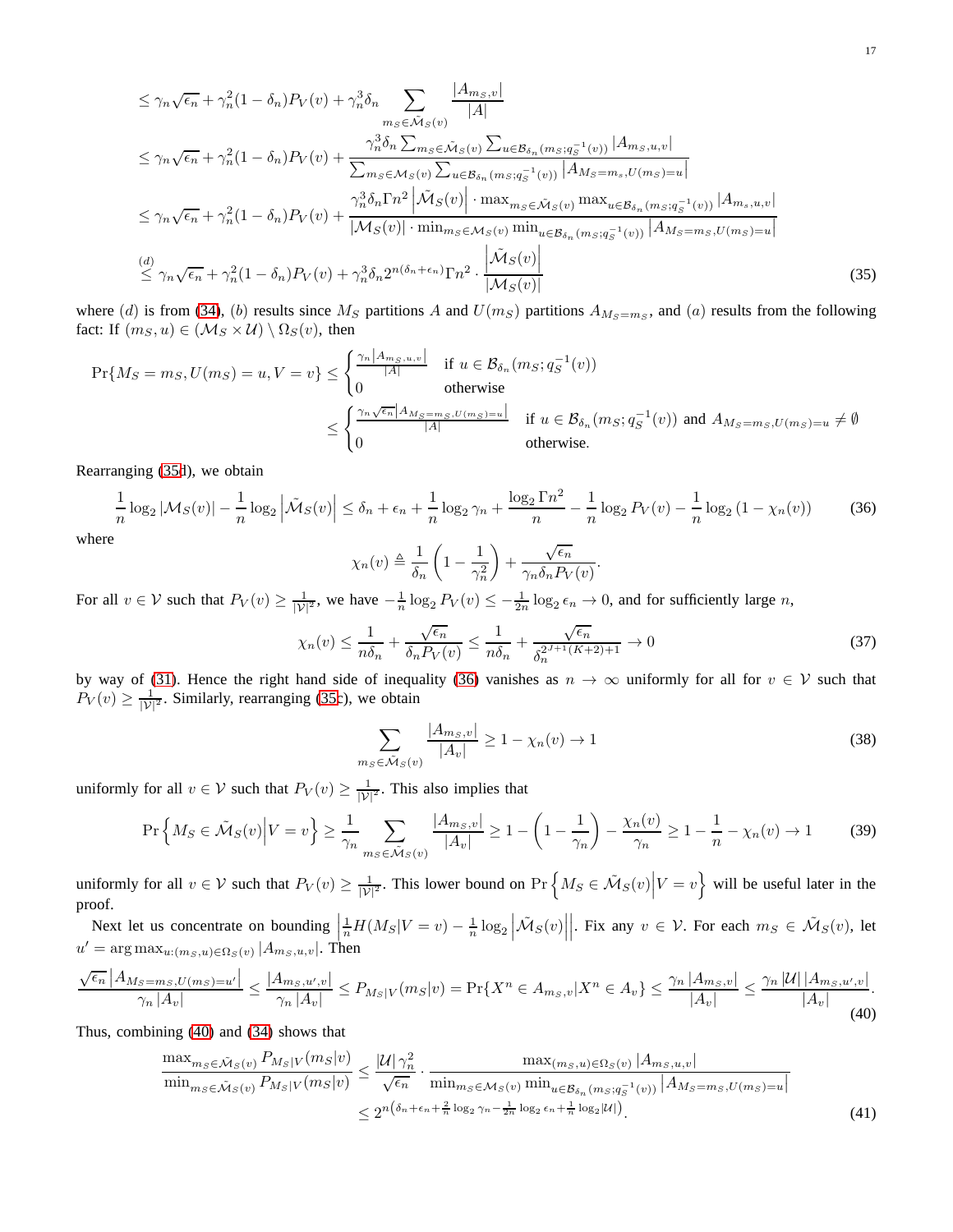$$
\begin{aligned}
&\leq \gamma_n\sqrt{\epsilon_n} + \gamma_n^2(1-\delta_n)P_V(v) + \gamma_n^3\delta_n \sum_{m_S\in\tilde{\mathcal{M}}_S(v)} \frac{|A_{m_S,v}|}{|A|} \\
&\leq \gamma_n\sqrt{\epsilon_n} + \gamma_n^2(1-\delta_n)P_V(v) + \frac{\gamma_n^3\delta_n \sum_{m_S\in\tilde{\mathcal{M}}_S(v)}\sum_{u\in\mathcal{B}_{\delta_n}(m_S;q_S^{-1}(v))}|A_{m_S,u,v}|}{\sum_{m_S\in\mathcal{M}_S(v)}\sum_{u\in\mathcal{B}_{\delta_n}(m_S;q_S^{-1}(v))}\left|A_{M_S=m_s,U(m_S)=u}\right|} \\
&\leq \gamma_n\sqrt{\epsilon_n} + \gamma_n^2(1-\delta_n)P_V(v) + \frac{\gamma_n^3\delta_n\Gamma n^2\left|\tilde{\mathcal{M}}_S(v)\right|\cdot\max_{m_S\in\tilde{\mathcal{M}}_S(v)}\max_{u\in\mathcal{B}_{\delta_n}(m_S;q_S^{-1}(v))}|A_{m_s,u,v}|}{|\mathcal{M}_S(v)|\cdot\min_{m_S\in\mathcal{M}_S(v)}\min_{u\in\mathcal{B}_{\delta_n}(m_S;q_S^{-1}(v))}\left|A_{M_S=m_S,U(m_S)=u}\right|} \\
&\overset{(d)}{\leq} \gamma_n\sqrt{\epsilon_n} + \gamma_n^2(1-\delta_n)P_V(v) + \gamma_n^3\delta_n 2^{n(\delta_n+\epsilon_n)}\Gamma n^2\cdot\frac{\left|\tilde{\mathcal{M}}_S(v)\right|}{|\mathcal{M}_S(v)|}
\end{aligned}
\tag{35}
$$

where $(d)$ is from (34), $(b)$ results since $M_S$ partitions $A$ and $U(m_S)$ partitions $A_{M_S=m_S}$, and $(a)$ results from the following fact: If $(m_S,u)\in(\mathcal{M}_S\times\mathcal{U})\setminus\Omega_S(v)$, then

$$
\begin{aligned}
\Pr\{M_S=m_S,U(m_S)=u,V=v\} &\leq \begin{cases}\frac{\gamma_n|A_{m_S,u,v}|}{|A|} & \text{if } u\in\mathcal{B}_{\delta_n}(m_S;q_S^{-1}(v))\\ 0 & \text{otherwise}\end{cases} \\
&\leq \begin{cases}\frac{\gamma_n\sqrt{\epsilon_n}\left|A_{M_S=m_S,U(m_S)=u}\right|}{|A|} & \text{if } u\in\mathcal{B}_{\delta_n}(m_S;q_S^{-1}(v)) \text{ and } A_{M_S=m_S,U(m_S)=u}\neq\emptyset\\ 0 & \text{otherwise.}\end{cases}
\end{aligned}
$$

Rearranging (35d), we obtain

$$
\frac{1}{n}\log_2|\mathcal{M}_S(v)| - \frac{1}{n}\log_2\left|\tilde{\mathcal{M}}_S(v)\right| \leq \delta_n+\epsilon_n+\frac{1}{n}\log_2\gamma_n+\frac{\log_2\Gamma n^2}{n}-\frac{1}{n}\log_2 P_V(v)-\frac{1}{n}\log_2\left(1-\chi_n(v)\right) \tag{36}
$$

where

$$
\chi_n(v)\triangleq\frac{1}{\delta_n}\left(1-\frac{1}{\gamma_n^2}\right)+\frac{\sqrt{\epsilon_n}}{\gamma_n\delta_n P_V(v)}.
$$

For all $v\in\mathcal{V}$ such that $P_V(v)\geq\frac{1}{|\mathcal{V}|^2}$, we have $-\frac{1}{n}\log_2 P_V(v)\leq-\frac{1}{2n}\log_2\epsilon_n\to 0$, and for sufficiently large $n$,

$$
\chi_n(v)\leq\frac{1}{n\delta_n}+\frac{\sqrt{\epsilon_n}}{\delta_n P_V(v)}\leq\frac{1}{n\delta_n}+\frac{\sqrt{\epsilon_n}}{\delta_n^{2^{J+1}(K+2)+1}}\to 0 \tag{37}
$$

by way of (31). Hence the right hand side of inequality (36) vanishes as $n\to\infty$ uniformly for all for $v\in\mathcal{V}$ such that $P_V(v)\geq\frac{1}{|\mathcal{V}|^2}$. Similarly, rearranging (35c), we obtain

$$
\sum_{m_S\in\tilde{\mathcal{M}}_S(v)}\frac{|A_{m_S,v}|}{|A_v|}\geq 1-\chi_n(v)\to 1 \tag{38}
$$

uniformly for all $v\in\mathcal{V}$ such that $P_V(v)\geq\frac{1}{|\mathcal{V}|^2}$. This also implies that

$$
\Pr\left\{M_S\in\tilde{\mathcal{M}}_S(v)\middle|V=v\right\}\geq\frac{1}{\gamma_n}\sum_{m_S\in\tilde{\mathcal{M}}_S(v)}\frac{|A_{m_S,v}|}{|A_v|}\geq 1-\left(1-\frac{1}{\gamma_n}\right)-\frac{\chi_n(v)}{\gamma_n}\geq 1-\frac{1}{n}-\chi_n(v)\to 1 \tag{39}
$$

uniformly for all $v\in\mathcal{V}$ such that $P_V(v)\geq\frac{1}{|\mathcal{V}|^2}$. This lower bound on $\Pr\left\{M_S\in\tilde{\mathcal{M}}_S(v)\middle|V=v\right\}$ will be useful later in the proof.

Next let us concentrate on bounding $\left|\frac{1}{n}H(M_S|V=v)-\frac{1}{n}\log_2\left|\tilde{\mathcal{M}}_S(v)\right|\right|$. Fix any $v\in\mathcal{V}$. For each $m_S\in\tilde{\mathcal{M}}_S(v)$, let $u'=\arg\max_{u:(m_S,u)\in\Omega_S(v)}|A_{m_S,u,v}|$. Then

$$
\frac{\sqrt{\epsilon_n}\left|A_{M_S=m_S,U(m_S)=u'}\right|}{\gamma_n|A_v|}\leq\frac{|A_{m_S,u',v}|}{\gamma_n|A_v|}\leq P_{M_S|V}(m_S|v)=\Pr\{X^n\in A_{m_S,v}|X^n\in A_v\}\leq\frac{\gamma_n|A_{m_S,v}|}{|A_v|}\leq\frac{\gamma_n|\mathcal{U}||A_{m_S,u',v}|}{|A_v|}. \tag{40}
$$

Thus, combining (40) and (34) shows that

$$
\begin{aligned}
\frac{\max_{m_S\in\tilde{\mathcal{M}}_S(v)}P_{M_S|V}(m_S|v)}{\min_{m_S\in\tilde{\mathcal{M}}_S(v)}P_{M_S|V}(m_S|v)} &\leq\frac{|\mathcal{U}|\gamma_n^2}{\sqrt{\epsilon_n}}\cdot\frac{\max_{(m_S,u)\in\Omega_S(v)}|A_{m_S,u,v}|}{\min_{m_S\in\mathcal{M}_S(v)}\min_{u\in\mathcal{B}_{\delta_n}(m_S;q_S^{-1}(v))}\left|A_{M_S=m_S,U(m_S)=u}\right|} \\
&\leq 2^{n\left(\delta_n+\epsilon_n+\frac{2}{n}\log_2\gamma_n-\frac{1}{2n}\log_2\epsilon_n+\frac{1}{n}\log_2|\mathcal{U}|\right)}.
\end{aligned}
\tag{41}
$$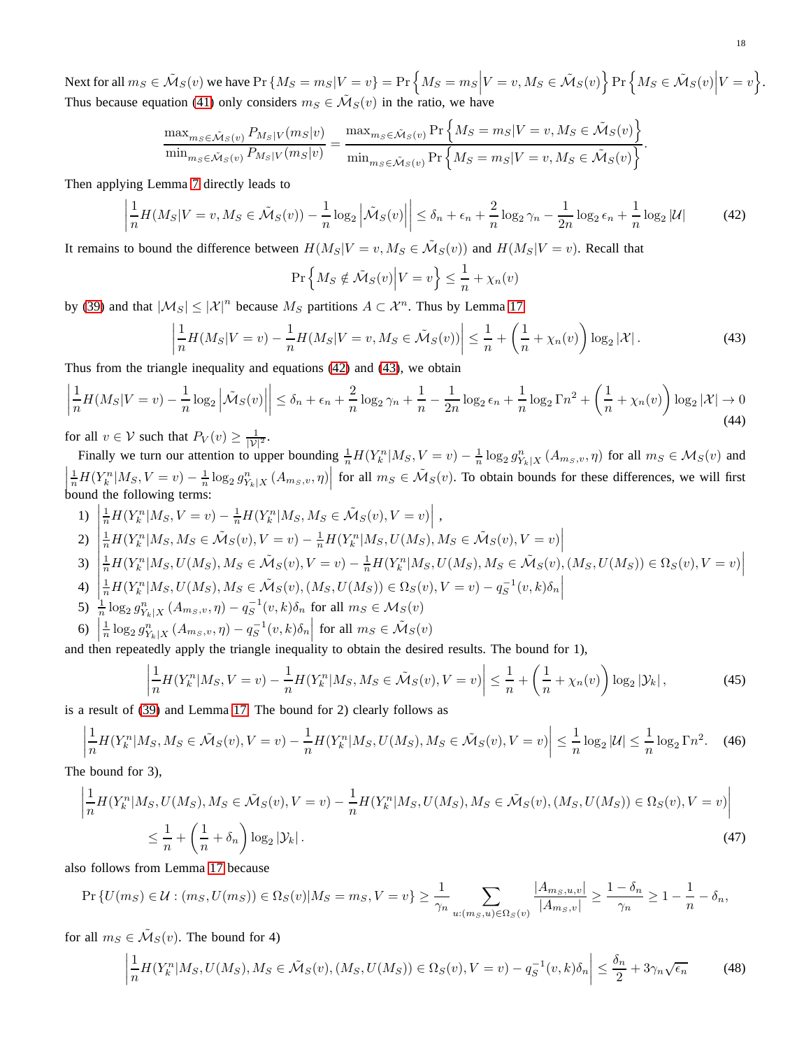Next for all $m_S \in \tilde{\mathcal{M}}_S(v)$ we have $\Pr\{M_S = m_S | V = v\} = \Pr\left\{M_S = m_S \middle| V = v, M_S \in \tilde{\mathcal{M}}_S(v)\right\} \Pr\left\{M_S \in \tilde{\mathcal{M}}_S(v) \middle| V = v\right\}$. Thus because equation (41) only considers $m_S \in \tilde{\mathcal{M}}_S(v)$ in the ratio, we have

$$\frac{\max_{m_S \in \tilde{\mathcal{M}}_S(v)} P_{M_S|V}(m_S|v)}{\min_{m_S \in \tilde{\mathcal{M}}_S(v)} P_{M_S|V}(m_S|v)} = \frac{\max_{m_S \in \tilde{\mathcal{M}}_S(v)} \Pr\left\{M_S = m_S | V = v, M_S \in \tilde{\mathcal{M}}_S(v)\right\}}{\min_{m_S \in \tilde{\mathcal{M}}_S(v)} \Pr\left\{M_S = m_S | V = v, M_S \in \tilde{\mathcal{M}}_S(v)\right\}}.$$

Then applying Lemma 7 directly leads to

$$\left|\frac{1}{n} H(M_S | V = v, M_S \in \tilde{\mathcal{M}}_S(v)) - \frac{1}{n}\log_2\left|\tilde{\mathcal{M}}_S(v)\right|\right| \le \delta_n + \epsilon_n + \frac{2}{n}\log_2 \gamma_n - \frac{1}{2n}\log_2 \epsilon_n + \frac{1}{n}\log_2 |\mathcal{U}| \tag{42}$$

It remains to bound the difference between $H(M_S | V = v, M_S \in \tilde{\mathcal{M}}_S(v))$ and $H(M_S|V = v)$. Recall that

$$\Pr\left\{M_S \notin \tilde{\mathcal{M}}_S(v) \middle| V = v\right\} \le \frac{1}{n} + \chi_n(v)$$

by (39) and that $|\mathcal{M}_S| \le |\mathcal{X}|^n$ because $M_S$ partitions $A \subset \mathcal{X}^n$. Thus by Lemma 17

$$\left|\frac{1}{n} H(M_S|V = v) - \frac{1}{n} H(M_S|V = v, M_S \in \tilde{\mathcal{M}}_S(v))\right| \le \frac{1}{n} + \left(\frac{1}{n} + \chi_n(v)\right)\log_2|\mathcal{X}|. \tag{43}$$

Thus from the triangle inequality and equations (42) and (43), we obtain

$$\left|\frac{1}{n} H(M_S|V = v) - \frac{1}{n}\log_2\left|\tilde{\mathcal{M}}_S(v)\right|\right| \le \delta_n + \epsilon_n + \frac{2}{n}\log_2 \gamma_n + \frac{1}{n} - \frac{1}{2n}\log_2 \epsilon_n + \frac{1}{n}\log_2 \Gamma n^2 + \left(\frac{1}{n} + \chi_n(v)\right)\log_2|\mathcal{X}| \to 0 \tag{44}$$

for all $v \in \mathcal{V}$ such that $P_V(v) \ge \frac{1}{|\mathcal{V}|^2}$.

Finally we turn our attention to upper bounding $\frac{1}{n} H(Y_k^n | M_S, V = v) - \frac{1}{n}\log_2 g^n_{Y_k|X}(A_{m_S,v}, \eta)$ for all $m_S \in \mathcal{M}_S(v)$ and $\left|\frac{1}{n} H(Y_k^n | M_S, V = v) - \frac{1}{n}\log_2 g^n_{Y_k|X}(A_{m_S,v}, \eta)\right|$ for all $m_S \in \tilde{\mathcal{M}}_S(v)$. To obtain bounds for these differences, we will first bound the following terms:

1) $\left|\frac{1}{n} H(Y_k^n | M_S, V = v) - \frac{1}{n} H(Y_k^n | M_S, M_S \in \tilde{\mathcal{M}}_S(v), V = v)\right|$,
2) $\left|\frac{1}{n} H(Y_k^n | M_S, M_S \in \tilde{\mathcal{M}}_S(v), V = v) - \frac{1}{n} H(Y_k^n | M_S, U(M_S), M_S \in \tilde{\mathcal{M}}_S(v), V = v)\right|$
3) $\left|\frac{1}{n} H(Y_k^n | M_S, U(M_S), M_S \in \tilde{\mathcal{M}}_S(v), V = v) - \frac{1}{n} H(Y_k^n | M_S, U(M_S), M_S \in \tilde{\mathcal{M}}_S(v), (M_S, U(M_S)) \in \Omega_S(v), V = v)\right|$
4) $\left|\frac{1}{n} H(Y_k^n | M_S, U(M_S), M_S \in \tilde{\mathcal{M}}_S(v), (M_S, U(M_S)) \in \Omega_S(v), V = v) - q_S^{-1}(v,k)\delta_n\right|$
5) $\frac{1}{n}\log_2 g^n_{Y_k|X}(A_{m_S,v}, \eta) - q_S^{-1}(v,k)\delta_n$ for all $m_S \in \mathcal{M}_S(v)$
6) $\left|\frac{1}{n}\log_2 g^n_{Y_k|X}(A_{m_S,v}, \eta) - q_S^{-1}(v,k)\delta_n\right|$ for all $m_S \in \tilde{\mathcal{M}}_S(v)$

and then repeatedly apply the triangle inequality to obtain the desired results. The bound for 1),

$$\left|\frac{1}{n} H(Y_k^n | M_S, V = v) - \frac{1}{n} H(Y_k^n | M_S, M_S \in \tilde{\mathcal{M}}_S(v), V = v)\right| \le \frac{1}{n} + \left(\frac{1}{n} + \chi_n(v)\right)\log_2|\mathcal{Y}_k|, \tag{45}$$

is a result of (39) and Lemma 17. The bound for 2) clearly follows as

$$\left|\frac{1}{n} H(Y_k^n | M_S, M_S \in \tilde{\mathcal{M}}_S(v), V = v) - \frac{1}{n} H(Y_k^n | M_S, U(M_S), M_S \in \tilde{\mathcal{M}}_S(v), V = v)\right| \le \frac{1}{n}\log_2|\mathcal{U}| \le \frac{1}{n}\log_2 \Gamma n^2. \tag{46}$$

The bound for 3),

$$\begin{aligned}\Bigg|\frac{1}{n} H(Y_k^n | M_S, U(M_S), M_S \in \tilde{\mathcal{M}}_S(v), V = v) &- \frac{1}{n} H(Y_k^n | M_S, U(M_S), M_S \in \tilde{\mathcal{M}}_S(v), (M_S, U(M_S)) \in \Omega_S(v), V = v)\Bigg| \\ &\le \frac{1}{n} + \left(\frac{1}{n} + \delta_n\right)\log_2|\mathcal{Y}_k|.\end{aligned} \tag{47}$$

also follows from Lemma 17 because

$$\Pr\{U(m_S) \in \mathcal{U} : (m_S, U(m_S)) \in \Omega_S(v) | M_S = m_S, V = v\} \ge \frac{1}{\gamma_n}\sum_{u:(m_S,u)\in\Omega_S(v)} \frac{|A_{m_S,u,v}|}{|A_{m_S,v}|} \ge \frac{1-\delta_n}{\gamma_n} \ge 1 - \frac{1}{n} - \delta_n,$$

for all $m_S \in \tilde{\mathcal{M}}_S(v)$. The bound for 4)

$$\left|\frac{1}{n} H(Y_k^n | M_S, U(M_S), M_S \in \tilde{\mathcal{M}}_S(v), (M_S, U(M_S)) \in \Omega_S(v), V = v) - q_S^{-1}(v,k)\delta_n\right| \le \frac{\delta_n}{2} + 3\gamma_n\sqrt{\epsilon_n} \tag{48}$$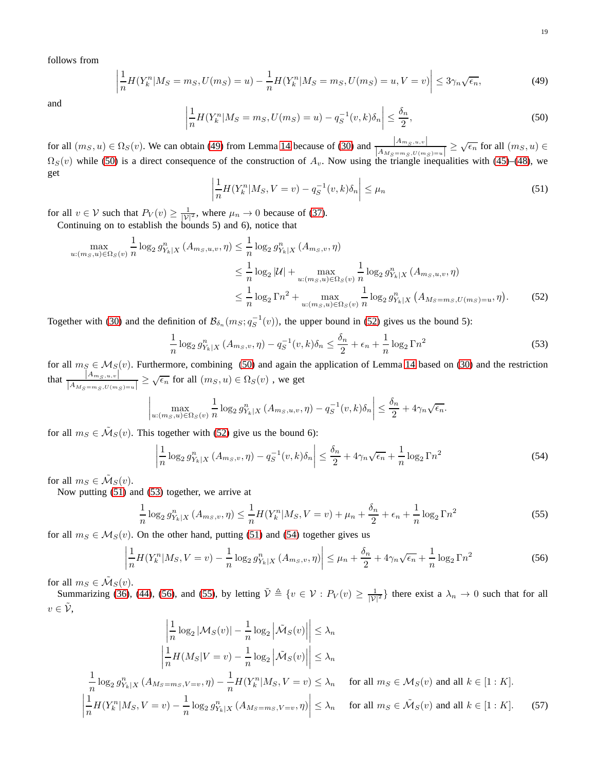follows from

$$\left|\frac{1}{n}H(Y_k^n|M_S=m_S,U(m_S)=u)-\frac{1}{n}H(Y_k^n|M_S=m_S,U(m_S)=u,V=v)\right|\leq 3\gamma_n\sqrt{\epsilon_n}, \tag{49}$$

and

$$\left|\frac{1}{n}H(Y_k^n|M_S=m_S,U(m_S)=u)-q_S^{-1}(v,k)\delta_n\right|\leq \frac{\delta_n}{2}, \tag{50}$$

for all $(m_S,u)\in\Omega_S(v)$. We can obtain (49) from Lemma 14 because of (30) and $\frac{|A_{m_S,u,v}|}{|A_{M_S=m_S,U(m_S)=u}|}\geq\sqrt{\epsilon_n}$ for all $(m_S,u)\in\Omega_S(v)$ while (50) is a direct consequence of the construction of $A_v$. Now using the triangle inequalities with (45)–(48), we get

$$\left|\frac{1}{n}H(Y_k^n|M_S,V=v)-q_S^{-1}(v,k)\delta_n\right|\leq\mu_n \tag{51}$$

for all $v\in\mathcal{V}$ such that $P_V(v)\geq\frac{1}{|\mathcal{V}|^2}$, where $\mu_n\to 0$ because of (37).

Continuing on to establish the bounds 5) and 6), notice that

$$\begin{aligned}
\max_{u:(m_S,u)\in\Omega_S(v)}\frac{1}{n}\log_2 g^n_{Y_k|X}\left(A_{m_S,u,v},\eta\right) &\leq \frac{1}{n}\log_2 g^n_{Y_k|X}\left(A_{m_S,v},\eta\right)\\
&\leq \frac{1}{n}\log_2|\mathcal{U}|+\max_{u:(m_S,u)\in\Omega_S(v)}\frac{1}{n}\log_2 g^n_{Y_k|X}\left(A_{m_S,u,v},\eta\right)\\
&\leq \frac{1}{n}\log_2\Gamma n^2+\max_{u:(m_S,u)\in\Omega_S(v)}\frac{1}{n}\log_2 g^n_{Y_k|X}\left(A_{M_S=m_S,U(m_S)=u},\eta\right).
\end{aligned} \tag{52}$$

Together with (30) and the definition of $\mathcal{B}_{\delta_n}(m_S;q_S^{-1}(v))$, the upper bound in (52) gives us the bound 5):

$$\frac{1}{n}\log_2 g^n_{Y_k|X}\left(A_{m_S,v},\eta\right)-q_S^{-1}(v,k)\delta_n\leq\frac{\delta_n}{2}+\epsilon_n+\frac{1}{n}\log_2\Gamma n^2 \tag{53}$$

for all $m_S\in\mathcal{M}_S(v)$. Furthermore, combining (50) and again the application of Lemma 14 based on (30) and the restriction that $\frac{|A_{m_S,u,v}|}{|A_{M_S=m_S,U(m_S)=u}|}\geq\sqrt{\epsilon_n}$ for all $(m_S,u)\in\Omega_S(v)$ , we get

$$\left|\max_{u:(m_S,u)\in\Omega_S(v)}\frac{1}{n}\log_2 g^n_{Y_k|X}\left(A_{m_S,u,v},\eta\right)-q_S^{-1}(v,k)\delta_n\right|\leq\frac{\delta_n}{2}+4\gamma_n\sqrt{\epsilon_n}.$$

for all $m_S\in\tilde{\mathcal{M}}_S(v)$. This together with (52) give us the bound 6):

$$\left|\frac{1}{n}\log_2 g^n_{Y_k|X}\left(A_{m_S,v},\eta\right)-q_S^{-1}(v,k)\delta_n\right|\leq\frac{\delta_n}{2}+4\gamma_n\sqrt{\epsilon_n}+\frac{1}{n}\log_2\Gamma n^2 \tag{54}$$

for all $m_S\in\tilde{\mathcal{M}}_S(v)$.

Now putting (51) and (53) together, we arrive at

$$\frac{1}{n}\log_2 g^n_{Y_k|X}\left(A_{m_S,v},\eta\right)\leq\frac{1}{n}H(Y_k^n|M_S,V=v)+\mu_n+\frac{\delta_n}{2}+\epsilon_n+\frac{1}{n}\log_2\Gamma n^2 \tag{55}$$

for all $m_S\in\mathcal{M}_S(v)$. On the other hand, putting (51) and (54) together gives us

$$\left|\frac{1}{n}H(Y_k^n|M_S,V=v)-\frac{1}{n}\log_2 g^n_{Y_k|X}\left(A_{m_S,v},\eta\right)\right|\leq\mu_n+\frac{\delta_n}{2}+4\gamma_n\sqrt{\epsilon_n}+\frac{1}{n}\log_2\Gamma n^2 \tag{56}$$

for all $m_S\in\tilde{\mathcal{M}}_S(v)$.

Summarizing (36), (44), (56), and (55), by letting $\tilde{\mathcal{V}}\triangleq\{v\in\mathcal{V}:P_V(v)\geq\frac{1}{|\mathcal{V}|^2}\}$ there exist a $\lambda_n\to 0$ such that for all $v\in\tilde{\mathcal{V}}$,

$$\begin{aligned}
&\left|\frac{1}{n}\log_2|\mathcal{M}_S(v)|-\frac{1}{n}\log_2\left|\tilde{\mathcal{M}}_S(v)\right|\right|\leq\lambda_n\\
&\left|\frac{1}{n}H(M_S|V=v)-\frac{1}{n}\log_2\left|\tilde{\mathcal{M}}_S(v)\right|\right|\leq\lambda_n\\
&\frac{1}{n}\log_2 g^n_{Y_k|X}\left(A_{M_S=m_S,V=v},\eta\right)-\frac{1}{n}H(Y_k^n|M_S,V=v)\leq\lambda_n \qquad \text{for all } m_S\in\mathcal{M}_S(v)\text{ and all }k\in[1:K].\\
&\left|\frac{1}{n}H(Y_k^n|M_S,V=v)-\frac{1}{n}\log_2 g^n_{Y_k|X}\left(A_{M_S=m_S,V=v},\eta\right)\right|\leq\lambda_n \qquad \text{for all } m_S\in\tilde{\mathcal{M}}_S(v)\text{ and all }k\in[1:K].
\end{aligned} \tag{57}$$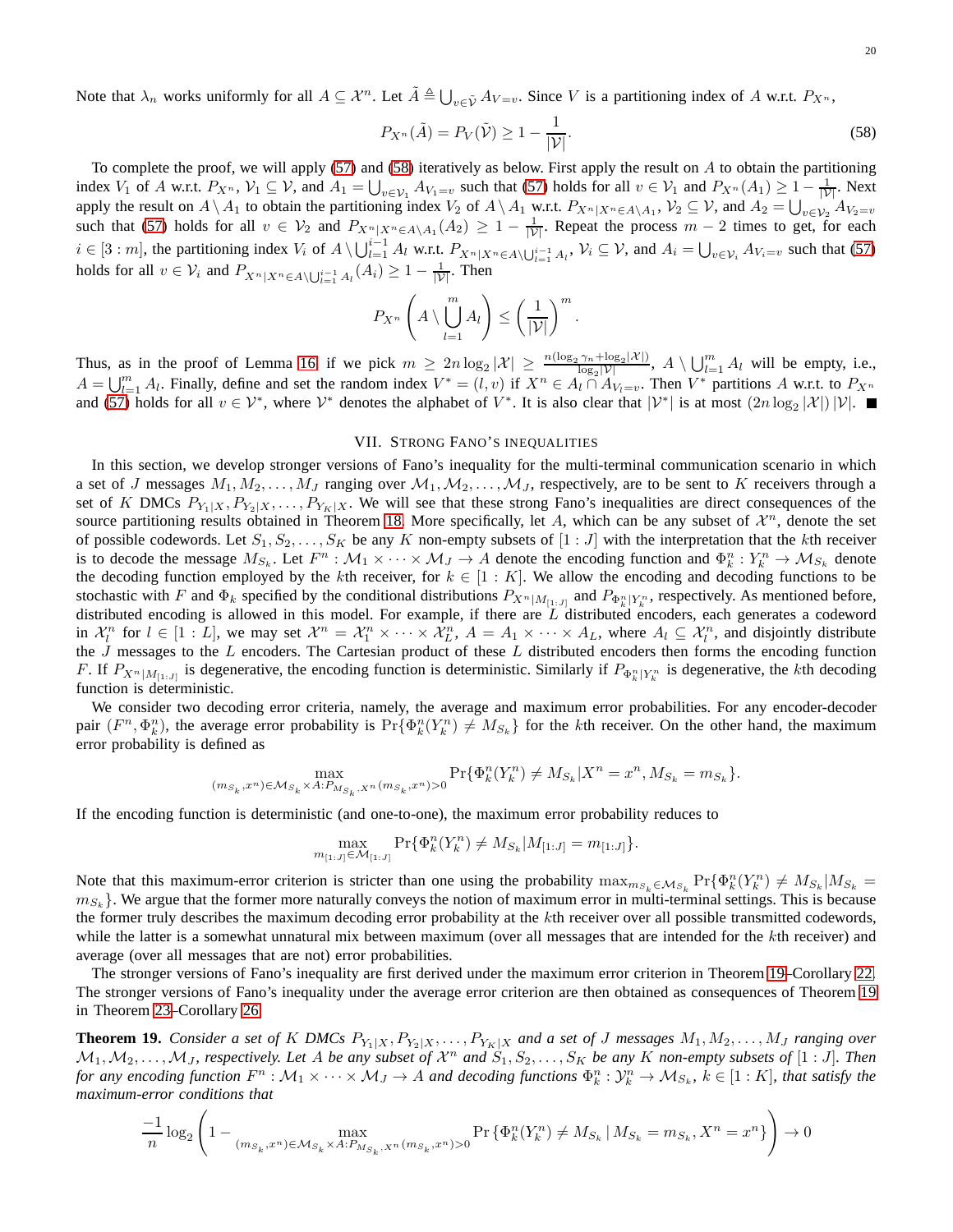Note that $\lambda_n$ works uniformly for all $A \subseteq \mathcal{X}^n$. Let $\tilde{A} \triangleq \bigcup_{v \in \tilde{\mathcal{V}}} A_{V=v}$. Since $V$ is a partitioning index of $A$ w.r.t. $P_{X^n}$,

$$P_{X^n}(\tilde{A}) = P_V(\tilde{\mathcal{V}}) \geq 1 - \frac{1}{|\mathcal{V}|}. \tag{58}$$

To complete the proof, we will apply (57) and (58) iteratively as below. First apply the result on $A$ to obtain the partitioning index $V_1$ of $A$ w.r.t. $P_{X^n}$, $\mathcal{V}_1 \subseteq \mathcal{V}$, and $A_1 = \bigcup_{v \in \mathcal{V}_1} A_{V_1=v}$ such that (57) holds for all $v \in \mathcal{V}_1$ and $P_{X^n}(A_1) \geq 1 - \frac{1}{|\mathcal{V}|}$. Next apply the result on $A \setminus A_1$ to obtain the partitioning index $V_2$ of $A \setminus A_1$ w.r.t. $P_{X^n|X^n \in A \setminus A_1}$, $\mathcal{V}_2 \subseteq \mathcal{V}$, and $A_2 = \bigcup_{v \in \mathcal{V}_2} A_{V_2=v}$ such that (57) holds for all $v \in \mathcal{V}_2$ and $P_{X^n|X^n \in A \setminus A_1}(A_2) \geq 1 - \frac{1}{|\mathcal{V}|}$. Repeat the process $m-2$ times to get, for each $i \in [3:m]$, the partitioning index $V_i$ of $A \setminus \bigcup_{l=1}^{i-1} A_l$ w.r.t. $P_{X^n|X^n \in A \setminus \bigcup_{l=1}^{i-1} A_l}$, $\mathcal{V}_i \subseteq \mathcal{V}$, and $A_i = \bigcup_{v \in \mathcal{V}_i} A_{V_i=v}$ such that (57) holds for all $v \in \mathcal{V}_i$ and $P_{X^n|X^n \in A \setminus \bigcup_{l=1}^{i-1} A_l}(A_i) \geq 1 - \frac{1}{|\mathcal{V}|}$. Then

$$P_{X^n}\left(A \setminus \bigcup_{l=1}^{m} A_l\right) \leq \left(\frac{1}{|\mathcal{V}|}\right)^m.$$

Thus, as in the proof of Lemma 16, if we pick $m \geq 2n \log_2 |\mathcal{X}| \geq \frac{n(\log_2 \gamma_n + \log_2 |\mathcal{X}|)}{\log_2 |\mathcal{V}|}$, $A \setminus \bigcup_{l=1}^{m} A_l$ will be empty, i.e., $A = \bigcup_{l=1}^{m} A_l$. Finally, define and set the random index $V^* = (l, v)$ if $X^n \in A_l \cap A_{V_l=v}$. Then $V^*$ partitions $A$ w.r.t. to $P_{X^n}$ and (57) holds for all $v \in \mathcal{V}^*$, where $\mathcal{V}^*$ denotes the alphabet of $V^*$. It is also clear that $|\mathcal{V}^*|$ is at most $(2n \log_2 |\mathcal{X}|)\,|\mathcal{V}|$. ■

## VII. Strong Fano's Inequalities

In this section, we develop stronger versions of Fano's inequality for the multi-terminal communication scenario in which a set of $J$ messages $M_1, M_2, \ldots, M_J$ ranging over $\mathcal{M}_1, \mathcal{M}_2, \ldots, \mathcal{M}_J$, respectively, are to be sent to $K$ receivers through a set of $K$ DMCs $P_{Y_1|X}, P_{Y_2|X}, \ldots, P_{Y_K|X}$. We will see that these strong Fano's inequalities are direct consequences of the source partitioning results obtained in Theorem 18. More specifically, let $A$, which can be any subset of $\mathcal{X}^n$, denote the set of possible codewords. Let $S_1, S_2, \ldots, S_K$ be any $K$ non-empty subsets of $[1:J]$ with the interpretation that the $k$th receiver is to decode the message $M_{S_k}$. Let $F^n : \mathcal{M}_1 \times \cdots \times \mathcal{M}_J \to A$ denote the encoding function and $\Phi_k^n : Y_k^n \to \mathcal{M}_{S_k}$ denote the decoding function employed by the $k$th receiver, for $k \in [1:K]$. We allow the encoding and decoding functions to be stochastic with $F$ and $\Phi_k$ specified by the conditional distributions $P_{X^n|M_{[1:J]}}$ and $P_{\Phi_k^n|Y_k^n}$, respectively. As mentioned before, distributed encoding is allowed in this model. For example, if there are $L$ distributed encoders, each generates a codeword in $\mathcal{X}_l^n$ for $l \in [1:L]$, we may set $\mathcal{X}^n = \mathcal{X}_1^n \times \cdots \times \mathcal{X}_L^n$, $A = A_1 \times \cdots \times A_L$, where $A_l \subseteq \mathcal{X}_l^n$, and disjointly distribute the $J$ messages to the $L$ encoders. The Cartesian product of these $L$ distributed encoders then forms the encoding function $F$. If $P_{X^n|M_{[1:J]}}$ is degenerative, the encoding function is deterministic. Similarly if $P_{\Phi_k^n|Y_k^n}$ is degenerative, the $k$th decoding function is deterministic.

We consider two decoding error criteria, namely, the average and maximum error probabilities. For any encoder-decoder pair $(F^n, \Phi_k^n)$, the average error probability is $\Pr\{\Phi_k^n(Y_k^n) \neq M_{S_k}\}$ for the $k$th receiver. On the other hand, the maximum error probability is defined as

$$\max_{(m_{S_k}, x^n) \in \mathcal{M}_{S_k} \times A : P_{M_{S_k}, X^n}(m_{S_k}, x^n) > 0} \Pr\{\Phi_k^n(Y_k^n) \neq M_{S_k} | X^n = x^n, M_{S_k} = m_{S_k}\}.$$

If the encoding function is deterministic (and one-to-one), the maximum error probability reduces to

$$\max_{m_{[1:J]} \in \mathcal{M}_{[1:J]}} \Pr\{\Phi_k^n(Y_k^n) \neq M_{S_k} | M_{[1:J]} = m_{[1:J]}\}.$$

Note that this maximum-error criterion is stricter than one using the probability $\max_{m_{S_k} \in \mathcal{M}_{S_k}} \Pr\{\Phi_k^n(Y_k^n) \neq M_{S_k} | M_{S_k} = m_{S_k}\}$. We argue that the former more naturally conveys the notion of maximum error in multi-terminal settings. This is because the former truly describes the maximum decoding error probability at the $k$th receiver over all possible transmitted codewords, while the latter is a somewhat unnatural mix between maximum (over all messages that are intended for the $k$th receiver) and average (over all messages that are not) error probabilities.

The stronger versions of Fano's inequality are first derived under the maximum error criterion in Theorem 19–Corollary 22. The stronger versions of Fano's inequality under the average error criterion are then obtained as consequences of Theorem 19 in Theorem 23–Corollary 26.

**Theorem 19.** *Consider a set of $K$ DMCs $P_{Y_1|X}, P_{Y_2|X}, \ldots, P_{Y_K|X}$ and a set of $J$ messages $M_1, M_2, \ldots, M_J$ ranging over $\mathcal{M}_1, \mathcal{M}_2, \ldots, \mathcal{M}_J$, respectively. Let $A$ be any subset of $\mathcal{X}^n$ and $S_1, S_2, \ldots, S_K$ be any $K$ non-empty subsets of $[1:J]$. Then for any encoding function $F^n : \mathcal{M}_1 \times \cdots \times \mathcal{M}_J \to A$ and decoding functions $\Phi_k^n : \mathcal{Y}_k^n \to \mathcal{M}_{S_k}$, $k \in [1:K]$, that satisfy the maximum-error conditions that*

$$\frac{-1}{n} \log_2 \left(1 - \max_{(m_{S_k}, x^n) \in \mathcal{M}_{S_k} \times A : P_{M_{S_k}, X^n}(m_{S_k}, x^n) > 0} \Pr\left\{\Phi_k^n(Y_k^n) \neq M_{S_k} \mid M_{S_k} = m_{S_k}, X^n = x^n\right\}\right) \to 0$$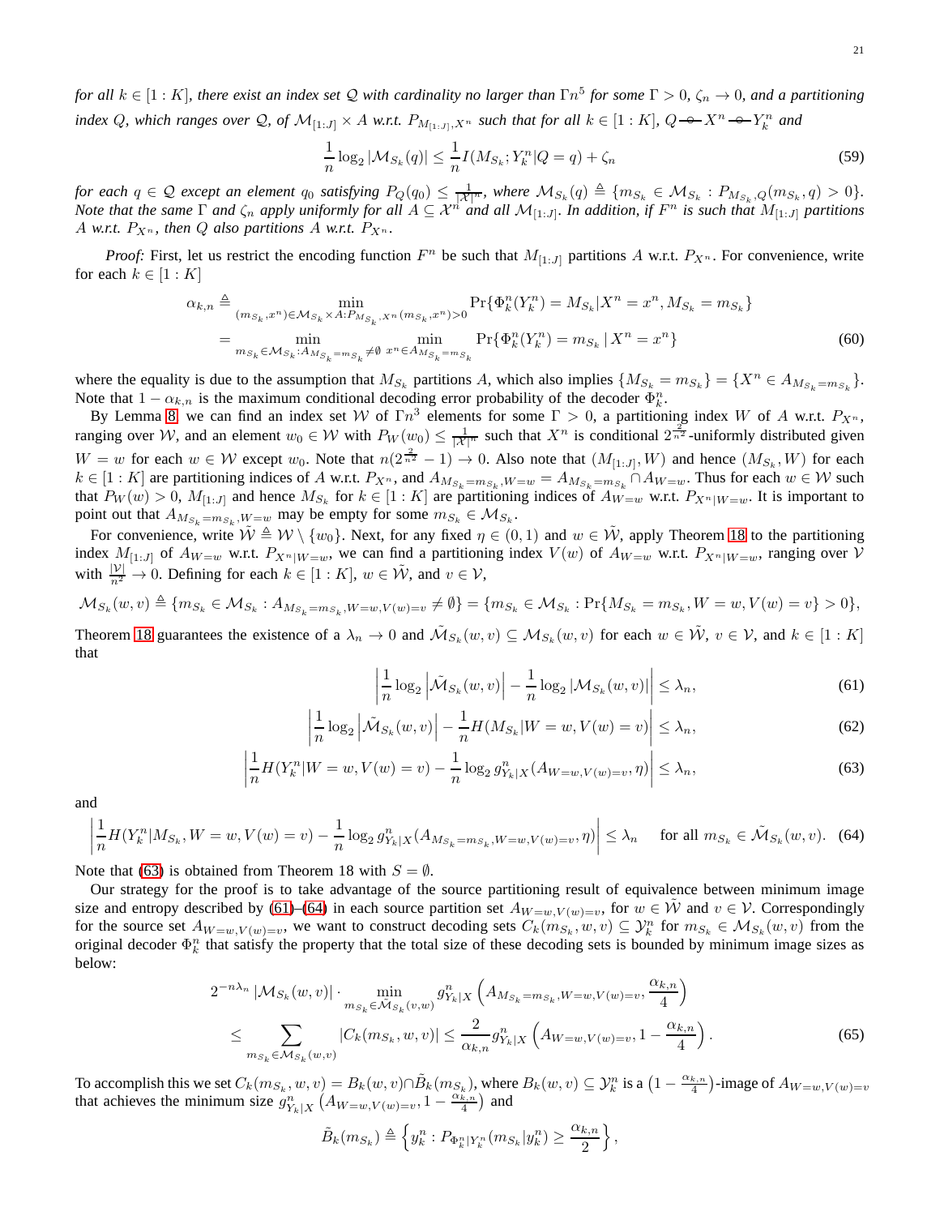*for all $k \in [1:K]$, there exist an index set $\mathcal{Q}$ with cardinality no larger than $\Gamma n^5$ for some $\Gamma > 0$, $\zeta_n \to 0$, and a partitioning index $Q$, which ranges over $\mathcal{Q}$, of $\mathcal{M}_{[1:J]} \times A$ w.r.t. $P_{M_{[1:J]},X^n}$ such that for all $k \in [1:K]$, $Q -\!\!\circ\!\!- X^n -\!\!\circ\!\!- Y_k^n$ and*

$$\frac{1}{n}\log_2 |\mathcal{M}_{S_k}(q)| \leq \frac{1}{n} I(M_{S_k}; Y_k^n | Q = q) + \zeta_n \tag{59}$$

*for each $q \in \mathcal{Q}$ except an element $q_0$ satisfying $P_Q(q_0) \leq \frac{1}{|\mathcal{X}|^n}$, where $\mathcal{M}_{S_k}(q) \triangleq \{m_{S_k} \in \mathcal{M}_{S_k} : P_{M_{S_k},Q}(m_{S_k}, q) > 0\}$. Note that the same $\Gamma$ and $\zeta_n$ apply uniformly for all $A \subseteq \mathcal{X}^n$ and all $\mathcal{M}_{[1:J]}$. In addition, if $F^n$ is such that $M_{[1:J]}$ partitions $A$ w.r.t. $P_{X^n}$, then $Q$ also partitions $A$ w.r.t. $P_{X^n}$.*

*Proof:* First, let us restrict the encoding function $F^n$ be such that $M_{[1:J]}$ partitions $A$ w.r.t. $P_{X^n}$. For convenience, write for each $k \in [1:K]$

$$\begin{aligned}
\alpha_{k,n} &\triangleq \min_{(m_{S_k},x^n) \in \mathcal{M}_{S_k} \times A : P_{M_{S_k},X^n}(m_{S_k},x^n) > 0} \Pr\{\Phi_k^n(Y_k^n) = M_{S_k} | X^n = x^n, M_{S_k} = m_{S_k}\} \\
&= \min_{m_{S_k} \in \mathcal{M}_{S_k} : A_{M_{S_k}=m_{S_k}} \neq \emptyset} \ \min_{x^n \in A_{M_{S_k}=m_{S_k}}} \Pr\{\Phi_k^n(Y_k^n) = m_{S_k} \,|\, X^n = x^n\}
\end{aligned} \tag{60}$$

where the equality is due to the assumption that $M_{S_k}$ partitions $A$, which also implies $\{M_{S_k} = m_{S_k}\} = \{X^n \in A_{M_{S_k}=m_{S_k}}\}$. Note that $1 - \alpha_{k,n}$ is the maximum conditional decoding error probability of the decoder $\Phi_k^n$.

By Lemma 8, we can find an index set $\mathcal{W}$ of $\Gamma n^3$ elements for some $\Gamma > 0$, a partitioning index $W$ of $A$ w.r.t. $P_{X^n}$, ranging over $\mathcal{W}$, and an element $w_0 \in \mathcal{W}$ with $P_W(w_0) \leq \frac{1}{|\mathcal{X}|^n}$ such that $X^n$ is conditional $2^{\frac{2}{n^2}}$-uniformly distributed given $W = w$ for each $w \in \mathcal{W}$ except $w_0$. Note that $n(2^{\frac{2}{n^2}} - 1) \to 0$. Also note that $(M_{[1:J]}, W)$ and hence $(M_{S_k}, W)$ for each $k \in [1:K]$ are partitioning indices of $A$ w.r.t. $P_{X^n}$, and $A_{M_{S_k}=m_{S_k},W=w} = A_{M_{S_k}=m_{S_k}} \cap A_{W=w}$. Thus for each $w \in \mathcal{W}$ such that $P_W(w) > 0$, $M_{[1:J]}$ and hence $M_{S_k}$ for $k \in [1:K]$ are partitioning indices of $A_{W=w}$ w.r.t. $P_{X^n|W=w}$. It is important to point out that $A_{M_{S_k}=m_{S_k},W=w}$ may be empty for some $m_{S_k} \in \mathcal{M}_{S_k}$.

For convenience, write $\tilde{\mathcal{W}} \triangleq \mathcal{W} \setminus \{w_0\}$. Next, for any fixed $\eta \in (0,1)$ and $w \in \tilde{\mathcal{W}}$, apply Theorem 18 to the partitioning index $M_{[1:J]}$ of $A_{W=w}$ w.r.t. $P_{X^n|W=w}$, we can find a partitioning index $V(w)$ of $A_{W=w}$ w.r.t. $P_{X^n|W=w}$, ranging over $\mathcal{V}$ with $\frac{|\mathcal{V}|}{n^2} \to 0$. Defining for each $k \in [1:K]$, $w \in \tilde{\mathcal{W}}$, and $v \in \mathcal{V}$,

$$\mathcal{M}_{S_k}(w,v) \triangleq \{m_{S_k} \in \mathcal{M}_{S_k} : A_{M_{S_k}=m_{S_k},W=w,V(w)=v} \neq \emptyset\} = \{m_{S_k} \in \mathcal{M}_{S_k} : \Pr\{M_{S_k} = m_{S_k}, W = w, V(w) = v\} > 0\},$$

Theorem 18 guarantees the existence of a $\lambda_n \to 0$ and $\tilde{\mathcal{M}}_{S_k}(w,v) \subseteq \mathcal{M}_{S_k}(w,v)$ for each $w \in \tilde{\mathcal{W}}$, $v \in \mathcal{V}$, and $k \in [1:K]$ that

$$\left| \frac{1}{n}\log_2 \left|\tilde{\mathcal{M}}_{S_k}(w,v)\right| - \frac{1}{n}\log_2 |\mathcal{M}_{S_k}(w,v)| \right| \leq \lambda_n, \tag{61}$$

$$\left| \frac{1}{n}\log_2 \left|\tilde{\mathcal{M}}_{S_k}(w,v)\right| - \frac{1}{n} H(M_{S_k} | W = w, V(w) = v) \right| \leq \lambda_n, \tag{62}$$

$$\left| \frac{1}{n} H(Y_k^n | W = w, V(w) = v) - \frac{1}{n}\log_2 g^n_{Y_k|X}(A_{W=w,V(w)=v}, \eta) \right| \leq \lambda_n, \tag{63}$$

and

$$\left| \frac{1}{n} H(Y_k^n | M_{S_k}, W = w, V(w) = v) - \frac{1}{n}\log_2 g^n_{Y_k|X}(A_{M_{S_k}=m_{S_k},W=w,V(w)=v}, \eta) \right| \leq \lambda_n \quad \text{for all } m_{S_k} \in \tilde{\mathcal{M}}_{S_k}(w,v). \tag{64}$$

Note that (63) is obtained from Theorem 18 with $S = \emptyset$.

Our strategy for the proof is to take advantage of the source partitioning result of equivalence between minimum image size and entropy described by (61)–(64) in each source partition set $A_{W=w,V(w)=v}$, for $w \in \tilde{\mathcal{W}}$ and $v \in \mathcal{V}$. Correspondingly for the source set $A_{W=w,V(w)=v}$, we want to construct decoding sets $C_k(m_{S_k}, w, v) \subseteq \mathcal{Y}_k^n$ for $m_{S_k} \in \mathcal{M}_{S_k}(w,v)$ from the original decoder $\Phi_k^n$ that satisfy the property that the total size of these decoding sets is bounded by minimum image sizes as below:

$$\begin{aligned}
2^{-n\lambda_n} |\mathcal{M}_{S_k}(w,v)| \cdot &\min_{m_{S_k} \in \tilde{\mathcal{M}}_{S_k}(v,w)} g^n_{Y_k|X}\left(A_{M_{S_k}=m_{S_k},W=w,V(w)=v}, \frac{\alpha_{k,n}}{4}\right) \\
&\leq \sum_{m_{S_k} \in \mathcal{M}_{S_k}(w,v)} |C_k(m_{S_k}, w, v)| \leq \frac{2}{\alpha_{k,n}} g^n_{Y_k|X}\left(A_{W=w,V(w)=v}, 1 - \frac{\alpha_{k,n}}{4}\right).
\end{aligned} \tag{65}$$

To accomplish this we set $C_k(m_{S_k}, w, v) = B_k(w,v) \cap \tilde{B}_k(m_{S_k})$, where $B_k(w,v) \subseteq \mathcal{Y}_k^n$ is a $\left(1 - \frac{\alpha_{k,n}}{4}\right)$-image of $A_{W=w,V(w)=v}$ that achieves the minimum size $g^n_{Y_k|X}\left(A_{W=w,V(w)=v}, 1 - \frac{\alpha_{k,n}}{4}\right)$ and

$$\tilde{B}_k(m_{S_k}) \triangleq \left\{ y_k^n : P_{\Phi_k^n|Y_k^n}(m_{S_k}|y_k^n) \geq \frac{\alpha_{k,n}}{2} \right\},$$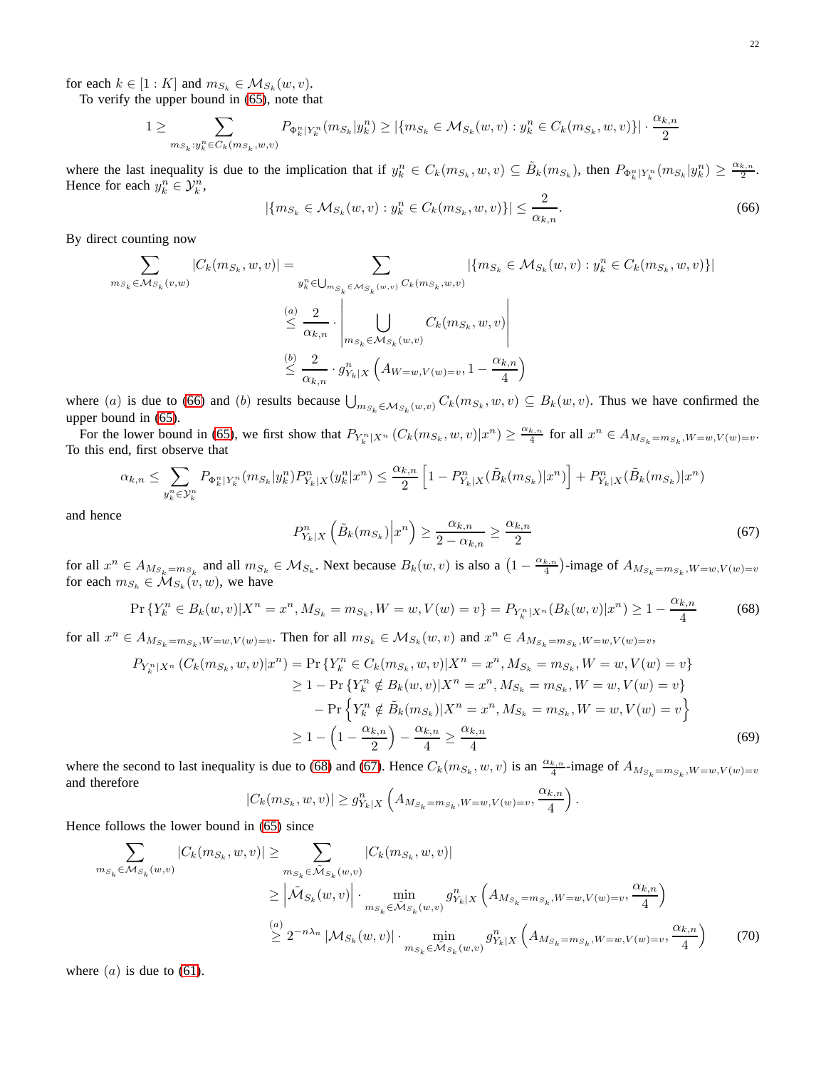for each $k \in [1:K]$ and $m_{S_k} \in \mathcal{M}_{S_k}(w,v)$.

To verify the upper bound in (65), note that

$$1 \geq \sum_{m_{S_k}: y_k^n \in C_k(m_{S_k},w,v)} P_{\Phi_k^n|Y_k^n}(m_{S_k}|y_k^n) \geq |\{m_{S_k} \in \mathcal{M}_{S_k}(w,v) : y_k^n \in C_k(m_{S_k},w,v)\}| \cdot \frac{\alpha_{k,n}}{2}$$

where the last inequality is due to the implication that if $y_k^n \in C_k(m_{S_k},w,v) \subseteq \tilde{B}_k(m_{S_k})$, then $P_{\Phi_k^n|Y_k^n}(m_{S_k}|y_k^n) \geq \frac{\alpha_{k,n}}{2}$. Hence for each $y_k^n \in \mathcal{Y}_k^n$,

$$|\{m_{S_k} \in \mathcal{M}_{S_k}(w,v) : y_k^n \in C_k(m_{S_k},w,v)\}| \leq \frac{2}{\alpha_{k,n}}. \tag{66}$$

By direct counting now

$$\begin{aligned}
\sum_{m_{S_k} \in \mathcal{M}_{S_k}(v,w)} |C_k(m_{S_k},w,v)| &= \sum_{y_k^n \in \bigcup_{m_{S_k} \in \mathcal{M}_{S_k}(w,v)} C_k(m_{S_k},w,v)} |\{m_{S_k} \in \mathcal{M}_{S_k}(w,v) : y_k^n \in C_k(m_{S_k},w,v)\}| \\
&\overset{(a)}{\leq} \frac{2}{\alpha_{k,n}} \cdot \left| \bigcup_{m_{S_k} \in \mathcal{M}_{S_k}(w,v)} C_k(m_{S_k},w,v) \right| \\
&\overset{(b)}{\leq} \frac{2}{\alpha_{k,n}} \cdot g^n_{Y_k|X}\left(A_{W=w,V(w)=v}, 1 - \frac{\alpha_{k,n}}{4}\right)
\end{aligned}$$

where $(a)$ is due to (66) and $(b)$ results because $\bigcup_{m_{S_k} \in \mathcal{M}_{S_k}(w,v)} C_k(m_{S_k},w,v) \subseteq B_k(w,v)$. Thus we have confirmed the upper bound in (65).

For the lower bound in (65), we first show that $P_{Y_k^n|X^n}(C_k(m_{S_k},w,v)|x^n) \geq \frac{\alpha_{k,n}}{4}$ for all $x^n \in A_{M_{S_k}=m_{S_k},W=w,V(w)=v}$. To this end, first observe that

$$\alpha_{k,n} \leq \sum_{y_k^n \in \mathcal{Y}_k^n} P_{\Phi_k^n|Y_k^n}(m_{S_k}|y_k^n) P^n_{Y_k|X}(y_k^n|x^n) \leq \frac{\alpha_{k,n}}{2}\left[1 - P^n_{Y_k|X}(\tilde{B}_k(m_{S_k})|x^n)\right] + P^n_{Y_k|X}(\tilde{B}_k(m_{S_k})|x^n)$$

and hence

$$P^n_{Y_k|X}\left(\tilde{B}_k(m_{S_k})\middle|x^n\right) \geq \frac{\alpha_{k,n}}{2-\alpha_{k,n}} \geq \frac{\alpha_{k,n}}{2} \tag{67}$$

for all $x^n \in A_{M_{S_k}=m_{S_k}}$ and all $m_{S_k} \in \mathcal{M}_{S_k}$. Next because $B_k(w,v)$ is also a $\left(1 - \frac{\alpha_{k,n}}{4}\right)$-image of $A_{M_{S_k}=m_{S_k},W=w,V(w)=v}$ for each $m_{S_k} \in \mathcal{M}_{S_k}(v,w)$, we have

$$\Pr\{Y_k^n \in B_k(w,v)|X^n = x^n, M_{S_k} = m_{S_k}, W = w, V(w) = v\} = P_{Y_k^n|X^n}(B_k(w,v)|x^n) \geq 1 - \frac{\alpha_{k,n}}{4} \tag{68}$$

for all $x^n \in A_{M_{S_k}=m_{S_k},W=w,V(w)=v}$. Then for all $m_{S_k} \in \mathcal{M}_{S_k}(w,v)$ and $x^n \in A_{M_{S_k}=m_{S_k},W=w,V(w)=v}$,

$$\begin{aligned}
P_{Y_k^n|X^n}(C_k(m_{S_k},w,v)|x^n) &= \Pr\{Y_k^n \in C_k(m_{S_k},w,v)|X^n = x^n, M_{S_k} = m_{S_k}, W = w, V(w) = v\} \\
&\geq 1 - \Pr\{Y_k^n \notin B_k(w,v)|X^n = x^n, M_{S_k} = m_{S_k}, W = w, V(w) = v\} \\
&\quad - \Pr\left\{Y_k^n \notin \tilde{B}_k(m_{S_k})|X^n = x^n, M_{S_k} = m_{S_k}, W = w, V(w) = v\right\} \\
&\geq 1 - \left(1 - \frac{\alpha_{k,n}}{2}\right) - \frac{\alpha_{k,n}}{4} \geq \frac{\alpha_{k,n}}{4}
\end{aligned} \tag{69}$$

where the second to last inequality is due to (68) and (67). Hence $C_k(m_{S_k},w,v)$ is an $\frac{\alpha_{k,n}}{4}$-image of $A_{M_{S_k}=m_{S_k},W=w,V(w)=v}$ and therefore

$$|C_k(m_{S_k},w,v)| \geq g^n_{Y_k|X}\left(A_{M_{S_k}=m_{S_k},W=w,V(w)=v}, \frac{\alpha_{k,n}}{4}\right).$$

Hence follows the lower bound in (65) since

$$\begin{aligned}
\sum_{m_{S_k} \in \mathcal{M}_{S_k}(w,v)} |C_k(m_{S_k},w,v)| &\geq \sum_{m_{S_k} \in \tilde{\mathcal{M}}_{S_k}(w,v)} |C_k(m_{S_k},w,v)| \\
&\geq \left|\tilde{\mathcal{M}}_{S_k}(w,v)\right| \cdot \min_{m_{S_k} \in \tilde{\mathcal{M}}_{S_k}(w,v)} g^n_{Y_k|X}\left(A_{M_{S_k}=m_{S_k},W=w,V(w)=v}, \frac{\alpha_{k,n}}{4}\right) \\
&\overset{(a)}{\geq} 2^{-n\lambda_n} |\mathcal{M}_{S_k}(w,v)| \cdot \min_{m_{S_k} \in \tilde{\mathcal{M}}_{S_k}(w,v)} g^n_{Y_k|X}\left(A_{M_{S_k}=m_{S_k},W=w,V(w)=v}, \frac{\alpha_{k,n}}{4}\right)
\end{aligned} \tag{70}$$

where $(a)$ is due to (61).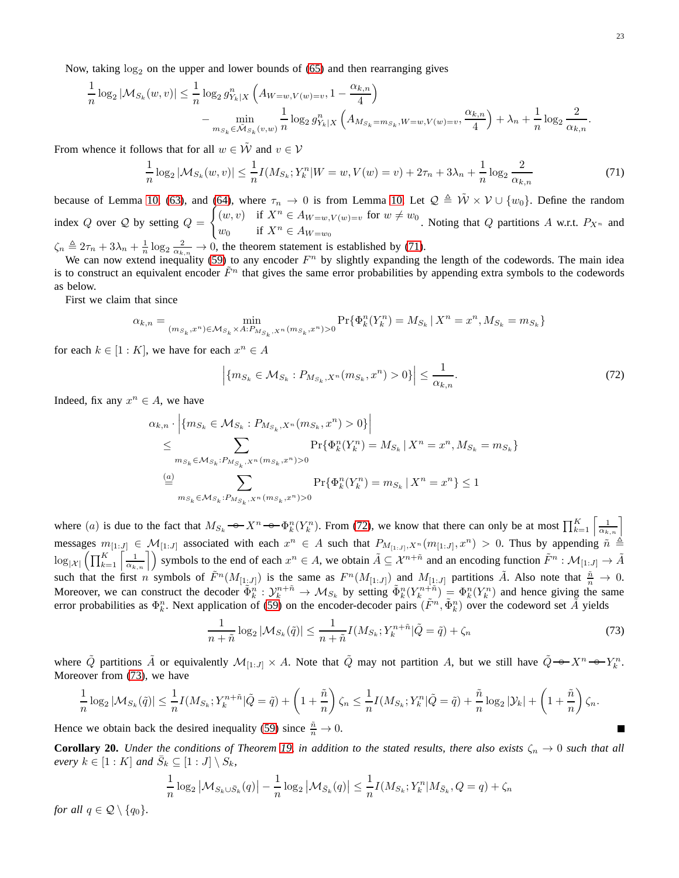Now, taking $\log_2$ on the upper and lower bounds of (65) and then rearranging gives

$$\frac{1}{n}\log_2|\mathcal{M}_{S_k}(w,v)| \le \frac{1}{n}\log_2 g^n_{Y_k|X}\left(A_{W=w,V(w)=v}, 1-\frac{\alpha_{k,n}}{4}\right) - \min_{m_{S_k}\in\tilde{\mathcal{M}}_{S_k}(v,w)} \frac{1}{n}\log_2 g^n_{Y_k|X}\left(A_{M_{S_k}=m_{S_k},W=w,V(w)=v}, \frac{\alpha_{k,n}}{4}\right) + \lambda_n + \frac{1}{n}\log_2\frac{2}{\alpha_{k,n}}.$$

From whence it follows that for all $w\in\tilde{\mathcal{W}}$ and $v\in\mathcal{V}$

$$\frac{1}{n}\log_2|\mathcal{M}_{S_k}(w,v)| \le \frac{1}{n}I(M_{S_k};Y_k^n|W=w,V(w)=v) + 2\tau_n + 3\lambda_n + \frac{1}{n}\log_2\frac{2}{\alpha_{k,n}} \tag{71}$$

because of Lemma 10, (63), and (64), where $\tau_n\to 0$ is from Lemma 10. Let $\mathcal{Q}\triangleq\tilde{\mathcal{W}}\times\mathcal{V}\cup\{w_0\}$. Define the random index $Q$ over $\mathcal{Q}$ by setting $Q=\begin{cases}(w,v) & \text{if } X^n\in A_{W=w,V(w)=v} \text{ for } w\neq w_0\\ w_0 & \text{if } X^n\in A_{W=w_0}\end{cases}$. Noting that $Q$ partitions $A$ w.r.t. $P_{X^n}$ and $\zeta_n\triangleq 2\tau_n+3\lambda_n+\frac{1}{n}\log_2\frac{2}{\alpha_{k,n}}\to 0$, the theorem statement is established by (71).

We can now extend inequality (59) to any encoder $F^n$ by slightly expanding the length of the codewords. The main idea is to construct an equivalent encoder $\tilde{F}^n$ that gives the same error probabilities by appending extra symbols to the codewords as below.

First we claim that since

$$\alpha_{k,n} = \min_{(m_{S_k},x^n)\in\mathcal{M}_{S_k}\times A: P_{M_{S_k},X^n}(m_{S_k},x^n)>0} \Pr\{\Phi_k^n(Y_k^n)=M_{S_k}\,|\,X^n=x^n, M_{S_k}=m_{S_k}\}$$

for each $k\in[1:K]$, we have for each $x^n\in A$

$$\left|\{m_{S_k}\in\mathcal{M}_{S_k}: P_{M_{S_k},X^n}(m_{S_k},x^n)>0\}\right| \le \frac{1}{\alpha_{k,n}}. \tag{72}$$

Indeed, fix any $x^n\in A$, we have

$$\begin{aligned}
&\alpha_{k,n}\cdot\left|\{m_{S_k}\in\mathcal{M}_{S_k}: P_{M_{S_k},X^n}(m_{S_k},x^n)>0\}\right| \\
&\le \sum_{m_{S_k}\in\mathcal{M}_{S_k}:P_{M_{S_k},X^n}(m_{S_k},x^n)>0} \Pr\{\Phi_k^n(Y_k^n)=M_{S_k}\,|\,X^n=x^n, M_{S_k}=m_{S_k}\} \\
&\overset{(a)}{=} \sum_{m_{S_k}\in\mathcal{M}_{S_k}:P_{M_{S_k},X^n}(m_{S_k},x^n)>0} \Pr\{\Phi_k^n(Y_k^n)=m_{S_k}\,|\,X^n=x^n\} \le 1
\end{aligned}$$

where $(a)$ is due to the fact that $M_{S_k} - X^n - \Phi_k^n(Y_k^n)$. From (72), we know that there can only be at most $\prod_{k=1}^K\left\lceil\frac{1}{\alpha_{k,n}}\right\rceil$ messages $m_{[1:J]}\in\mathcal{M}_{[1:J]}$ associated with each $x^n\in A$ such that $P_{M_{[1:J]},X^n}(m_{[1:J]},x^n)>0$. Thus by appending $\tilde{n}\triangleq\log_{|\mathcal{X}|}\left(\prod_{k=1}^K\left\lceil\frac{1}{\alpha_{k,n}}\right\rceil\right)$ symbols to the end of each $x^n\in A$, we obtain $\tilde{A}\subseteq\mathcal{X}^{n+\tilde{n}}$ and an encoding function $\tilde{F}^n:\mathcal{M}_{[1:J]}\to\tilde{A}$ such that the first $n$ symbols of $\tilde{F}^n(M_{[1:J]})$ is the same as $F^n(M_{[1:J]})$ and $M_{[1:J]}$ partitions $\tilde{A}$. Also note that $\frac{\tilde{n}}{n}\to 0$. Moreover, we can construct the decoder $\tilde{\Phi}_k^n:\mathcal{Y}_k^{n+\tilde{n}}\to\mathcal{M}_{S_k}$ by setting $\tilde{\Phi}_k^n(Y_k^{n+\tilde{n}})=\Phi_k^n(Y_k^n)$ and hence giving the same error probabilities as $\Phi_k^n$. Next application of (59) on the encoder-decoder pairs $(\tilde{F}^n,\tilde{\Phi}_k^n)$ over the codeword set $\tilde{A}$ yields

$$\frac{1}{n+\tilde{n}}\log_2|\mathcal{M}_{S_k}(\tilde{q})| \le \frac{1}{n+\tilde{n}}I(M_{S_k};Y_k^{n+\tilde{n}}|\tilde{Q}=\tilde{q}) + \zeta_n \tag{73}$$

where $\tilde{Q}$ partitions $\tilde{A}$ or equivalently $\mathcal{M}_{[1:J]}\times A$. Note that $\tilde{Q}$ may not partition $A$, but we still have $\tilde{Q} - X^n - Y_k^n$. Moreover from (73), we have

$$\frac{1}{n}\log_2|\mathcal{M}_{S_k}(\tilde{q})| \le \frac{1}{n}I(M_{S_k};Y_k^{n+\tilde{n}}|\tilde{Q}=\tilde{q}) + \left(1+\frac{\tilde{n}}{n}\right)\zeta_n \le \frac{1}{n}I(M_{S_k};Y_k^n|\tilde{Q}=\tilde{q}) + \frac{\tilde{n}}{n}\log_2|\mathcal{Y}_k| + \left(1+\frac{\tilde{n}}{n}\right)\zeta_n.$$

Hence we obtain back the desired inequality (59) since $\frac{\tilde{n}}{n}\to 0$. ∎

**Corollary 20.** *Under the conditions of Theorem 19, in addition to the stated results, there also exists $\zeta_n\to 0$ such that all every $k\in[1:K]$ and $\bar{S}_k\subseteq[1:J]\setminus S_k$,*

$$\frac{1}{n}\log_2\left|\mathcal{M}_{S_k\cup\bar{S}_k}(q)\right| - \frac{1}{n}\log_2\left|\mathcal{M}_{\bar{S}_k}(q)\right| \le \frac{1}{n}I(M_{S_k};Y_k^n|M_{\bar{S}_k},Q=q) + \zeta_n$$

*for all $q\in\mathcal{Q}\setminus\{q_0\}$.*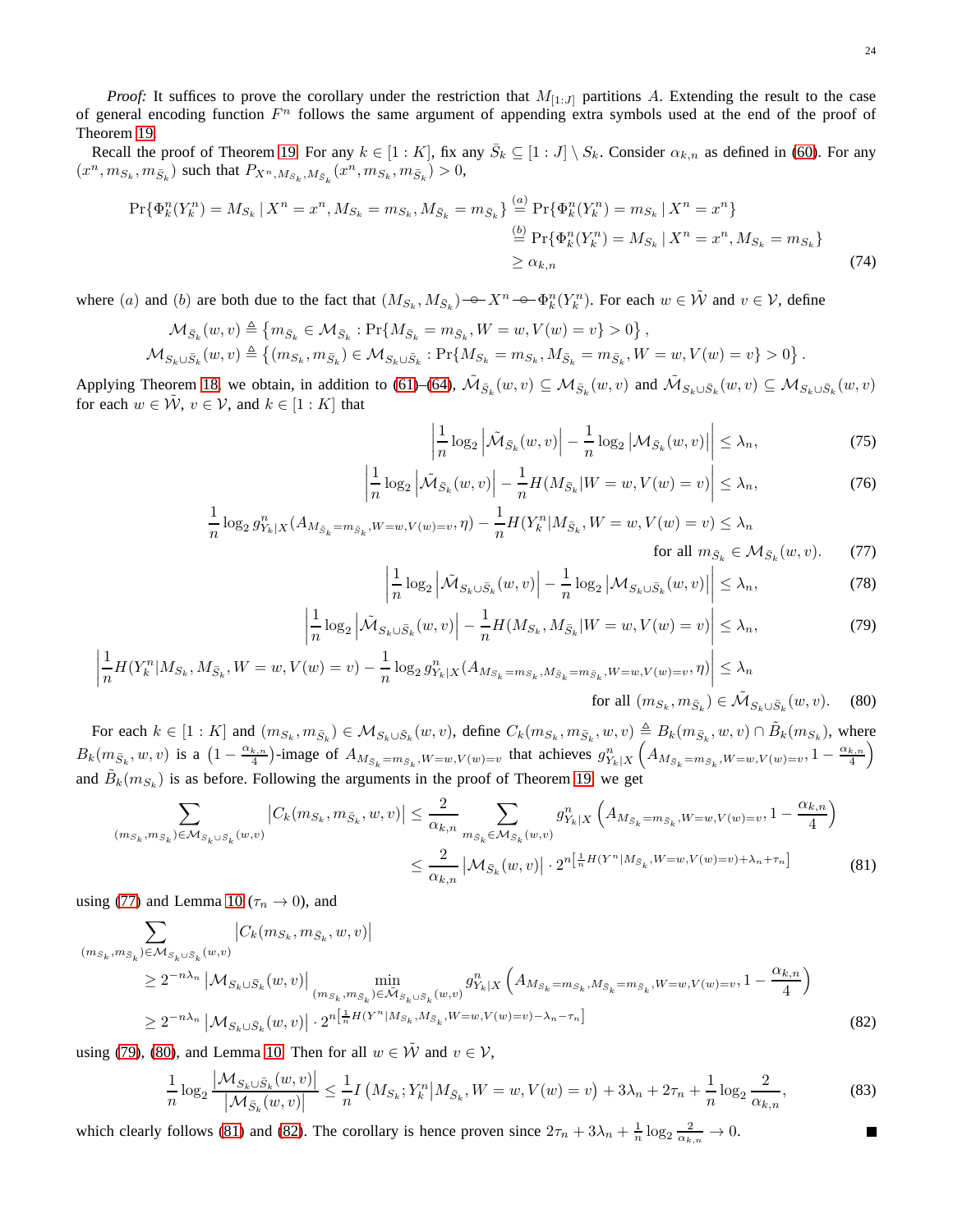*Proof:* It suffices to prove the corollary under the restriction that $M_{[1:J]}$ partitions $A$. Extending the result to the case of general encoding function $F^n$ follows the same argument of appending extra symbols used at the end of the proof of Theorem 19.

Recall the proof of Theorem 19. For any $k \in [1:K]$, fix any $\bar{S}_k \subseteq [1:J] \setminus S_k$. Consider $\alpha_{k,n}$ as defined in (60). For any $(x^n, m_{S_k}, m_{\bar{S}_k})$ such that $P_{X^n, M_{S_k}, M_{\bar{S}_k}}(x^n, m_{S_k}, m_{\bar{S}_k}) > 0$,

$$
\begin{aligned}
\Pr\{\Phi_k^n(Y_k^n) = M_{S_k} \,|\, X^n = x^n, M_{S_k} = m_{S_k}, M_{\bar{S}_k} = m_{\bar{S}_k}\} &\overset{(a)}{=} \Pr\{\Phi_k^n(Y_k^n) = m_{S_k} \,|\, X^n = x^n\} \\
&\overset{(b)}{=} \Pr\{\Phi_k^n(Y_k^n) = M_{S_k} \,|\, X^n = x^n, M_{S_k} = m_{S_k}\} \\
&\geq \alpha_{k,n}
\end{aligned}
\tag{74}
$$

where $(a)$ and $(b)$ are both due to the fact that $(M_{S_k}, M_{\bar{S}_k}) \multimap X^n \multimap \Phi_k^n(Y_k^n)$. For each $w \in \tilde{\mathcal{W}}$ and $v \in \mathcal{V}$, define

$$
\begin{aligned}
\mathcal{M}_{\bar{S}_k}(w,v) &\triangleq \left\{ m_{\bar{S}_k} \in \mathcal{M}_{\bar{S}_k} : \Pr\{M_{\bar{S}_k} = m_{\bar{S}_k}, W = w, V(w) = v\} > 0 \right\}, \\
\mathcal{M}_{S_k \cup \bar{S}_k}(w,v) &\triangleq \left\{ (m_{S_k}, m_{\bar{S}_k}) \in \mathcal{M}_{S_k \cup \bar{S}_k} : \Pr\{M_{S_k} = m_{S_k}, M_{\bar{S}_k} = m_{\bar{S}_k}, W = w, V(w) = v\} > 0 \right\}.
\end{aligned}
$$

Applying Theorem 18, we obtain, in addition to (61)–(64), $\tilde{\mathcal{M}}_{\bar{S}_k}(w,v) \subseteq \mathcal{M}_{\bar{S}_k}(w,v)$ and $\tilde{\mathcal{M}}_{S_k \cup \bar{S}_k}(w,v) \subseteq \mathcal{M}_{S_k \cup \bar{S}_k}(w,v)$ for each $w \in \tilde{\mathcal{W}}$, $v \in \mathcal{V}$, and $k \in [1:K]$ that

$$
\left| \frac{1}{n} \log_2 \left| \tilde{\mathcal{M}}_{\bar{S}_k}(w,v) \right| - \frac{1}{n} \log_2 \left| \mathcal{M}_{\bar{S}_k}(w,v) \right| \right| \leq \lambda_n, \tag{75}
$$

$$
\left| \frac{1}{n} \log_2 \left| \tilde{\mathcal{M}}_{\bar{S}_k}(w,v) \right| - \frac{1}{n} H(M_{\bar{S}_k} | W = w, V(w) = v) \right| \leq \lambda_n, \tag{76}
$$

$$
\frac{1}{n} \log_2 g^n_{Y_k|X}(A_{M_{\bar{S}_k} = m_{\bar{S}_k}, W=w, V(w)=v}, \eta) - \frac{1}{n} H(Y_k^n | M_{\bar{S}_k}, W = w, V(w) = v) \leq \lambda_n \quad \text{for all } m_{\bar{S}_k} \in \mathcal{M}_{\bar{S}_k}(w,v). \tag{77}
$$

$$
\left| \frac{1}{n} \log_2 \left| \tilde{\mathcal{M}}_{S_k \cup \bar{S}_k}(w,v) \right| - \frac{1}{n} \log_2 \left| \mathcal{M}_{S_k \cup \bar{S}_k}(w,v) \right| \right| \leq \lambda_n, \tag{78}
$$

$$
\left| \frac{1}{n} \log_2 \left| \tilde{\mathcal{M}}_{S_k \cup \bar{S}_k}(w,v) \right| - \frac{1}{n} H(M_{S_k}, M_{\bar{S}_k} | W = w, V(w) = v) \right| \leq \lambda_n, \tag{79}
$$

$$
\left| \frac{1}{n} H(Y_k^n | M_{S_k}, M_{\bar{S}_k}, W = w, V(w) = v) - \frac{1}{n} \log_2 g^n_{Y_k|X}(A_{M_{S_k} = m_{S_k}, M_{\bar{S}_k} = m_{\bar{S}_k}, W=w, V(w)=v}, \eta) \right| \leq \lambda_n \quad \text{for all } (m_{S_k}, m_{\bar{S}_k}) \in \tilde{\mathcal{M}}_{S_k \cup \bar{S}_k}(w,v). \tag{80}
$$

For each $k \in [1:K]$ and $(m_{S_k}, m_{\bar{S}_k}) \in \mathcal{M}_{S_k \cup \bar{S}_k}(w,v)$, define $C_k(m_{S_k}, m_{\bar{S}_k}, w, v) \triangleq B_k(m_{\bar{S}_k}, w, v) \cap \tilde{B}_k(m_{S_k})$, where $B_k(m_{\bar{S}_k}, w, v)$ is a $\left(1 - \frac{\alpha_{k,n}}{4}\right)$-image of $A_{M_{\bar{S}_k} = m_{\bar{S}_k}, W=w, V(w)=v}$ that achieves $g^n_{Y_k|X}\left(A_{M_{\bar{S}_k} = m_{\bar{S}_k}, W=w, V(w)=v}, 1 - \frac{\alpha_{k,n}}{4}\right)$ and $\tilde{B}_k(m_{S_k})$ is as before. Following the arguments in the proof of Theorem 19, we get

$$
\begin{aligned}
\sum_{(m_{S_k}, m_{\bar{S}_k}) \in \mathcal{M}_{S_k \cup \bar{S}_k}(w,v)} \left| C_k(m_{S_k}, m_{\bar{S}_k}, w, v) \right| &\leq \frac{2}{\alpha_{k,n}} \sum_{m_{\bar{S}_k} \in \mathcal{M}_{\bar{S}_k}(w,v)} g^n_{Y_k|X}\left(A_{M_{\bar{S}_k} = m_{\bar{S}_k}, W=w, V(w)=v}, 1 - \frac{\alpha_{k,n}}{4}\right) \\
&\leq \frac{2}{\alpha_{k,n}} \left| \mathcal{M}_{\bar{S}_k}(w,v) \right| \cdot 2^{n\left[\frac{1}{n} H(Y^n | M_{\bar{S}_k}, W=w, V(w)=v) + \lambda_n + \tau_n\right]}
\end{aligned}
\tag{81}
$$

using (77) and Lemma 10 ($\tau_n \to 0$), and

$$
\begin{aligned}
&\sum_{(m_{S_k}, m_{\bar{S}_k}) \in \mathcal{M}_{S_k \cup \bar{S}_k}(w,v)} \left| C_k(m_{S_k}, m_{\bar{S}_k}, w, v) \right| \\
&\quad \geq 2^{-n\lambda_n} \left| \mathcal{M}_{S_k \cup \bar{S}_k}(w,v) \right| \min_{(m_{S_k}, m_{\bar{S}_k}) \in \tilde{\mathcal{M}}_{S_k \cup \bar{S}_k}(w,v)} g^n_{Y_k|X}\left(A_{M_{S_k} = m_{S_k}, M_{\bar{S}_k} = m_{\bar{S}_k}, W=w, V(w)=v}, 1 - \frac{\alpha_{k,n}}{4}\right) \\
&\quad \geq 2^{-n\lambda_n} \left| \mathcal{M}_{S_k \cup \bar{S}_k}(w,v) \right| \cdot 2^{n\left[\frac{1}{n} H(Y^n | M_{S_k}, M_{\bar{S}_k}, W=w, V(w)=v) - \lambda_n - \tau_n\right]}
\end{aligned}
\tag{82}
$$

using (79), (80), and Lemma 10. Then for all $w \in \tilde{\mathcal{W}}$ and $v \in \mathcal{V}$,

$$
\frac{1}{n} \log_2 \frac{\left| \mathcal{M}_{S_k \cup \bar{S}_k}(w,v) \right|}{\left| \mathcal{M}_{\bar{S}_k}(w,v) \right|} \leq \frac{1}{n} I\left(M_{S_k}; Y_k^n \middle| M_{\bar{S}_k}, W = w, V(w) = v\right) + 3\lambda_n + 2\tau_n + \frac{1}{n} \log_2 \frac{2}{\alpha_{k,n}}, \tag{83}
$$

which clearly follows (81) and (82). The corollary is hence proven since $2\tau_n + 3\lambda_n + \frac{1}{n} \log_2 \frac{2}{\alpha_{k,n}} \to 0$. ∎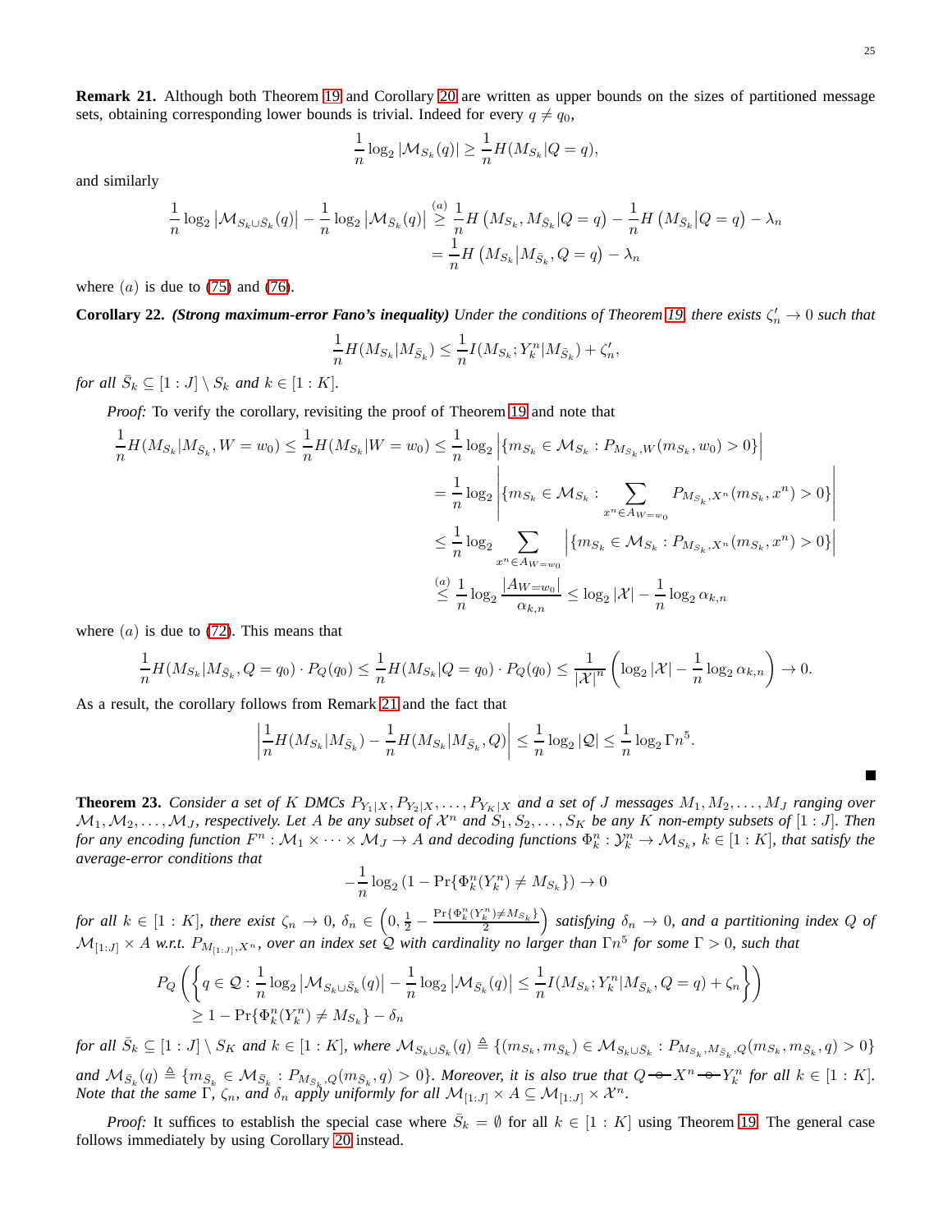**Remark 21.** Although both Theorem 19 and Corollary 20 are written as upper bounds on the sizes of partitioned message sets, obtaining corresponding lower bounds is trivial. Indeed for every $q \neq q_0$,

$$\frac{1}{n}\log_2 |\mathcal{M}_{S_k}(q)| \geq \frac{1}{n}H(M_{S_k}|Q=q),$$

and similarly

$$\begin{aligned}
\frac{1}{n}\log_2 \left|\mathcal{M}_{S_k\cup\bar{S}_k}(q)\right| - \frac{1}{n}\log_2 \left|\mathcal{M}_{\bar{S}_k}(q)\right| &\overset{(a)}{\geq} \frac{1}{n}H\left(M_{S_k}, M_{\bar{S}_k}|Q=q\right) - \frac{1}{n}H\left(M_{\bar{S}_k}|Q=q\right) - \lambda_n \\
&= \frac{1}{n}H\left(M_{S_k}\middle|M_{\bar{S}_k}, Q=q\right) - \lambda_n
\end{aligned}$$

where $(a)$ is due to (75) and (76).

**Corollary 22.** ***(Strong maximum-error Fano's inequality)*** *Under the conditions of Theorem 19, there exists $\zeta'_n \to 0$ such that*

$$\frac{1}{n}H(M_{S_k}|M_{\bar{S}_k}) \leq \frac{1}{n}I(M_{S_k}; Y_k^n|M_{\bar{S}_k}) + \zeta'_n,$$

*for all $\bar{S}_k \subseteq [1:J]\setminus S_k$ and $k \in [1:K]$.*

*Proof:* To verify the corollary, revisiting the proof of Theorem 19 and note that

$$\begin{aligned}
\frac{1}{n}H(M_{S_k}|M_{\bar{S}_k}, W=w_0) \leq \frac{1}{n}H(M_{S_k}|W=w_0) &\leq \frac{1}{n}\log_2\left|\{m_{S_k}\in\mathcal{M}_{S_k} : P_{M_{S_k},W}(m_{S_k},w_0)>0\}\right| \\
&= \frac{1}{n}\log_2\left|\{m_{S_k}\in\mathcal{M}_{S_k} : \sum_{x^n\in A_{W=w_0}} P_{M_{S_k},X^n}(m_{S_k},x^n)>0\}\right| \\
&\leq \frac{1}{n}\log_2 \sum_{x^n\in A_{W=w_0}}\left|\{m_{S_k}\in\mathcal{M}_{S_k} : P_{M_{S_k},X^n}(m_{S_k},x^n)>0\}\right| \\
&\overset{(a)}{\leq} \frac{1}{n}\log_2\frac{|A_{W=w_0}|}{\alpha_{k,n}} \leq \log_2|\mathcal{X}| - \frac{1}{n}\log_2\alpha_{k,n}
\end{aligned}$$

where $(a)$ is due to (72). This means that

$$\frac{1}{n}H(M_{S_k}|M_{\bar{S}_k}, Q=q_0)\cdot P_Q(q_0) \leq \frac{1}{n}H(M_{S_k}|Q=q_0)\cdot P_Q(q_0) \leq \frac{1}{|\mathcal{X}|^n}\left(\log_2|\mathcal{X}| - \frac{1}{n}\log_2\alpha_{k,n}\right) \to 0.$$

As a result, the corollary follows from Remark 21 and the fact that

$$\left|\frac{1}{n}H(M_{S_k}|M_{\bar{S}_k}) - \frac{1}{n}H(M_{S_k}|M_{\bar{S}_k},Q)\right| \leq \frac{1}{n}\log_2|\mathcal{Q}| \leq \frac{1}{n}\log_2\Gamma n^5.$$

■

**Theorem 23.** *Consider a set of $K$ DMCs $P_{Y_1|X}, P_{Y_2|X}, \ldots, P_{Y_K|X}$ and a set of $J$ messages $M_1, M_2, \ldots, M_J$ ranging over $\mathcal{M}_1, \mathcal{M}_2, \ldots, \mathcal{M}_J$, respectively. Let $A$ be any subset of $\mathcal{X}^n$ and $S_1, S_2, \ldots, S_K$ be any $K$ non-empty subsets of $[1:J]$. Then for any encoding function $F^n : \mathcal{M}_1\times\cdots\times\mathcal{M}_J \to A$ and decoding functions $\Phi_k^n : \mathcal{Y}_k^n \to \mathcal{M}_{S_k}$, $k\in[1:K]$, that satisfy the average-error conditions that*

$$-\frac{1}{n}\log_2\left(1-\Pr\{\Phi_k^n(Y_k^n)\neq M_{S_k}\}\right) \to 0$$

*for all $k\in[1:K]$, there exist $\zeta_n\to 0$, $\delta_n \in \left(0, \frac{1}{2} - \frac{\Pr\{\Phi_k^n(Y_k^n)\neq M_{S_k}\}}{2}\right)$ satisfying $\delta_n\to 0$, and a partitioning index $Q$ of $\mathcal{M}_{[1:J]}\times A$ w.r.t. $P_{M_{[1:J]},X^n}$, over an index set $\mathcal{Q}$ with cardinality no larger than $\Gamma n^5$ for some $\Gamma>0$, such that*

$$\begin{aligned}
P_Q&\left(\left\{q\in\mathcal{Q} : \frac{1}{n}\log_2\left|\mathcal{M}_{S_k\cup\bar{S}_k}(q)\right| - \frac{1}{n}\log_2\left|\mathcal{M}_{\bar{S}_k}(q)\right| \leq \frac{1}{n}I(M_{S_k};Y_k^n|M_{\bar{S}_k},Q=q)+\zeta_n\right\}\right) \\
&\geq 1-\Pr\{\Phi_k^n(Y_k^n)\neq M_{S_k}\} - \delta_n
\end{aligned}$$

*for all $\bar{S}_k\subseteq[1:J]\setminus S_K$ and $k\in[1:K]$, where $\mathcal{M}_{S_k\cup\bar{S}_k}(q) \triangleq \{(m_{S_k},m_{\bar{S}_k})\in\mathcal{M}_{S_k\cup\bar{S}_k} : P_{M_{S_k},M_{\bar{S}_k},Q}(m_{S_k},m_{\bar{S}_k},q)>0\}$ and $\mathcal{M}_{\bar{S}_k}(q) \triangleq \{m_{\bar{S}_k}\in\mathcal{M}_{\bar{S}_k} : P_{M_{\bar{S}_k},Q}(m_{\bar{S}_k},q)>0\}$. Moreover, it is also true that $Q \multimap X^n \multimap Y_k^n$ for all $k\in[1:K]$. Note that the same $\Gamma$, $\zeta_n$, and $\delta_n$ apply uniformly for all $\mathcal{M}_{[1:J]}\times A\subseteq\mathcal{M}_{[1:J]}\times\mathcal{X}^n$.*

*Proof:* It suffices to establish the special case where $\bar{S}_k=\emptyset$ for all $k\in[1:K]$ using Theorem 19. The general case follows immediately by using Corollary 20 instead.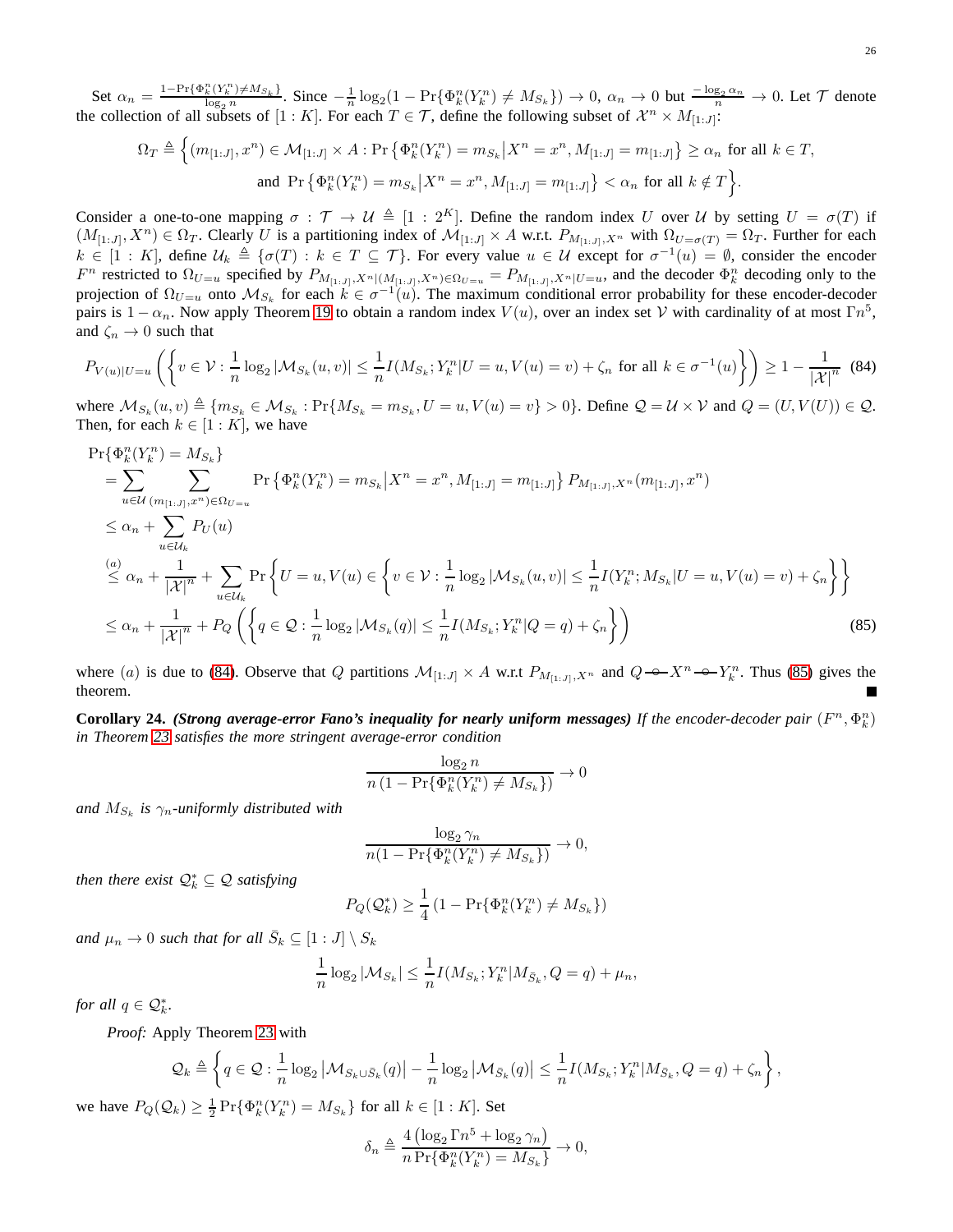Set $\alpha_n = \frac{1-\Pr\{\Phi_k^n(Y_k^n)\neq M_{S_k}\}}{\log_2 n}$. Since $-\frac{1}{n}\log_2(1-\Pr\{\Phi_k^n(Y_k^n)\neq M_{S_k}\})\to 0$, $\alpha_n \to 0$ but $\frac{-\log_2 \alpha_n}{n}\to 0$. Let $\mathcal{T}$ denote the collection of all subsets of $[1:K]$. For each $T\in\mathcal{T}$, define the following subset of $\mathcal{X}^n\times M_{[1:J]}$:

$$\Omega_T \triangleq \Big\{(m_{[1:J]},x^n)\in\mathcal{M}_{[1:J]}\times A : \Pr\left\{\Phi_k^n(Y_k^n)=m_{S_k}\middle|X^n=x^n, M_{[1:J]}=m_{[1:J]}\right\}\geq \alpha_n \text{ for all } k\in T,$$
$$\text{and } \Pr\left\{\Phi_k^n(Y_k^n)=m_{S_k}\middle|X^n=x^n, M_{[1:J]}=m_{[1:J]}\right\}< \alpha_n \text{ for all } k\notin T\Big\}.$$

Consider a one-to-one mapping $\sigma:\mathcal{T}\to\mathcal{U}\triangleq[1:2^K]$. Define the random index $U$ over $\mathcal{U}$ by setting $U=\sigma(T)$ if $(M_{[1:J]},X^n)\in\Omega_T$. Clearly $U$ is a partitioning index of $\mathcal{M}_{[1:J]}\times A$ w.r.t. $P_{M_{[1:J]},X^n}$ with $\Omega_{U=\sigma(T)}=\Omega_T$. Further for each $k\in[1:K]$, define $\mathcal{U}_k\triangleq\{\sigma(T):k\in T\subseteq\mathcal{T}\}$. For every value $u\in\mathcal{U}$ except for $\sigma^{-1}(u)=\emptyset$, consider the encoder $F^n$ restricted to $\Omega_{U=u}$ specified by $P_{M_{[1:J]},X^n|(M_{[1:J]},X^n)\in\Omega_{U=u}}=P_{M_{[1:J]},X^n|U=u}$, and the decoder $\Phi_k^n$ decoding only to the projection of $\Omega_{U=u}$ onto $\mathcal{M}_{S_k}$ for each $k\in\sigma^{-1}(u)$. The maximum conditional error probability for these encoder-decoder pairs is $1-\alpha_n$. Now apply Theorem 19 to obtain a random index $V(u)$, over an index set $\mathcal{V}$ with cardinality of at most $\Gamma n^5$, and $\zeta_n\to 0$ such that

$$P_{V(u)|U=u}\left(\left\{v\in\mathcal{V}:\frac{1}{n}\log_2|\mathcal{M}_{S_k}(u,v)|\leq\frac{1}{n}I(M_{S_k};Y_k^n|U=u,V(u)=v)+\zeta_n \text{ for all } k\in\sigma^{-1}(u)\right\}\right)\geq 1-\frac{1}{|\mathcal{X}|^n} \quad (84)$$

where $\mathcal{M}_{S_k}(u,v)\triangleq\{m_{S_k}\in\mathcal{M}_{S_k}:\Pr\{M_{S_k}=m_{S_k},U=u,V(u)=v\}>0\}$. Define $\mathcal{Q}=\mathcal{U}\times\mathcal{V}$ and $Q=(U,V(U))\in\mathcal{Q}$. Then, for each $k\in[1:K]$, we have

$$\begin{aligned}
&\Pr\{\Phi_k^n(Y_k^n)=M_{S_k}\}\\
&=\sum_{u\in\mathcal{U}}\sum_{(m_{[1:J]},x^n)\in\Omega_{U=u}}\Pr\left\{\Phi_k^n(Y_k^n)=m_{S_k}\middle|X^n=x^n,M_{[1:J]}=m_{[1:J]}\right\}P_{M_{[1:J]},X^n}(m_{[1:J]},x^n)\\
&\leq\alpha_n+\sum_{u\in\mathcal{U}_k}P_U(u)\\
&\stackrel{(a)}{\leq}\alpha_n+\frac{1}{|\mathcal{X}|^n}+\sum_{u\in\mathcal{U}_k}\Pr\left\{U=u,V(u)\in\left\{v\in\mathcal{V}:\frac{1}{n}\log_2|\mathcal{M}_{S_k}(u,v)|\leq\frac{1}{n}I(Y_k^n;M_{S_k}|U=u,V(u)=v)+\zeta_n\right\}\right\}\\
&\leq\alpha_n+\frac{1}{|\mathcal{X}|^n}+P_Q\left(\left\{q\in\mathcal{Q}:\frac{1}{n}\log_2|\mathcal{M}_{S_k}(q)|\leq\frac{1}{n}I(M_{S_k};Y_k^n|Q=q)+\zeta_n\right\}\right)
\end{aligned}\quad (85)$$

where $(a)$ is due to (84). Observe that $Q$ partitions $\mathcal{M}_{[1:J]}\times A$ w.r.t $P_{M_{[1:J]},X^n}$ and $Q \multimap X^n \multimap Y_k^n$. Thus (85) gives the theorem. ■

**Corollary 24.** ***(Strong average-error Fano's inequality for nearly uniform messages)*** *If the encoder-decoder pair $(F^n,\Phi_k^n)$ in Theorem 23 satisfies the more stringent average-error condition*

$$\frac{\log_2 n}{n\left(1-\Pr\{\Phi_k^n(Y_k^n)\neq M_{S_k}\}\right)}\to 0$$

*and $M_{S_k}$ is $\gamma_n$-uniformly distributed with*

$$\frac{\log_2\gamma_n}{n(1-\Pr\{\Phi_k^n(Y_k^n)\neq M_{S_k}\})}\to 0,$$

*then there exist $\mathcal{Q}_k^*\subseteq\mathcal{Q}$ satisfying*

$$P_Q(\mathcal{Q}_k^*)\geq\frac{1}{4}\left(1-\Pr\{\Phi_k^n(Y_k^n)\neq M_{S_k}\}\right)$$

*and $\mu_n\to 0$ such that for all $\bar{S}_k\subseteq[1:J]\setminus S_k$*

$$\frac{1}{n}\log_2|\mathcal{M}_{S_k}|\leq\frac{1}{n}I(M_{S_k};Y_k^n|M_{\bar{S}_k},Q=q)+\mu_n,$$

*for all $q\in\mathcal{Q}_k^*$.*

*Proof:* Apply Theorem 23 with

$$\mathcal{Q}_k\triangleq\left\{q\in\mathcal{Q}:\frac{1}{n}\log_2\left|\mathcal{M}_{S_k\cup\bar{S}_k}(q)\right|-\frac{1}{n}\log_2\left|\mathcal{M}_{\bar{S}_k}(q)\right|\leq\frac{1}{n}I(M_{S_k};Y_k^n|M_{\bar{S}_k},Q=q)+\zeta_n\right\},$$

we have $P_Q(\mathcal{Q}_k)\geq\frac{1}{2}\Pr\{\Phi_k^n(Y_k^n)=M_{S_k}\}$ for all $k\in[1:K]$. Set

$$\delta_n\triangleq\frac{4\left(\log_2\Gamma n^5+\log_2\gamma_n\right)}{n\Pr\{\Phi_k^n(Y_k^n)=M_{S_k}\}}\to 0,$$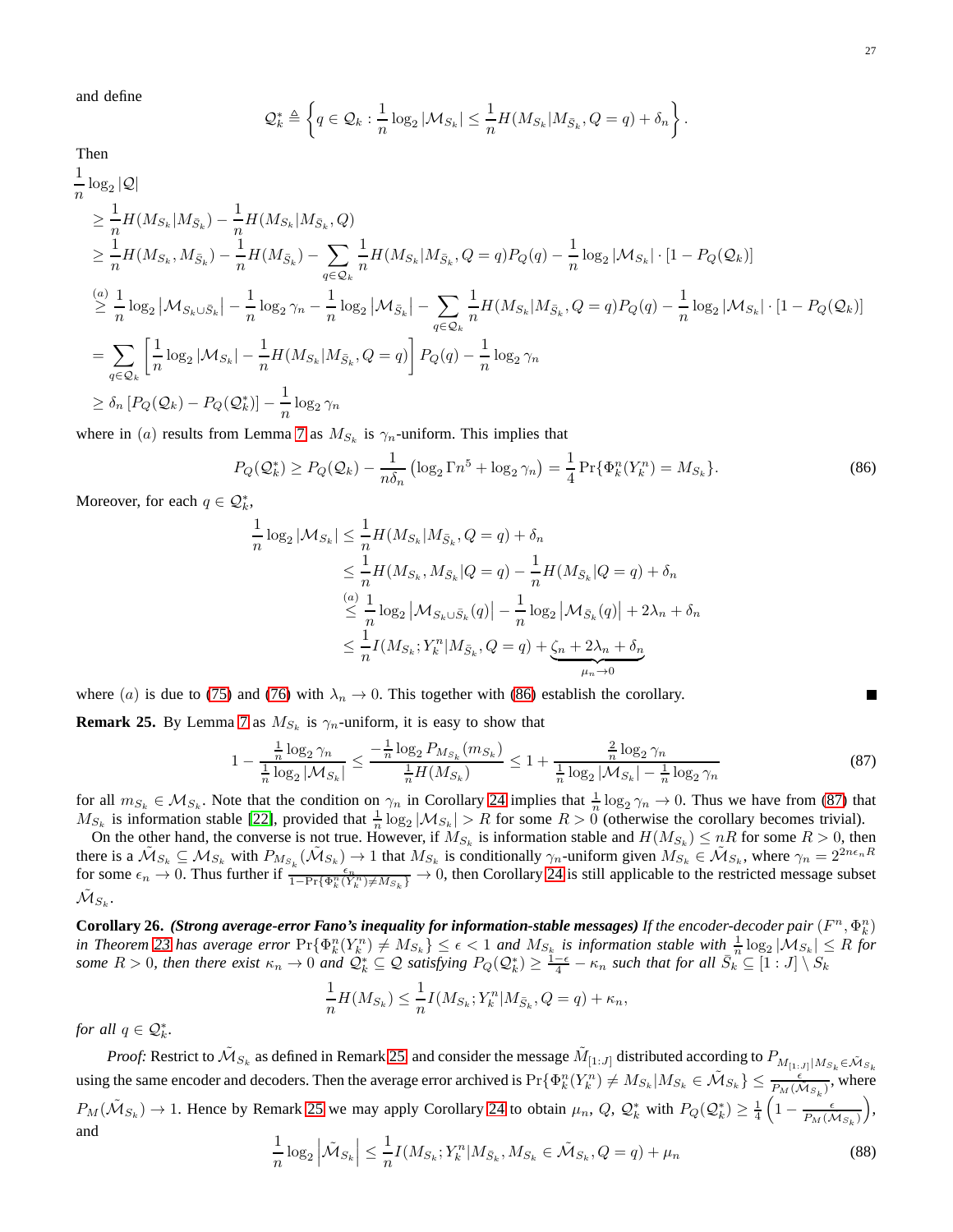and define

$$\mathcal{Q}_k^* \triangleq \left\{ q \in \mathcal{Q}_k : \frac{1}{n}\log_2 |\mathcal{M}_{S_k}| \leq \frac{1}{n} H(M_{S_k}|M_{\bar{S}_k}, Q = q) + \delta_n \right\}.$$

Then

$$\begin{aligned}
&\frac{1}{n}\log_2 |\mathcal{Q}| \\
&\geq \frac{1}{n}H(M_{S_k}|M_{\bar{S}_k}) - \frac{1}{n}H(M_{S_k}|M_{\bar{S}_k}, Q) \\
&\geq \frac{1}{n}H(M_{S_k}, M_{\bar{S}_k}) - \frac{1}{n}H(M_{\bar{S}_k}) - \sum_{q\in\mathcal{Q}_k} \frac{1}{n}H(M_{S_k}|M_{\bar{S}_k}, Q=q)P_Q(q) - \frac{1}{n}\log_2|\mathcal{M}_{S_k}|\cdot[1-P_Q(\mathcal{Q}_k)] \\
&\overset{(a)}{\geq} \frac{1}{n}\log_2\left|\mathcal{M}_{S_k\cup\bar{S}_k}\right| - \frac{1}{n}\log_2\gamma_n - \frac{1}{n}\log_2\left|\mathcal{M}_{\bar{S}_k}\right| - \sum_{q\in\mathcal{Q}_k}\frac{1}{n}H(M_{S_k}|M_{\bar{S}_k}, Q=q)P_Q(q) - \frac{1}{n}\log_2|\mathcal{M}_{S_k}|\cdot[1-P_Q(\mathcal{Q}_k)] \\
&= \sum_{q\in\mathcal{Q}_k}\left[\frac{1}{n}\log_2|\mathcal{M}_{S_k}| - \frac{1}{n}H(M_{S_k}|M_{\bar{S}_k}, Q=q)\right]P_Q(q) - \frac{1}{n}\log_2\gamma_n \\
&\geq \delta_n\left[P_Q(\mathcal{Q}_k) - P_Q(\mathcal{Q}_k^*)\right] - \frac{1}{n}\log_2\gamma_n
\end{aligned}$$

where in $(a)$ results from Lemma 7 as $M_{S_k}$ is $\gamma_n$-uniform. This implies that

$$P_Q(\mathcal{Q}_k^*) \geq P_Q(\mathcal{Q}_k) - \frac{1}{n\delta_n}\left(\log_2 \Gamma n^5 + \log_2\gamma_n\right) = \frac{1}{4}\Pr\{\Phi_k^n(Y_k^n) = M_{S_k}\}. \tag{86}$$

Moreover, for each $q \in \mathcal{Q}_k^*$,

$$\begin{aligned}
\frac{1}{n}\log_2|\mathcal{M}_{S_k}| &\leq \frac{1}{n}H(M_{S_k}|M_{\bar{S}_k}, Q=q) + \delta_n \\
&\leq \frac{1}{n}H(M_{S_k}, M_{\bar{S}_k}|Q=q) - \frac{1}{n}H(M_{\bar{S}_k}|Q=q) + \delta_n \\
&\overset{(a)}{\leq} \frac{1}{n}\log_2\left|\mathcal{M}_{S_k\cup\bar{S}_k}(q)\right| - \frac{1}{n}\log_2\left|\mathcal{M}_{\bar{S}_k}(q)\right| + 2\lambda_n + \delta_n \\
&\leq \frac{1}{n}I(M_{S_k}; Y_k^n|M_{\bar{S}_k}, Q=q) + \underbrace{\zeta_n + 2\lambda_n + \delta_n}_{\mu_n\to 0}
\end{aligned}$$

where $(a)$ is due to (75) and (76) with $\lambda_n \to 0$. This together with (86) establish the corollary. ■

**Remark 25.** By Lemma 7 as $M_{S_k}$ is $\gamma_n$-uniform, it is easy to show that

$$1 - \frac{\frac{1}{n}\log_2\gamma_n}{\frac{1}{n}\log_2|\mathcal{M}_{S_k}|} \leq \frac{-\frac{1}{n}\log_2 P_{M_{S_k}}(m_{S_k})}{\frac{1}{n}H(M_{S_k})} \leq 1 + \frac{\frac{2}{n}\log_2\gamma_n}{\frac{1}{n}\log_2|\mathcal{M}_{S_k}| - \frac{1}{n}\log_2\gamma_n} \tag{87}$$

for all $m_{S_k} \in \mathcal{M}_{S_k}$. Note that the condition on $\gamma_n$ in Corollary 24 implies that $\frac{1}{n}\log_2\gamma_n \to 0$. Thus we have from (87) that $M_{S_k}$ is information stable [22], provided that $\frac{1}{n}\log_2|\mathcal{M}_{S_k}| > R$ for some $R > 0$ (otherwise the corollary becomes trivial).

On the other hand, the converse is not true. However, if $M_{S_k}$ is information stable and $H(M_{S_k}) \leq nR$ for some $R > 0$, then there is a $\tilde{\mathcal{M}}_{S_k} \subseteq \mathcal{M}_{S_k}$ with $P_{M_{S_k}}(\tilde{\mathcal{M}}_{S_k}) \to 1$ that $M_{S_k}$ is conditionally $\gamma_n$-uniform given $M_{S_k} \in \tilde{\mathcal{M}}_{S_k}$, where $\gamma_n = 2^{2n\epsilon_n R}$ for some $\epsilon_n \to 0$. Thus further if $\frac{\epsilon_n}{1-\Pr\{\Phi_k^n(Y_k^n)\neq M_{S_k}\}} \to 0$, then Corollary 24 is still applicable to the restricted message subset $\tilde{\mathcal{M}}_{S_k}$.

**Corollary 26.** ***(Strong average-error Fano's inequality for information-stable messages)*** *If the encoder-decoder pair $(F^n, \Phi_k^n)$ in Theorem 23 has average error $\Pr\{\Phi_k^n(Y_k^n) \neq M_{S_k}\} \leq \epsilon < 1$ and $M_{S_k}$ is information stable with $\frac{1}{n}\log_2|\mathcal{M}_{S_k}| \leq R$ for some $R > 0$, then there exist $\kappa_n \to 0$ and $\mathcal{Q}_k^* \subseteq \mathcal{Q}$ satisfying $P_Q(\mathcal{Q}_k^*) \geq \frac{1-\epsilon}{4} - \kappa_n$ such that for all $\bar{S}_k \subseteq [1:J]\setminus S_k$*

$$\frac{1}{n}H(M_{S_k}) \leq \frac{1}{n}I(M_{S_k}; Y_k^n|M_{\bar{S}_k}, Q=q) + \kappa_n,$$

*for all $q \in \mathcal{Q}_k^*$.*

*Proof:* Restrict to $\tilde{\mathcal{M}}_{S_k}$ as defined in Remark 25 and consider the message $\tilde{M}_{[1:J]}$ distributed according to $P_{M_{[1:J]}|M_{S_k}\in\tilde{\mathcal{M}}_{S_k}}$ using the same encoder and decoders. Then the average error archived is $\Pr\{\Phi_k^n(Y_k^n) \neq M_{S_k}|M_{S_k} \in \tilde{\mathcal{M}}_{S_k}\} \leq \frac{\epsilon}{P_M(\tilde{\mathcal{M}}_{S_k})}$, where $P_M(\tilde{\mathcal{M}}_{S_k}) \to 1$. Hence by Remark 25 we may apply Corollary 24 to obtain $\mu_n$, $Q$, $\mathcal{Q}_k^*$ with $P_Q(\mathcal{Q}_k^*) \geq \frac{1}{4}\left(1 - \frac{\epsilon}{P_M(\tilde{\mathcal{M}}_{S_k})}\right)$, and

$$\frac{1}{n}\log_2\left|\tilde{\mathcal{M}}_{S_k}\right| \leq \frac{1}{n}I(M_{S_k}; Y_k^n|M_{\bar{S}_k}, M_{S_k} \in \tilde{\mathcal{M}}_{S_k}, Q=q) + \mu_n \tag{88}$$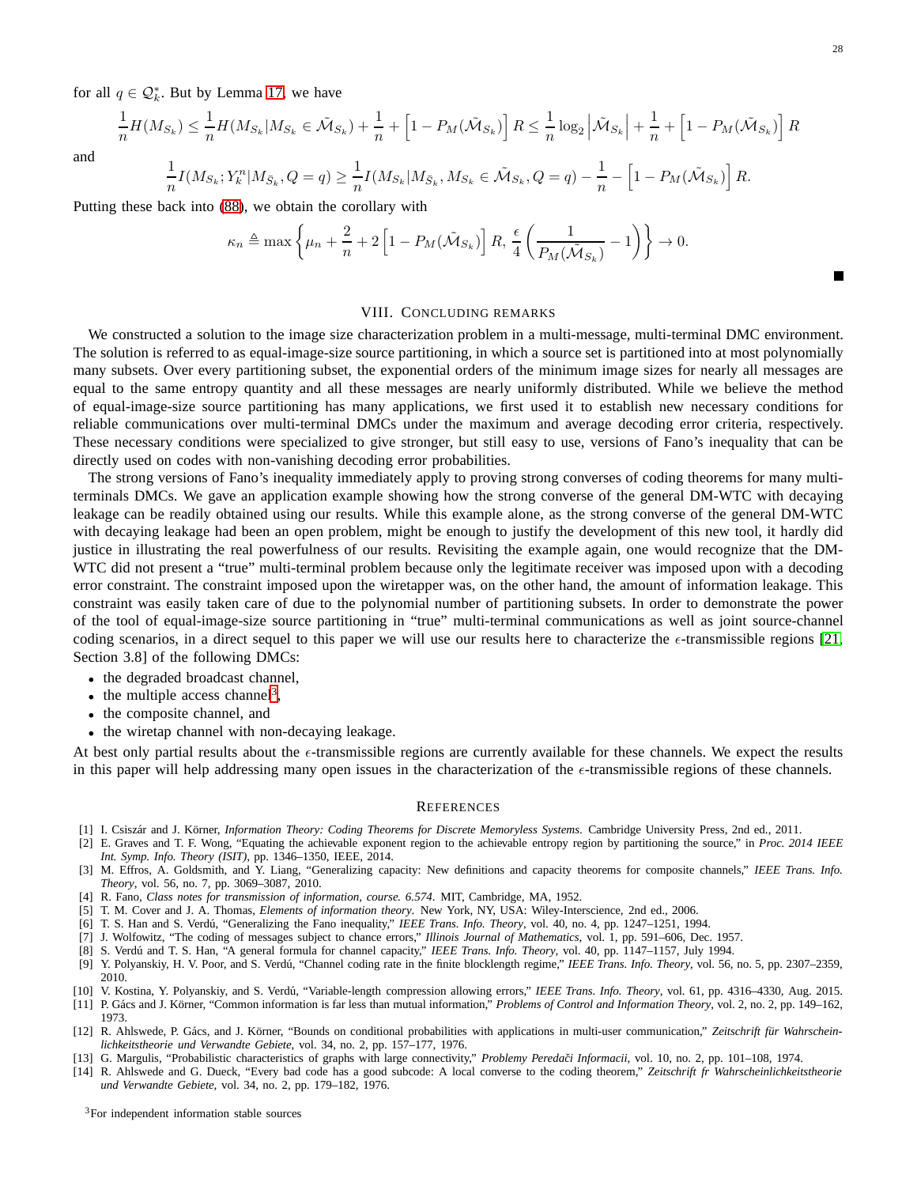for all $q \in \mathcal{Q}_k^*$. But by Lemma 17, we have

$$\frac{1}{n}H(M_{S_k}) \leq \frac{1}{n}H(M_{S_k}|M_{S_k} \in \tilde{\mathcal{M}}_{S_k}) + \frac{1}{n} + \left[1 - P_M(\tilde{\mathcal{M}}_{S_k})\right] R \leq \frac{1}{n}\log_2\left|\tilde{\mathcal{M}}_{S_k}\right| + \frac{1}{n} + \left[1 - P_M(\tilde{\mathcal{M}}_{S_k})\right] R$$

and

$$\frac{1}{n}I(M_{S_k}; Y_k^n|M_{\bar{S}_k}, Q = q) \geq \frac{1}{n}I(M_{S_k}|M_{\bar{S}_k}, M_{S_k} \in \tilde{\mathcal{M}}_{S_k}, Q = q) - \frac{1}{n} - \left[1 - P_M(\tilde{\mathcal{M}}_{S_k})\right] R.$$

Putting these back into (88), we obtain the corollary with

$$\kappa_n \triangleq \max\left\{\mu_n + \frac{2}{n} + 2\left[1 - P_M(\tilde{\mathcal{M}}_{S_k})\right] R,\ \frac{\epsilon}{4}\left(\frac{1}{P_M(\tilde{\mathcal{M}}_{S_k})} - 1\right)\right\} \to 0.$$

■

## VIII. Concluding remarks

We constructed a solution to the image size characterization problem in a multi-message, multi-terminal DMC environment. The solution is referred to as equal-image-size source partitioning, in which a source set is partitioned into at most polynomially many subsets. Over every partitioning subset, the exponential orders of the minimum image sizes for nearly all messages are equal to the same entropy quantity and all these messages are nearly uniformly distributed. While we believe the method of equal-image-size source partitioning has many applications, we first used it to establish new necessary conditions for reliable communications over multi-terminal DMCs under the maximum and average decoding error criteria, respectively. These necessary conditions were specialized to give stronger, but still easy to use, versions of Fano's inequality that can be directly used on codes with non-vanishing decoding error probabilities.

The strong versions of Fano's inequality immediately apply to proving strong converses of coding theorems for many multi-terminals DMCs. We gave an application example showing how the strong converse of the general DM-WTC with decaying leakage can be readily obtained using our results. While this example alone, as the strong converse of the general DM-WTC with decaying leakage had been an open problem, might be enough to justify the development of this new tool, it hardly did justice in illustrating the real powerfulness of our results. Revisiting the example again, one would recognize that the DM-WTC did not present a "true" multi-terminal problem because only the legitimate receiver was imposed upon with a decoding error constraint. The constraint imposed upon the wiretapper was, on the other hand, the amount of information leakage. This constraint was easily taken care of due to the polynomial number of partitioning subsets. In order to demonstrate the power of the tool of equal-image-size source partitioning in "true" multi-terminal communications as well as joint source-channel coding scenarios, in a direct sequel to this paper we will use our results here to characterize the $\epsilon$-transmissible regions [21, Section 3.8] of the following DMCs:

- the degraded broadcast channel,
- the multiple access channel[3],
- the composite channel, and
- the wiretap channel with non-decaying leakage.

At best only partial results about the $\epsilon$-transmissible regions are currently available for these channels. We expect the results in this paper will help addressing many open issues in the characterization of the $\epsilon$-transmissible regions of these channels.

## References

[1] I. Csiszár and J. Körner, *Information Theory: Coding Theorems for Discrete Memoryless Systems*. Cambridge University Press, 2nd ed., 2011.

[2] E. Graves and T. F. Wong, "Equating the achievable exponent region to the achievable entropy region by partitioning the source," in *Proc. 2014 IEEE Int. Symp. Info. Theory (ISIT)*, pp. 1346–1350, IEEE, 2014.

[3] M. Effros, A. Goldsmith, and Y. Liang, "Generalizing capacity: New definitions and capacity theorems for composite channels," *IEEE Trans. Info. Theory*, vol. 56, no. 7, pp. 3069–3087, 2010.

[4] R. Fano, *Class notes for transmission of information, course. 6.574*. MIT, Cambridge, MA, 1952.

[5] T. M. Cover and J. A. Thomas, *Elements of information theory*. New York, NY, USA: Wiley-Interscience, 2nd ed., 2006.

[6] T. S. Han and S. Verdú, "Generalizing the Fano inequality," *IEEE Trans. Info. Theory*, vol. 40, no. 4, pp. 1247–1251, 1994.

[7] J. Wolfowitz, "The coding of messages subject to chance errors," *Illinois Journal of Mathematics*, vol. 1, pp. 591–606, Dec. 1957.

[8] S. Verdú and T. S. Han, "A general formula for channel capacity," *IEEE Trans. Info. Theory*, vol. 40, pp. 1147–1157, July 1994.

[9] Y. Polyanskiy, H. V. Poor, and S. Verdú, "Channel coding rate in the finite blocklength regime," *IEEE Trans. Info. Theory*, vol. 56, no. 5, pp. 2307–2359, 2010.

[10] V. Kostina, Y. Polyanskiy, and S. Verdú, "Variable-length compression allowing errors," *IEEE Trans. Info. Theory*, vol. 61, pp. 4316–4330, Aug. 2015.

[11] P. Gács and J. Körner, "Common information is far less than mutual information," *Problems of Control and Information Theory*, vol. 2, no. 2, pp. 149–162, 1973.

[12] R. Ahlswede, P. Gács, and J. Körner, "Bounds on conditional probabilities with applications in multi-user communication," *Zeitschrift für Wahrscheinlichkeitstheorie und Verwandte Gebiete*, vol. 34, no. 2, pp. 157–177, 1976.

[13] G. Margulis, "Probabilistic characteristics of graphs with large connectivity," *Problemy Peredači Informacii*, vol. 10, no. 2, pp. 101–108, 1974.

[14] R. Ahlswede and G. Dueck, "Every bad code has a good subcode: A local converse to the coding theorem," *Zeitschrift fr Wahrscheinlichkeitstheorie und Verwandte Gebiete*, vol. 34, no. 2, pp. 179–182, 1976.

[3] For independent information stable sources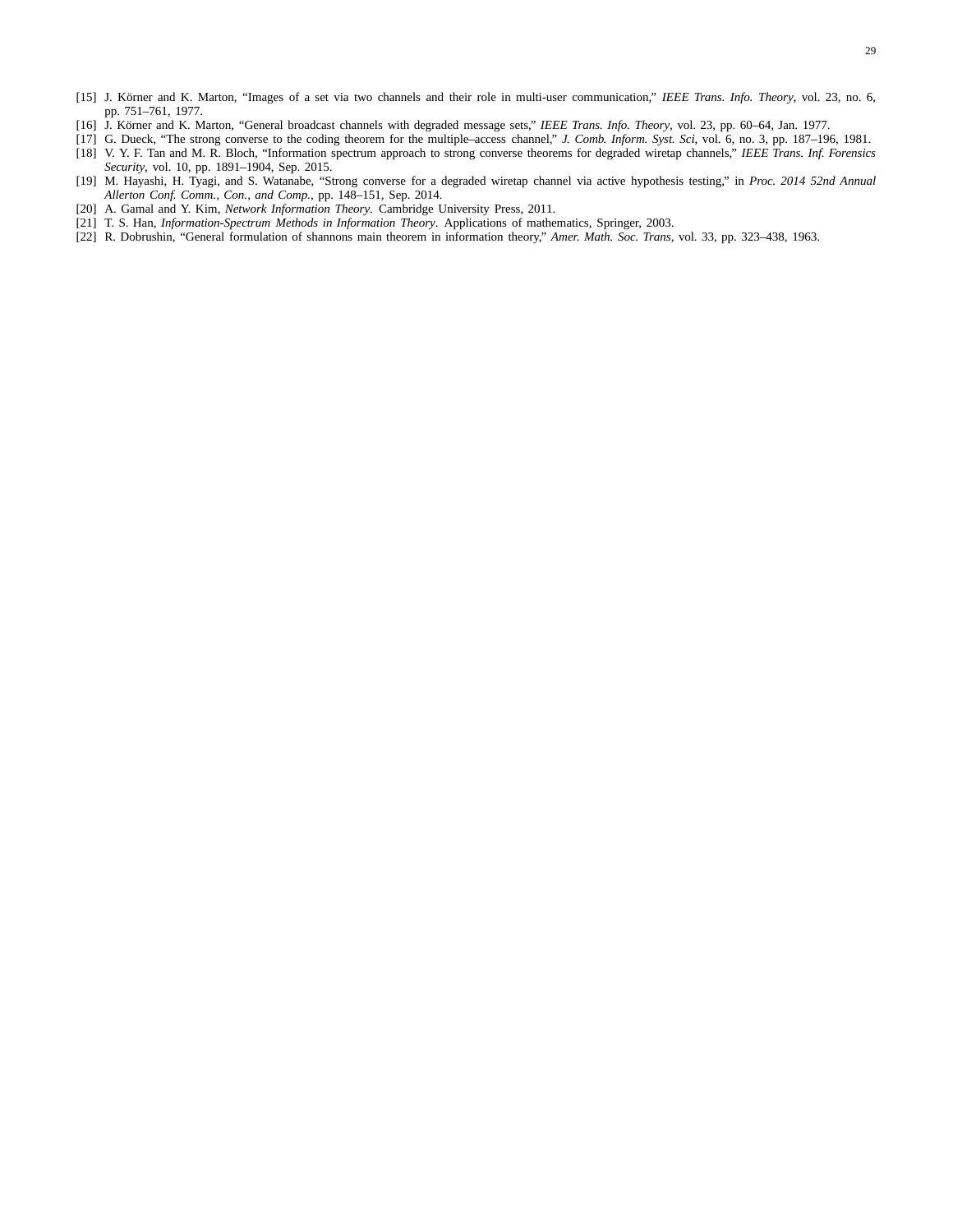[15] J. Körner and K. Marton, "Images of a set via two channels and their role in multi-user communication," *IEEE Trans. Info. Theory*, vol. 23, no. 6, pp. 751–761, 1977.

[16] J. Körner and K. Marton, "General broadcast channels with degraded message sets," *IEEE Trans. Info. Theory*, vol. 23, pp. 60–64, Jan. 1977.

[17] G. Dueck, "The strong converse to the coding theorem for the multiple–access channel," *J. Comb. Inform. Syst. Sci*, vol. 6, no. 3, pp. 187–196, 1981.

[18] V. Y. F. Tan and M. R. Bloch, "Information spectrum approach to strong converse theorems for degraded wiretap channels," *IEEE Trans. Inf. Forensics Security*, vol. 10, pp. 1891–1904, Sep. 2015.

[19] M. Hayashi, H. Tyagi, and S. Watanabe, "Strong converse for a degraded wiretap channel via active hypothesis testing," in *Proc. 2014 52nd Annual Allerton Conf. Comm., Con., and Comp.*, pp. 148–151, Sep. 2014.

[20] A. Gamal and Y. Kim, *Network Information Theory*. Cambridge University Press, 2011.

[21] T. S. Han, *Information-Spectrum Methods in Information Theory*. Applications of mathematics, Springer, 2003.

[22] R. Dobrushin, "General formulation of shannons main theorem in information theory," *Amer. Math. Soc. Trans*, vol. 33, pp. 323–438, 1963.